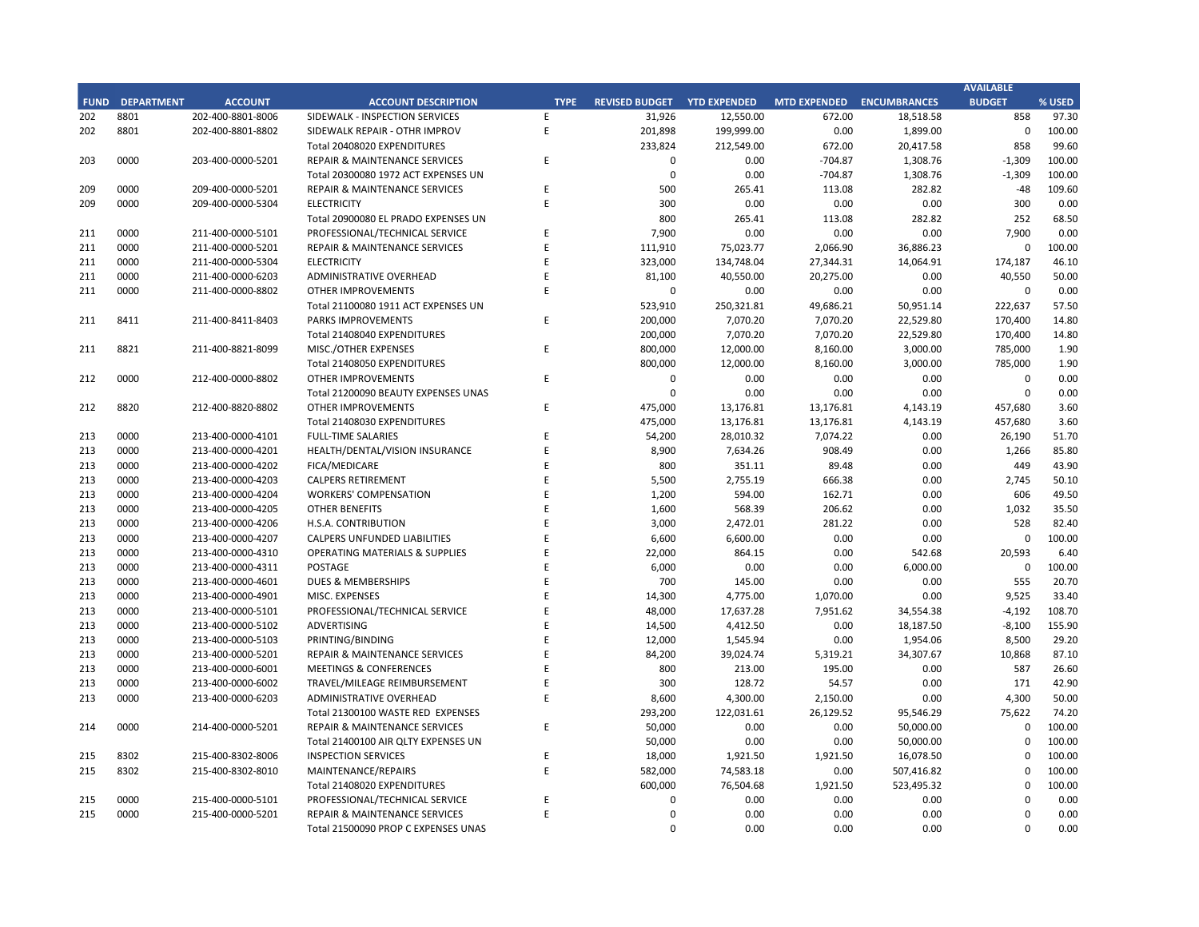| FUND | DEPARTMENT | ACCOUNT | ACCOUNT DESCRIPTION | TYPE | REVISED BUDGET | YTD EXPENDED | MTD EXPENDED | ENCUMBRANCES | AVAILABLE BUDGET | % USED |
|---|---|---|---|---|---|---|---|---|---|---|
| 202 | 8801 | 202-400-8801-8006 | SIDEWALK - INSPECTION SERVICES | E | 31,926 | 12,550.00 | 672.00 | 18,518.58 | 858 | 97.30 |
| 202 | 8801 | 202-400-8801-8802 | SIDEWALK REPAIR - OTHR IMPROV | E | 201,898 | 199,999.00 | 0.00 | 1,899.00 | 0 | 100.00 |
| | | | Total 20408020 EXPENDITURES | | 233,824 | 212,549.00 | 672.00 | 20,417.58 | 858 | 99.60 |
| 203 | 0000 | 203-400-0000-5201 | REPAIR & MAINTENANCE SERVICES | E | 0 | 0.00 | -704.87 | 1,308.76 | -1,309 | 100.00 |
| | | | Total 20300080 1972 ACT EXPENSES UN | | 0 | 0.00 | -704.87 | 1,308.76 | -1,309 | 100.00 |
| 209 | 0000 | 209-400-0000-5201 | REPAIR & MAINTENANCE SERVICES | E | 500 | 265.41 | 113.08 | 282.82 | -48 | 109.60 |
| 209 | 0000 | 209-400-0000-5304 | ELECTRICITY | E | 300 | 0.00 | 0.00 | 0.00 | 300 | 0.00 |
| | | | Total 20900080 EL PRADO EXPENSES UN | | 800 | 265.41 | 113.08 | 282.82 | 252 | 68.50 |
| 211 | 0000 | 211-400-0000-5101 | PROFESSIONAL/TECHNICAL SERVICE | E | 7,900 | 0.00 | 0.00 | 0.00 | 7,900 | 0.00 |
| 211 | 0000 | 211-400-0000-5201 | REPAIR & MAINTENANCE SERVICES | E | 111,910 | 75,023.77 | 2,066.90 | 36,886.23 | 0 | 100.00 |
| 211 | 0000 | 211-400-0000-5304 | ELECTRICITY | E | 323,000 | 134,748.04 | 27,344.31 | 14,064.91 | 174,187 | 46.10 |
| 211 | 0000 | 211-400-0000-6203 | ADMINISTRATIVE OVERHEAD | E | 81,100 | 40,550.00 | 20,275.00 | 0.00 | 40,550 | 50.00 |
| 211 | 0000 | 211-400-0000-8802 | OTHER IMPROVEMENTS | E | 0 | 0.00 | 0.00 | 0.00 | 0 | 0.00 |
| | | | Total 21100080 1911 ACT EXPENSES UN | | 523,910 | 250,321.81 | 49,686.21 | 50,951.14 | 222,637 | 57.50 |
| 211 | 8411 | 211-400-8411-8403 | PARKS IMPROVEMENTS | E | 200,000 | 7,070.20 | 7,070.20 | 22,529.80 | 170,400 | 14.80 |
| | | | Total 21408040 EXPENDITURES | | 200,000 | 7,070.20 | 7,070.20 | 22,529.80 | 170,400 | 14.80 |
| 211 | 8821 | 211-400-8821-8099 | MISC./OTHER EXPENSES | E | 800,000 | 12,000.00 | 8,160.00 | 3,000.00 | 785,000 | 1.90 |
| | | | Total 21408050 EXPENDITURES | | 800,000 | 12,000.00 | 8,160.00 | 3,000.00 | 785,000 | 1.90 |
| 212 | 0000 | 212-400-0000-8802 | OTHER IMPROVEMENTS | E | 0 | 0.00 | 0.00 | 0.00 | 0 | 0.00 |
| | | | Total 21200090 BEAUTY EXPENSES UNAS | | 0 | 0.00 | 0.00 | 0.00 | 0 | 0.00 |
| 212 | 8820 | 212-400-8820-8802 | OTHER IMPROVEMENTS | E | 475,000 | 13,176.81 | 13,176.81 | 4,143.19 | 457,680 | 3.60 |
| | | | Total 21408030 EXPENDITURES | | 475,000 | 13,176.81 | 13,176.81 | 4,143.19 | 457,680 | 3.60 |
| 213 | 0000 | 213-400-0000-4101 | FULL-TIME SALARIES | E | 54,200 | 28,010.32 | 7,074.22 | 0.00 | 26,190 | 51.70 |
| 213 | 0000 | 213-400-0000-4201 | HEALTH/DENTAL/VISION INSURANCE | E | 8,900 | 7,634.26 | 908.49 | 0.00 | 1,266 | 85.80 |
| 213 | 0000 | 213-400-0000-4202 | FICA/MEDICARE | E | 800 | 351.11 | 89.48 | 0.00 | 449 | 43.90 |
| 213 | 0000 | 213-400-0000-4203 | CALPERS RETIREMENT | E | 5,500 | 2,755.19 | 666.38 | 0.00 | 2,745 | 50.10 |
| 213 | 0000 | 213-400-0000-4204 | WORKERS' COMPENSATION | E | 1,200 | 594.00 | 162.71 | 0.00 | 606 | 49.50 |
| 213 | 0000 | 213-400-0000-4205 | OTHER BENEFITS | E | 1,600 | 568.39 | 206.62 | 0.00 | 1,032 | 35.50 |
| 213 | 0000 | 213-400-0000-4206 | H.S.A. CONTRIBUTION | E | 3,000 | 2,472.01 | 281.22 | 0.00 | 528 | 82.40 |
| 213 | 0000 | 213-400-0000-4207 | CALPERS UNFUNDED LIABILITIES | E | 6,600 | 6,600.00 | 0.00 | 0.00 | 0 | 100.00 |
| 213 | 0000 | 213-400-0000-4310 | OPERATING MATERIALS & SUPPLIES | E | 22,000 | 864.15 | 0.00 | 542.68 | 20,593 | 6.40 |
| 213 | 0000 | 213-400-0000-4311 | POSTAGE | E | 6,000 | 0.00 | 0.00 | 6,000.00 | 0 | 100.00 |
| 213 | 0000 | 213-400-0000-4601 | DUES & MEMBERSHIPS | E | 700 | 145.00 | 0.00 | 0.00 | 555 | 20.70 |
| 213 | 0000 | 213-400-0000-4901 | MISC. EXPENSES | E | 14,300 | 4,775.00 | 1,070.00 | 0.00 | 9,525 | 33.40 |
| 213 | 0000 | 213-400-0000-5101 | PROFESSIONAL/TECHNICAL SERVICE | E | 48,000 | 17,637.28 | 7,951.62 | 34,554.38 | -4,192 | 108.70 |
| 213 | 0000 | 213-400-0000-5102 | ADVERTISING | E | 14,500 | 4,412.50 | 0.00 | 18,187.50 | -8,100 | 155.90 |
| 213 | 0000 | 213-400-0000-5103 | PRINTING/BINDING | E | 12,000 | 1,545.94 | 0.00 | 1,954.06 | 8,500 | 29.20 |
| 213 | 0000 | 213-400-0000-5201 | REPAIR & MAINTENANCE SERVICES | E | 84,200 | 39,024.74 | 5,319.21 | 34,307.67 | 10,868 | 87.10 |
| 213 | 0000 | 213-400-0000-6001 | MEETINGS & CONFERENCES | E | 800 | 213.00 | 195.00 | 0.00 | 587 | 26.60 |
| 213 | 0000 | 213-400-0000-6002 | TRAVEL/MILEAGE REIMBURSEMENT | E | 300 | 128.72 | 54.57 | 0.00 | 171 | 42.90 |
| 213 | 0000 | 213-400-0000-6203 | ADMINISTRATIVE OVERHEAD | E | 8,600 | 4,300.00 | 2,150.00 | 0.00 | 4,300 | 50.00 |
| | | | Total 21300100 WASTE RED EXPENSES | | 293,200 | 122,031.61 | 26,129.52 | 95,546.29 | 75,622 | 74.20 |
| 214 | 0000 | 214-400-0000-5201 | REPAIR & MAINTENANCE SERVICES | E | 50,000 | 0.00 | 0.00 | 50,000.00 | 0 | 100.00 |
| | | | Total 21400100 AIR QLTY EXPENSES UN | | 50,000 | 0.00 | 0.00 | 50,000.00 | 0 | 100.00 |
| 215 | 8302 | 215-400-8302-8006 | INSPECTION SERVICES | E | 18,000 | 1,921.50 | 1,921.50 | 16,078.50 | 0 | 100.00 |
| 215 | 8302 | 215-400-8302-8010 | MAINTENANCE/REPAIRS | E | 582,000 | 74,583.18 | 0.00 | 507,416.82 | 0 | 100.00 |
| | | | Total 21408020 EXPENDITURES | | 600,000 | 76,504.68 | 1,921.50 | 523,495.32 | 0 | 100.00 |
| 215 | 0000 | 215-400-0000-5101 | PROFESSIONAL/TECHNICAL SERVICE | E | 0 | 0.00 | 0.00 | 0.00 | 0 | 0.00 |
| 215 | 0000 | 215-400-0000-5201 | REPAIR & MAINTENANCE SERVICES | E | 0 | 0.00 | 0.00 | 0.00 | 0 | 0.00 |
| | | | Total 21500090 PROP C EXPENSES UNAS | | 0 | 0.00 | 0.00 | 0.00 | 0 | 0.00 |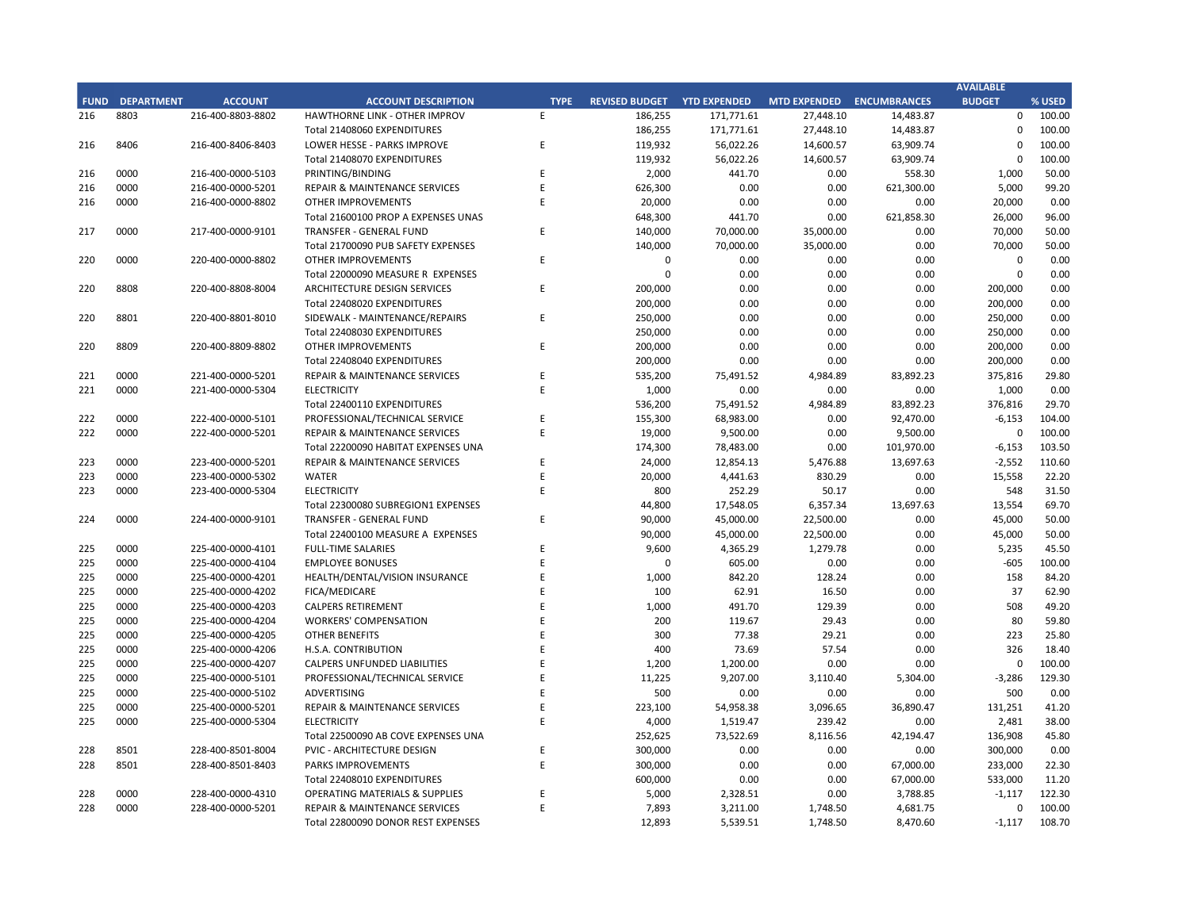| FUND | DEPARTMENT | ACCOUNT | ACCOUNT DESCRIPTION | TYPE | REVISED BUDGET | YTD EXPENDED | MTD EXPENDED | ENCUMBRANCES | AVAILABLE BUDGET | % USED |
|---|---|---|---|---|---|---|---|---|---|---|
| 216 | 8803 | 216-400-8803-8802 | HAWTHORNE LINK - OTHER IMPROV | E | 186,255 | 171,771.61 | 27,448.10 | 14,483.87 | 0 | 100.00 |
| | | | Total 21408060 EXPENDITURES | | 186,255 | 171,771.61 | 27,448.10 | 14,483.87 | 0 | 100.00 |
| 216 | 8406 | 216-400-8406-8403 | LOWER HESSE - PARKS IMPROVE | E | 119,932 | 56,022.26 | 14,600.57 | 63,909.74 | 0 | 100.00 |
| | | | Total 21408070 EXPENDITURES | | 119,932 | 56,022.26 | 14,600.57 | 63,909.74 | 0 | 100.00 |
| 216 | 0000 | 216-400-0000-5103 | PRINTING/BINDING | E | 2,000 | 441.70 | 0.00 | 558.30 | 1,000 | 50.00 |
| 216 | 0000 | 216-400-0000-5201 | REPAIR & MAINTENANCE SERVICES | E | 626,300 | 0.00 | 0.00 | 621,300.00 | 5,000 | 99.20 |
| 216 | 0000 | 216-400-0000-8802 | OTHER IMPROVEMENTS | E | 20,000 | 0.00 | 0.00 | 0.00 | 20,000 | 0.00 |
| | | | Total 21600100 PROP A EXPENSES UNAS | | 648,300 | 441.70 | 0.00 | 621,858.30 | 26,000 | 96.00 |
| 217 | 0000 | 217-400-0000-9101 | TRANSFER - GENERAL FUND | E | 140,000 | 70,000.00 | 35,000.00 | 0.00 | 70,000 | 50.00 |
| | | | Total 21700090 PUB SAFETY EXPENSES | | 140,000 | 70,000.00 | 35,000.00 | 0.00 | 70,000 | 50.00 |
| 220 | 0000 | 220-400-0000-8802 | OTHER IMPROVEMENTS | E | 0 | 0.00 | 0.00 | 0.00 | 0 | 0.00 |
| | | | Total 22000090 MEASURE R EXPENSES | | 0 | 0.00 | 0.00 | 0.00 | 0 | 0.00 |
| 220 | 8808 | 220-400-8808-8004 | ARCHITECTURE DESIGN SERVICES | E | 200,000 | 0.00 | 0.00 | 0.00 | 200,000 | 0.00 |
| | | | Total 22408020 EXPENDITURES | | 200,000 | 0.00 | 0.00 | 0.00 | 200,000 | 0.00 |
| 220 | 8801 | 220-400-8801-8010 | SIDEWALK - MAINTENANCE/REPAIRS | E | 250,000 | 0.00 | 0.00 | 0.00 | 250,000 | 0.00 |
| | | | Total 22408030 EXPENDITURES | | 250,000 | 0.00 | 0.00 | 0.00 | 250,000 | 0.00 |
| 220 | 8809 | 220-400-8809-8802 | OTHER IMPROVEMENTS | E | 200,000 | 0.00 | 0.00 | 0.00 | 200,000 | 0.00 |
| | | | Total 22408040 EXPENDITURES | | 200,000 | 0.00 | 0.00 | 0.00 | 200,000 | 0.00 |
| 221 | 0000 | 221-400-0000-5201 | REPAIR & MAINTENANCE SERVICES | E | 535,200 | 75,491.52 | 4,984.89 | 83,892.23 | 375,816 | 29.80 |
| 221 | 0000 | 221-400-0000-5304 | ELECTRICITY | E | 1,000 | 0.00 | 0.00 | 0.00 | 1,000 | 0.00 |
| | | | Total 22400110 EXPENDITURES | | 536,200 | 75,491.52 | 4,984.89 | 83,892.23 | 376,816 | 29.70 |
| 222 | 0000 | 222-400-0000-5101 | PROFESSIONAL/TECHNICAL SERVICE | E | 155,300 | 68,983.00 | 0.00 | 92,470.00 | -6,153 | 104.00 |
| 222 | 0000 | 222-400-0000-5201 | REPAIR & MAINTENANCE SERVICES | E | 19,000 | 9,500.00 | 0.00 | 9,500.00 | 0 | 100.00 |
| | | | Total 22200090 HABITAT EXPENSES UNA | | 174,300 | 78,483.00 | 0.00 | 101,970.00 | -6,153 | 103.50 |
| 223 | 0000 | 223-400-0000-5201 | REPAIR & MAINTENANCE SERVICES | E | 24,000 | 12,854.13 | 5,476.88 | 13,697.63 | -2,552 | 110.60 |
| 223 | 0000 | 223-400-0000-5302 | WATER | E | 20,000 | 4,441.63 | 830.29 | 0.00 | 15,558 | 22.20 |
| 223 | 0000 | 223-400-0000-5304 | ELECTRICITY | E | 800 | 252.29 | 50.17 | 0.00 | 548 | 31.50 |
| | | | Total 22300080 SUBREGION1 EXPENSES | | 44,800 | 17,548.05 | 6,357.34 | 13,697.63 | 13,554 | 69.70 |
| 224 | 0000 | 224-400-0000-9101 | TRANSFER - GENERAL FUND | E | 90,000 | 45,000.00 | 22,500.00 | 0.00 | 45,000 | 50.00 |
| | | | Total 22400100 MEASURE A EXPENSES | | 90,000 | 45,000.00 | 22,500.00 | 0.00 | 45,000 | 50.00 |
| 225 | 0000 | 225-400-0000-4101 | FULL-TIME SALARIES | E | 9,600 | 4,365.29 | 1,279.78 | 0.00 | 5,235 | 45.50 |
| 225 | 0000 | 225-400-0000-4104 | EMPLOYEE BONUSES | E | 0 | 605.00 | 0.00 | 0.00 | -605 | 100.00 |
| 225 | 0000 | 225-400-0000-4201 | HEALTH/DENTAL/VISION INSURANCE | E | 1,000 | 842.20 | 128.24 | 0.00 | 158 | 84.20 |
| 225 | 0000 | 225-400-0000-4202 | FICA/MEDICARE | E | 100 | 62.91 | 16.50 | 0.00 | 37 | 62.90 |
| 225 | 0000 | 225-400-0000-4203 | CALPERS RETIREMENT | E | 1,000 | 491.70 | 129.39 | 0.00 | 508 | 49.20 |
| 225 | 0000 | 225-400-0000-4204 | WORKERS' COMPENSATION | E | 200 | 119.67 | 29.43 | 0.00 | 80 | 59.80 |
| 225 | 0000 | 225-400-0000-4205 | OTHER BENEFITS | E | 300 | 77.38 | 29.21 | 0.00 | 223 | 25.80 |
| 225 | 0000 | 225-400-0000-4206 | H.S.A. CONTRIBUTION | E | 400 | 73.69 | 57.54 | 0.00 | 326 | 18.40 |
| 225 | 0000 | 225-400-0000-4207 | CALPERS UNFUNDED LIABILITIES | E | 1,200 | 1,200.00 | 0.00 | 0.00 | 0 | 100.00 |
| 225 | 0000 | 225-400-0000-5101 | PROFESSIONAL/TECHNICAL SERVICE | E | 11,225 | 9,207.00 | 3,110.40 | 5,304.00 | -3,286 | 129.30 |
| 225 | 0000 | 225-400-0000-5102 | ADVERTISING | E | 500 | 0.00 | 0.00 | 0.00 | 500 | 0.00 |
| 225 | 0000 | 225-400-0000-5201 | REPAIR & MAINTENANCE SERVICES | E | 223,100 | 54,958.38 | 3,096.65 | 36,890.47 | 131,251 | 41.20 |
| 225 | 0000 | 225-400-0000-5304 | ELECTRICITY | E | 4,000 | 1,519.47 | 239.42 | 0.00 | 2,481 | 38.00 |
| | | | Total 22500090 AB COVE EXPENSES UNA | | 252,625 | 73,522.69 | 8,116.56 | 42,194.47 | 136,908 | 45.80 |
| 228 | 8501 | 228-400-8501-8004 | PVIC - ARCHITECTURE DESIGN | E | 300,000 | 0.00 | 0.00 | 0.00 | 300,000 | 0.00 |
| 228 | 8501 | 228-400-8501-8403 | PARKS IMPROVEMENTS | E | 300,000 | 0.00 | 0.00 | 67,000.00 | 233,000 | 22.30 |
| | | | Total 22408010 EXPENDITURES | | 600,000 | 0.00 | 0.00 | 67,000.00 | 533,000 | 11.20 |
| 228 | 0000 | 228-400-0000-4310 | OPERATING MATERIALS & SUPPLIES | E | 5,000 | 2,328.51 | 0.00 | 3,788.85 | -1,117 | 122.30 |
| 228 | 0000 | 228-400-0000-5201 | REPAIR & MAINTENANCE SERVICES | E | 7,893 | 3,211.00 | 1,748.50 | 4,681.75 | 0 | 100.00 |
| | | | Total 22800090 DONOR REST EXPENSES | | 12,893 | 5,539.51 | 1,748.50 | 8,470.60 | -1,117 | 108.70 |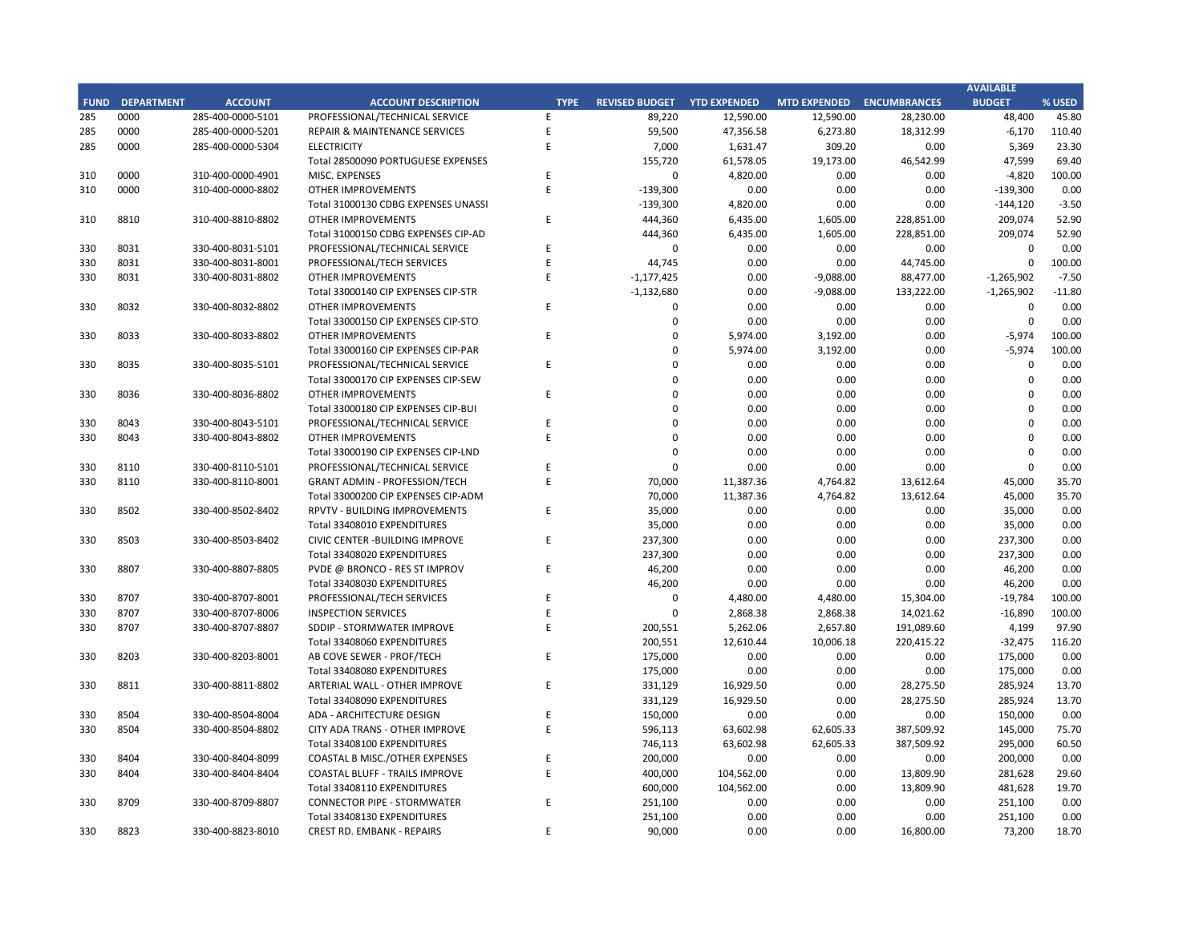| FUND | DEPARTMENT | ACCOUNT | ACCOUNT DESCRIPTION | TYPE | REVISED BUDGET | YTD EXPENDED | MTD EXPENDED | ENCUMBRANCES | AVAILABLE BUDGET | % USED |
|---|---|---|---|---|---|---|---|---|---|---|
| 285 | 0000 | 285-400-0000-5101 | PROFESSIONAL/TECHNICAL SERVICE | E | 89,220 | 12,590.00 | 12,590.00 | 28,230.00 | 48,400 | 45.80 |
| 285 | 0000 | 285-400-0000-5201 | REPAIR & MAINTENANCE SERVICES | E | 59,500 | 47,356.58 | 6,273.80 | 18,312.99 | -6,170 | 110.40 |
| 285 | 0000 | 285-400-0000-5304 | ELECTRICITY | E | 7,000 | 1,631.47 | 309.20 | 0.00 | 5,369 | 23.30 |
| | | | Total 28500090 PORTUGUESE EXPENSES | | 155,720 | 61,578.05 | 19,173.00 | 46,542.99 | 47,599 | 69.40 |
| 310 | 0000 | 310-400-0000-4901 | MISC. EXPENSES | E | 0 | 4,820.00 | 0.00 | 0.00 | -4,820 | 100.00 |
| 310 | 0000 | 310-400-0000-8802 | OTHER IMPROVEMENTS | E | -139,300 | 0.00 | 0.00 | 0.00 | -139,300 | 0.00 |
| | | | Total 31000130 CDBG EXPENSES UNASSI | | -139,300 | 4,820.00 | 0.00 | 0.00 | -144,120 | -3.50 |
| 310 | 8810 | 310-400-8810-8802 | OTHER IMPROVEMENTS | E | 444,360 | 6,435.00 | 1,605.00 | 228,851.00 | 209,074 | 52.90 |
| | | | Total 31000150 CDBG EXPENSES CIP-AD | | 444,360 | 6,435.00 | 1,605.00 | 228,851.00 | 209,074 | 52.90 |
| 330 | 8031 | 330-400-8031-5101 | PROFESSIONAL/TECHNICAL SERVICE | E | 0 | 0.00 | 0.00 | 0.00 | 0 | 0.00 |
| 330 | 8031 | 330-400-8031-8001 | PROFESSIONAL/TECH SERVICES | E | 44,745 | 0.00 | 0.00 | 44,745.00 | 0 | 100.00 |
| 330 | 8031 | 330-400-8031-8802 | OTHER IMPROVEMENTS | E | -1,177,425 | 0.00 | -9,088.00 | 88,477.00 | -1,265,902 | -7.50 |
| | | | Total 33000140 CIP EXPENSES CIP-STR | | -1,132,680 | 0.00 | -9,088.00 | 133,222.00 | -1,265,902 | -11.80 |
| 330 | 8032 | 330-400-8032-8802 | OTHER IMPROVEMENTS | E | 0 | 0.00 | 0.00 | 0.00 | 0 | 0.00 |
| | | | Total 33000150 CIP EXPENSES CIP-STO | | 0 | 0.00 | 0.00 | 0.00 | 0 | 0.00 |
| 330 | 8033 | 330-400-8033-8802 | OTHER IMPROVEMENTS | E | 0 | 5,974.00 | 3,192.00 | 0.00 | -5,974 | 100.00 |
| | | | Total 33000160 CIP EXPENSES CIP-PAR | | 0 | 5,974.00 | 3,192.00 | 0.00 | -5,974 | 100.00 |
| 330 | 8035 | 330-400-8035-5101 | PROFESSIONAL/TECHNICAL SERVICE | E | 0 | 0.00 | 0.00 | 0.00 | 0 | 0.00 |
| | | | Total 33000170 CIP EXPENSES CIP-SEW | | 0 | 0.00 | 0.00 | 0.00 | 0 | 0.00 |
| 330 | 8036 | 330-400-8036-8802 | OTHER IMPROVEMENTS | E | 0 | 0.00 | 0.00 | 0.00 | 0 | 0.00 |
| | | | Total 33000180 CIP EXPENSES CIP-BUI | | 0 | 0.00 | 0.00 | 0.00 | 0 | 0.00 |
| 330 | 8043 | 330-400-8043-5101 | PROFESSIONAL/TECHNICAL SERVICE | E | 0 | 0.00 | 0.00 | 0.00 | 0 | 0.00 |
| 330 | 8043 | 330-400-8043-8802 | OTHER IMPROVEMENTS | E | 0 | 0.00 | 0.00 | 0.00 | 0 | 0.00 |
| | | | Total 33000190 CIP EXPENSES CIP-LND | | 0 | 0.00 | 0.00 | 0.00 | 0 | 0.00 |
| 330 | 8110 | 330-400-8110-5101 | PROFESSIONAL/TECHNICAL SERVICE | E | 0 | 0.00 | 0.00 | 0.00 | 0 | 0.00 |
| 330 | 8110 | 330-400-8110-8001 | GRANT ADMIN - PROFESSION/TECH | E | 70,000 | 11,387.36 | 4,764.82 | 13,612.64 | 45,000 | 35.70 |
| | | | Total 33000200 CIP EXPENSES CIP-ADM | | 70,000 | 11,387.36 | 4,764.82 | 13,612.64 | 45,000 | 35.70 |
| 330 | 8502 | 330-400-8502-8402 | RPVTV - BUILDING IMPROVEMENTS | E | 35,000 | 0.00 | 0.00 | 0.00 | 35,000 | 0.00 |
| | | | Total 33408010 EXPENDITURES | | 35,000 | 0.00 | 0.00 | 0.00 | 35,000 | 0.00 |
| 330 | 8503 | 330-400-8503-8402 | CIVIC CENTER -BUILDING IMPROVE | E | 237,300 | 0.00 | 0.00 | 0.00 | 237,300 | 0.00 |
| | | | Total 33408020 EXPENDITURES | | 237,300 | 0.00 | 0.00 | 0.00 | 237,300 | 0.00 |
| 330 | 8807 | 330-400-8807-8805 | PVDE @ BRONCO - RES ST IMPROV | E | 46,200 | 0.00 | 0.00 | 0.00 | 46,200 | 0.00 |
| | | | Total 33408030 EXPENDITURES | | 46,200 | 0.00 | 0.00 | 0.00 | 46,200 | 0.00 |
| 330 | 8707 | 330-400-8707-8001 | PROFESSIONAL/TECH SERVICES | E | 0 | 4,480.00 | 4,480.00 | 15,304.00 | -19,784 | 100.00 |
| 330 | 8707 | 330-400-8707-8006 | INSPECTION SERVICES | E | 0 | 2,868.38 | 2,868.38 | 14,021.62 | -16,890 | 100.00 |
| 330 | 8707 | 330-400-8707-8807 | SDDIP - STORMWATER IMPROVE | E | 200,551 | 5,262.06 | 2,657.80 | 191,089.60 | 4,199 | 97.90 |
| | | | Total 33408060 EXPENDITURES | | 200,551 | 12,610.44 | 10,006.18 | 220,415.22 | -32,475 | 116.20 |
| 330 | 8203 | 330-400-8203-8001 | AB COVE SEWER - PROF/TECH | E | 175,000 | 0.00 | 0.00 | 0.00 | 175,000 | 0.00 |
| | | | Total 33408080 EXPENDITURES | | 175,000 | 0.00 | 0.00 | 0.00 | 175,000 | 0.00 |
| 330 | 8811 | 330-400-8811-8802 | ARTERIAL WALL - OTHER IMPROVE | E | 331,129 | 16,929.50 | 0.00 | 28,275.50 | 285,924 | 13.70 |
| | | | Total 33408090 EXPENDITURES | | 331,129 | 16,929.50 | 0.00 | 28,275.50 | 285,924 | 13.70 |
| 330 | 8504 | 330-400-8504-8004 | ADA - ARCHITECTURE DESIGN | E | 150,000 | 0.00 | 0.00 | 0.00 | 150,000 | 0.00 |
| 330 | 8504 | 330-400-8504-8802 | CITY ADA TRANS - OTHER IMPROVE | E | 596,113 | 63,602.98 | 62,605.33 | 387,509.92 | 145,000 | 75.70 |
| | | | Total 33408100 EXPENDITURES | | 746,113 | 63,602.98 | 62,605.33 | 387,509.92 | 295,000 | 60.50 |
| 330 | 8404 | 330-400-8404-8099 | COASTAL B MISC./OTHER EXPENSES | E | 200,000 | 0.00 | 0.00 | 0.00 | 200,000 | 0.00 |
| 330 | 8404 | 330-400-8404-8404 | COASTAL BLUFF - TRAILS IMPROVE | E | 400,000 | 104,562.00 | 0.00 | 13,809.90 | 281,628 | 29.60 |
| | | | Total 33408110 EXPENDITURES | | 600,000 | 104,562.00 | 0.00 | 13,809.90 | 481,628 | 19.70 |
| 330 | 8709 | 330-400-8709-8807 | CONNECTOR PIPE - STORMWATER | E | 251,100 | 0.00 | 0.00 | 0.00 | 251,100 | 0.00 |
| | | | Total 33408130 EXPENDITURES | | 251,100 | 0.00 | 0.00 | 0.00 | 251,100 | 0.00 |
| 330 | 8823 | 330-400-8823-8010 | CREST RD. EMBANK - REPAIRS | E | 90,000 | 0.00 | 0.00 | 16,800.00 | 73,200 | 18.70 |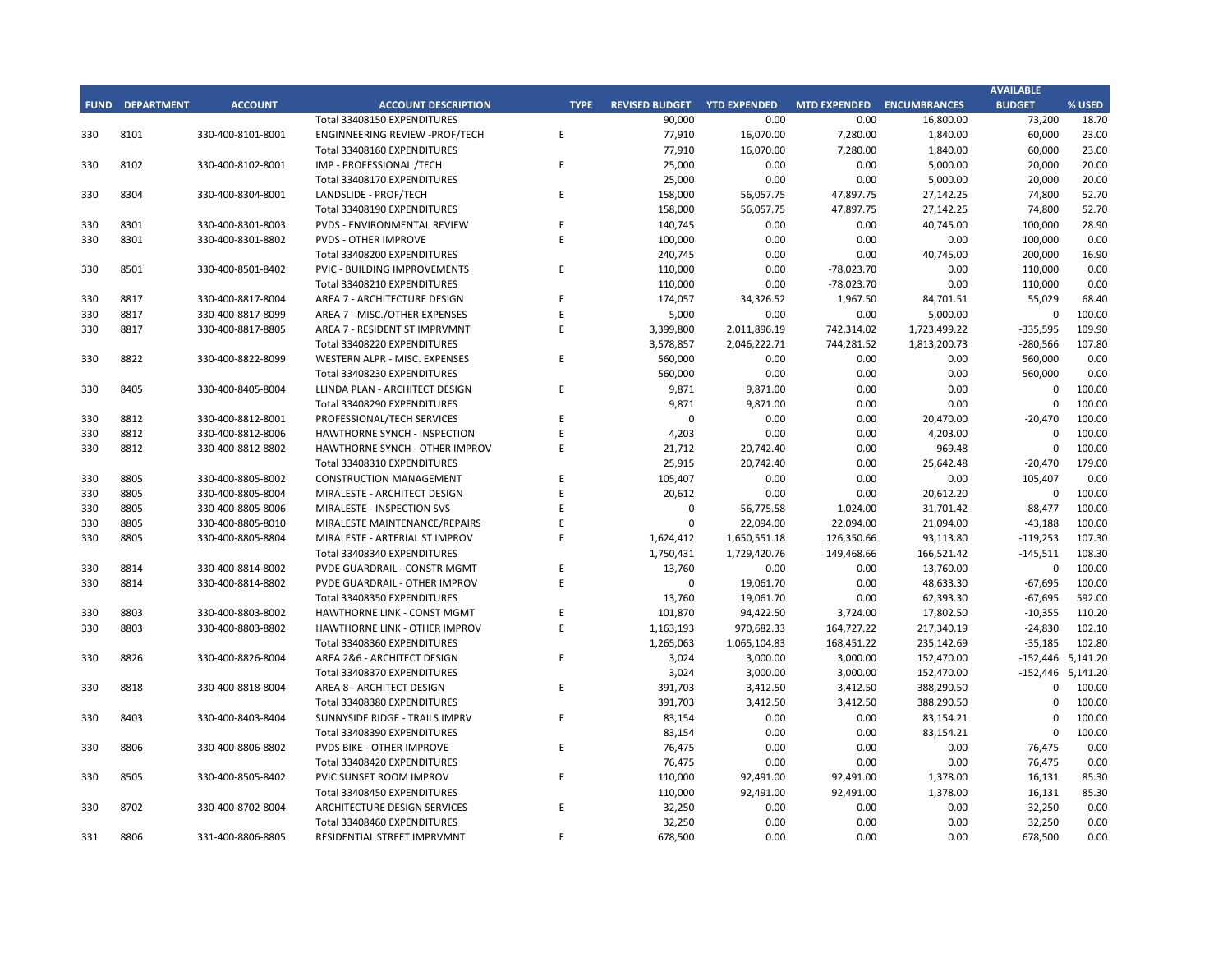| FUND | DEPARTMENT | ACCOUNT | ACCOUNT DESCRIPTION | TYPE | REVISED BUDGET | YTD EXPENDED | MTD EXPENDED | ENCUMBRANCES | AVAILABLE BUDGET | % USED |
|---|---|---|---|---|---|---|---|---|---|---|
| | | | Total 33408150 EXPENDITURES | | 90,000 | 0.00 | 0.00 | 16,800.00 | 73,200 | 18.70 |
| 330 | 8101 | 330-400-8101-8001 | ENGINNEERING REVIEW -PROF/TECH | E | 77,910 | 16,070.00 | 7,280.00 | 1,840.00 | 60,000 | 23.00 |
| | | | Total 33408160 EXPENDITURES | | 77,910 | 16,070.00 | 7,280.00 | 1,840.00 | 60,000 | 23.00 |
| 330 | 8102 | 330-400-8102-8001 | IMP - PROFESSIONAL /TECH | E | 25,000 | 0.00 | 0.00 | 5,000.00 | 20,000 | 20.00 |
| | | | Total 33408170 EXPENDITURES | | 25,000 | 0.00 | 0.00 | 5,000.00 | 20,000 | 20.00 |
| 330 | 8304 | 330-400-8304-8001 | LANDSLIDE - PROF/TECH | E | 158,000 | 56,057.75 | 47,897.75 | 27,142.25 | 74,800 | 52.70 |
| | | | Total 33408190 EXPENDITURES | | 158,000 | 56,057.75 | 47,897.75 | 27,142.25 | 74,800 | 52.70 |
| 330 | 8301 | 330-400-8301-8003 | PVDS - ENVIRONMENTAL REVIEW | E | 140,745 | 0.00 | 0.00 | 40,745.00 | 100,000 | 28.90 |
| 330 | 8301 | 330-400-8301-8802 | PVDS - OTHER IMPROVE | E | 100,000 | 0.00 | 0.00 | 0.00 | 100,000 | 0.00 |
| | | | Total 33408200 EXPENDITURES | | 240,745 | 0.00 | 0.00 | 40,745.00 | 200,000 | 16.90 |
| 330 | 8501 | 330-400-8501-8402 | PVIC - BUILDING IMPROVEMENTS | E | 110,000 | 0.00 | -78,023.70 | 0.00 | 110,000 | 0.00 |
| | | | Total 33408210 EXPENDITURES | | 110,000 | 0.00 | -78,023.70 | 0.00 | 110,000 | 0.00 |
| 330 | 8817 | 330-400-8817-8004 | AREA 7 - ARCHITECTURE DESIGN | E | 174,057 | 34,326.52 | 1,967.50 | 84,701.51 | 55,029 | 68.40 |
| 330 | 8817 | 330-400-8817-8099 | AREA 7 - MISC./OTHER EXPENSES | E | 5,000 | 0.00 | 0.00 | 5,000.00 | 0 | 100.00 |
| 330 | 8817 | 330-400-8817-8805 | AREA 7 - RESIDENT ST IMPRVMNT | E | 3,399,800 | 2,011,896.19 | 742,314.02 | 1,723,499.22 | -335,595 | 109.90 |
| | | | Total 33408220 EXPENDITURES | | 3,578,857 | 2,046,222.71 | 744,281.52 | 1,813,200.73 | -280,566 | 107.80 |
| 330 | 8822 | 330-400-8822-8099 | WESTERN ALPR - MISC. EXPENSES | E | 560,000 | 0.00 | 0.00 | 0.00 | 560,000 | 0.00 |
| | | | Total 33408230 EXPENDITURES | | 560,000 | 0.00 | 0.00 | 0.00 | 560,000 | 0.00 |
| 330 | 8405 | 330-400-8405-8004 | LLINDA PLAN - ARCHITECT DESIGN | E | 9,871 | 9,871.00 | 0.00 | 0.00 | 0 | 100.00 |
| | | | Total 33408290 EXPENDITURES | | 9,871 | 9,871.00 | 0.00 | 0.00 | 0 | 100.00 |
| 330 | 8812 | 330-400-8812-8001 | PROFESSIONAL/TECH SERVICES | E | 0 | 0.00 | 0.00 | 20,470.00 | -20,470 | 100.00 |
| 330 | 8812 | 330-400-8812-8006 | HAWTHORNE SYNCH - INSPECTION | E | 4,203 | 0.00 | 0.00 | 4,203.00 | 0 | 100.00 |
| 330 | 8812 | 330-400-8812-8802 | HAWTHORNE SYNCH - OTHER IMPROV | E | 21,712 | 20,742.40 | 0.00 | 969.48 | 0 | 100.00 |
| | | | Total 33408310 EXPENDITURES | | 25,915 | 20,742.40 | 0.00 | 25,642.48 | -20,470 | 179.00 |
| 330 | 8805 | 330-400-8805-8002 | CONSTRUCTION MANAGEMENT | E | 105,407 | 0.00 | 0.00 | 0.00 | 105,407 | 0.00 |
| 330 | 8805 | 330-400-8805-8004 | MIRALESTE - ARCHITECT DESIGN | E | 20,612 | 0.00 | 0.00 | 20,612.20 | 0 | 100.00 |
| 330 | 8805 | 330-400-8805-8006 | MIRALESTE - INSPECTION SVS | E | 0 | 56,775.58 | 1,024.00 | 31,701.42 | -88,477 | 100.00 |
| 330 | 8805 | 330-400-8805-8010 | MIRALESTE MAINTENANCE/REPAIRS | E | 0 | 22,094.00 | 22,094.00 | 21,094.00 | -43,188 | 100.00 |
| 330 | 8805 | 330-400-8805-8804 | MIRALESTE - ARTERIAL ST IMPROV | E | 1,624,412 | 1,650,551.18 | 126,350.66 | 93,113.80 | -119,253 | 107.30 |
| | | | Total 33408340 EXPENDITURES | | 1,750,431 | 1,729,420.76 | 149,468.66 | 166,521.42 | -145,511 | 108.30 |
| 330 | 8814 | 330-400-8814-8002 | PVDE GUARDRAIL - CONSTR MGMT | E | 13,760 | 0.00 | 0.00 | 13,760.00 | 0 | 100.00 |
| 330 | 8814 | 330-400-8814-8802 | PVDE GUARDRAIL - OTHER IMPROV | E | 0 | 19,061.70 | 0.00 | 48,633.30 | -67,695 | 100.00 |
| | | | Total 33408350 EXPENDITURES | | 13,760 | 19,061.70 | 0.00 | 62,393.30 | -67,695 | 592.00 |
| 330 | 8803 | 330-400-8803-8002 | HAWTHORNE LINK - CONST MGMT | E | 101,870 | 94,422.50 | 3,724.00 | 17,802.50 | -10,355 | 110.20 |
| 330 | 8803 | 330-400-8803-8802 | HAWTHORNE LINK - OTHER IMPROV | E | 1,163,193 | 970,682.33 | 164,727.22 | 217,340.19 | -24,830 | 102.10 |
| | | | Total 33408360 EXPENDITURES | | 1,265,063 | 1,065,104.83 | 168,451.22 | 235,142.69 | -35,185 | 102.80 |
| 330 | 8826 | 330-400-8826-8004 | AREA 2&6 - ARCHITECT DESIGN | E | 3,024 | 3,000.00 | 3,000.00 | 152,470.00 | -152,446 | 5,141.20 |
| | | | Total 33408370 EXPENDITURES | | 3,024 | 3,000.00 | 3,000.00 | 152,470.00 | -152,446 | 5,141.20 |
| 330 | 8818 | 330-400-8818-8004 | AREA 8 - ARCHITECT DESIGN | E | 391,703 | 3,412.50 | 3,412.50 | 388,290.50 | 0 | 100.00 |
| | | | Total 33408380 EXPENDITURES | | 391,703 | 3,412.50 | 3,412.50 | 388,290.50 | 0 | 100.00 |
| 330 | 8403 | 330-400-8403-8404 | SUNNYSIDE RIDGE - TRAILS IMPRV | E | 83,154 | 0.00 | 0.00 | 83,154.21 | 0 | 100.00 |
| | | | Total 33408390 EXPENDITURES | | 83,154 | 0.00 | 0.00 | 83,154.21 | 0 | 100.00 |
| 330 | 8806 | 330-400-8806-8802 | PVDS BIKE - OTHER IMPROVE | E | 76,475 | 0.00 | 0.00 | 0.00 | 76,475 | 0.00 |
| | | | Total 33408420 EXPENDITURES | | 76,475 | 0.00 | 0.00 | 0.00 | 76,475 | 0.00 |
| 330 | 8505 | 330-400-8505-8402 | PVIC SUNSET ROOM IMPROV | E | 110,000 | 92,491.00 | 92,491.00 | 1,378.00 | 16,131 | 85.30 |
| | | | Total 33408450 EXPENDITURES | | 110,000 | 92,491.00 | 92,491.00 | 1,378.00 | 16,131 | 85.30 |
| 330 | 8702 | 330-400-8702-8004 | ARCHITECTURE DESIGN SERVICES | E | 32,250 | 0.00 | 0.00 | 0.00 | 32,250 | 0.00 |
| | | | Total 33408460 EXPENDITURES | | 32,250 | 0.00 | 0.00 | 0.00 | 32,250 | 0.00 |
| 331 | 8806 | 331-400-8806-8805 | RESIDENTIAL STREET IMPRVMNT | E | 678,500 | 0.00 | 0.00 | 0.00 | 678,500 | 0.00 |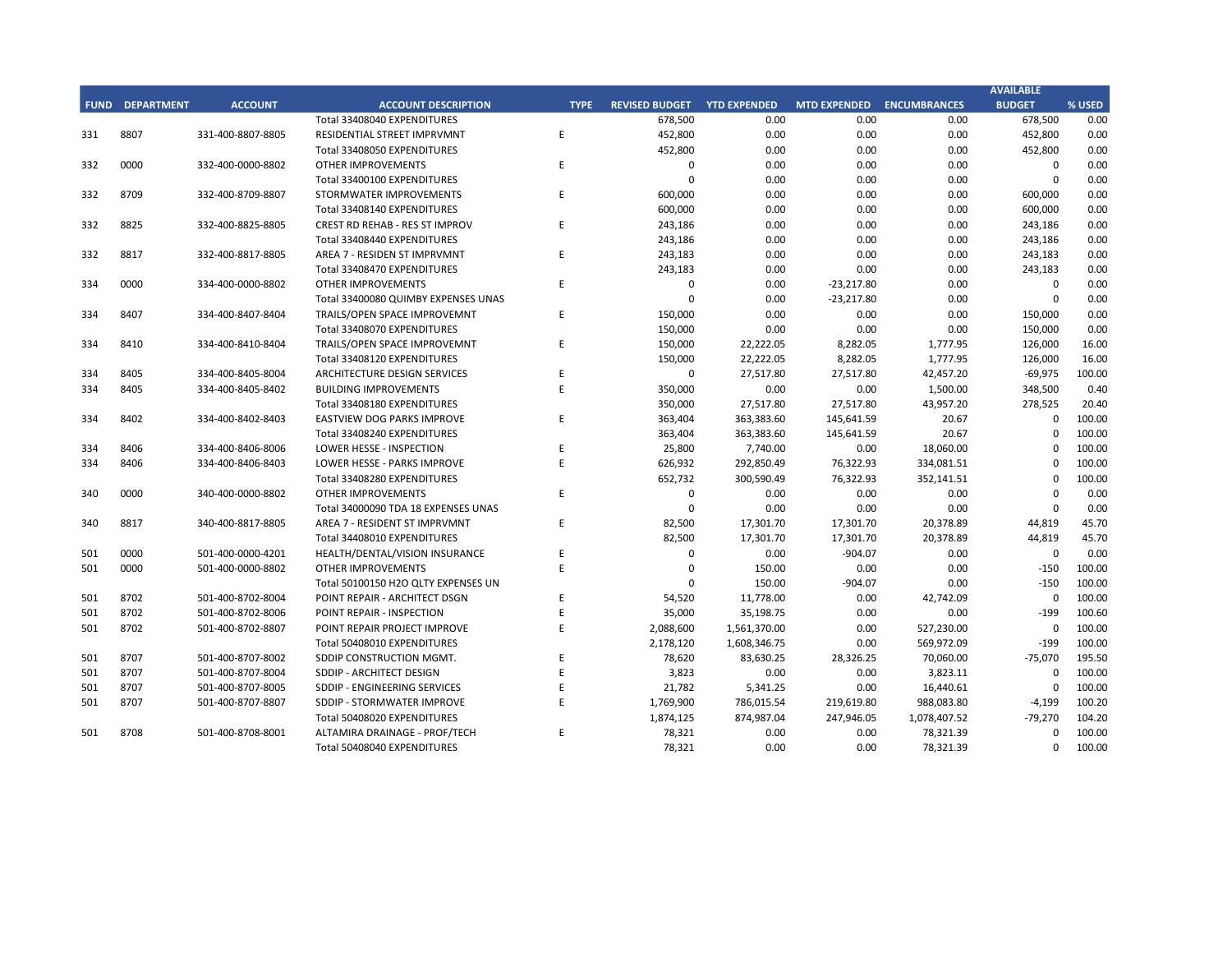| FUND | DEPARTMENT | ACCOUNT | ACCOUNT DESCRIPTION | TYPE | REVISED BUDGET | YTD EXPENDED | MTD EXPENDED | ENCUMBRANCES | AVAILABLE BUDGET | % USED |
|---|---|---|---|---|---|---|---|---|---|---|
| | | | Total 33408040 EXPENDITURES | | 678,500 | 0.00 | 0.00 | 0.00 | 678,500 | 0.00 |
| 331 | 8807 | 331-400-8807-8805 | RESIDENTIAL STREET IMPRVMNT | E | 452,800 | 0.00 | 0.00 | 0.00 | 452,800 | 0.00 |
| | | | Total 33408050 EXPENDITURES | | 452,800 | 0.00 | 0.00 | 0.00 | 452,800 | 0.00 |
| 332 | 0000 | 332-400-0000-8802 | OTHER IMPROVEMENTS | E | 0 | 0.00 | 0.00 | 0.00 | 0 | 0.00 |
| | | | Total 33400100 EXPENDITURES | | 0 | 0.00 | 0.00 | 0.00 | 0 | 0.00 |
| 332 | 8709 | 332-400-8709-8807 | STORMWATER IMPROVEMENTS | E | 600,000 | 0.00 | 0.00 | 0.00 | 600,000 | 0.00 |
| | | | Total 33408140 EXPENDITURES | | 600,000 | 0.00 | 0.00 | 0.00 | 600,000 | 0.00 |
| 332 | 8825 | 332-400-8825-8805 | CREST RD REHAB - RES ST IMPROV | E | 243,186 | 0.00 | 0.00 | 0.00 | 243,186 | 0.00 |
| | | | Total 33408440 EXPENDITURES | | 243,186 | 0.00 | 0.00 | 0.00 | 243,186 | 0.00 |
| 332 | 8817 | 332-400-8817-8805 | AREA 7 - RESIDEN ST IMPRVMNT | E | 243,183 | 0.00 | 0.00 | 0.00 | 243,183 | 0.00 |
| | | | Total 33408470 EXPENDITURES | | 243,183 | 0.00 | 0.00 | 0.00 | 243,183 | 0.00 |
| 334 | 0000 | 334-400-0000-8802 | OTHER IMPROVEMENTS | E | 0 | 0.00 | -23,217.80 | 0.00 | 0 | 0.00 |
| | | | Total 33400080 QUIMBY EXPENSES UNAS | | 0 | 0.00 | -23,217.80 | 0.00 | 0 | 0.00 |
| 334 | 8407 | 334-400-8407-8404 | TRAILS/OPEN SPACE IMPROVEMNT | E | 150,000 | 0.00 | 0.00 | 0.00 | 150,000 | 0.00 |
| | | | Total 33408070 EXPENDITURES | | 150,000 | 0.00 | 0.00 | 0.00 | 150,000 | 0.00 |
| 334 | 8410 | 334-400-8410-8404 | TRAILS/OPEN SPACE IMPROVEMNT | E | 150,000 | 22,222.05 | 8,282.05 | 1,777.95 | 126,000 | 16.00 |
| | | | Total 33408120 EXPENDITURES | | 150,000 | 22,222.05 | 8,282.05 | 1,777.95 | 126,000 | 16.00 |
| 334 | 8405 | 334-400-8405-8004 | ARCHITECTURE DESIGN SERVICES | E | 0 | 27,517.80 | 27,517.80 | 42,457.20 | -69,975 | 100.00 |
| 334 | 8405 | 334-400-8405-8402 | BUILDING IMPROVEMENTS | E | 350,000 | 0.00 | 0.00 | 1,500.00 | 348,500 | 0.40 |
| | | | Total 33408180 EXPENDITURES | | 350,000 | 27,517.80 | 27,517.80 | 43,957.20 | 278,525 | 20.40 |
| 334 | 8402 | 334-400-8402-8403 | EASTVIEW DOG PARKS IMPROVE | E | 363,404 | 363,383.60 | 145,641.59 | 20.67 | 0 | 100.00 |
| | | | Total 33408240 EXPENDITURES | | 363,404 | 363,383.60 | 145,641.59 | 20.67 | 0 | 100.00 |
| 334 | 8406 | 334-400-8406-8006 | LOWER HESSE - INSPECTION | E | 25,800 | 7,740.00 | 0.00 | 18,060.00 | 0 | 100.00 |
| 334 | 8406 | 334-400-8406-8403 | LOWER HESSE - PARKS IMPROVE | E | 626,932 | 292,850.49 | 76,322.93 | 334,081.51 | 0 | 100.00 |
| | | | Total 33408280 EXPENDITURES | | 652,732 | 300,590.49 | 76,322.93 | 352,141.51 | 0 | 100.00 |
| 340 | 0000 | 340-400-0000-8802 | OTHER IMPROVEMENTS | E | 0 | 0.00 | 0.00 | 0.00 | 0 | 0.00 |
| | | | Total 34000090 TDA 18 EXPENSES UNAS | | 0 | 0.00 | 0.00 | 0.00 | 0 | 0.00 |
| 340 | 8817 | 340-400-8817-8805 | AREA 7 - RESIDENT ST IMPRVMNT | E | 82,500 | 17,301.70 | 17,301.70 | 20,378.89 | 44,819 | 45.70 |
| | | | Total 34408010 EXPENDITURES | | 82,500 | 17,301.70 | 17,301.70 | 20,378.89 | 44,819 | 45.70 |
| 501 | 0000 | 501-400-0000-4201 | HEALTH/DENTAL/VISION INSURANCE | E | 0 | 0.00 | -904.07 | 0.00 | 0 | 0.00 |
| 501 | 0000 | 501-400-0000-8802 | OTHER IMPROVEMENTS | E | 0 | 150.00 | 0.00 | 0.00 | -150 | 100.00 |
| | | | Total 50100150 H2O QLTY EXPENSES UN | | 0 | 150.00 | -904.07 | 0.00 | -150 | 100.00 |
| 501 | 8702 | 501-400-8702-8004 | POINT REPAIR - ARCHITECT DSGN | E | 54,520 | 11,778.00 | 0.00 | 42,742.09 | 0 | 100.00 |
| 501 | 8702 | 501-400-8702-8006 | POINT REPAIR - INSPECTION | E | 35,000 | 35,198.75 | 0.00 | 0.00 | -199 | 100.60 |
| 501 | 8702 | 501-400-8702-8807 | POINT REPAIR PROJECT IMPROVE | E | 2,088,600 | 1,561,370.00 | 0.00 | 527,230.00 | 0 | 100.00 |
| | | | Total 50408010 EXPENDITURES | | 2,178,120 | 1,608,346.75 | 0.00 | 569,972.09 | -199 | 100.00 |
| 501 | 8707 | 501-400-8707-8002 | SDDIP CONSTRUCTION MGMT. | E | 78,620 | 83,630.25 | 28,326.25 | 70,060.00 | -75,070 | 195.50 |
| 501 | 8707 | 501-400-8707-8004 | SDDIP - ARCHITECT DESIGN | E | 3,823 | 0.00 | 0.00 | 3,823.11 | 0 | 100.00 |
| 501 | 8707 | 501-400-8707-8005 | SDDIP - ENGINEERING SERVICES | E | 21,782 | 5,341.25 | 0.00 | 16,440.61 | 0 | 100.00 |
| 501 | 8707 | 501-400-8707-8807 | SDDIP - STORMWATER IMPROVE | E | 1,769,900 | 786,015.54 | 219,619.80 | 988,083.80 | -4,199 | 100.20 |
| | | | Total 50408020 EXPENDITURES | | 1,874,125 | 874,987.04 | 247,946.05 | 1,078,407.52 | -79,270 | 104.20 |
| 501 | 8708 | 501-400-8708-8001 | ALTAMIRA DRAINAGE - PROF/TECH | E | 78,321 | 0.00 | 0.00 | 78,321.39 | 0 | 100.00 |
| | | | Total 50408040 EXPENDITURES | | 78,321 | 0.00 | 0.00 | 78,321.39 | 0 | 100.00 |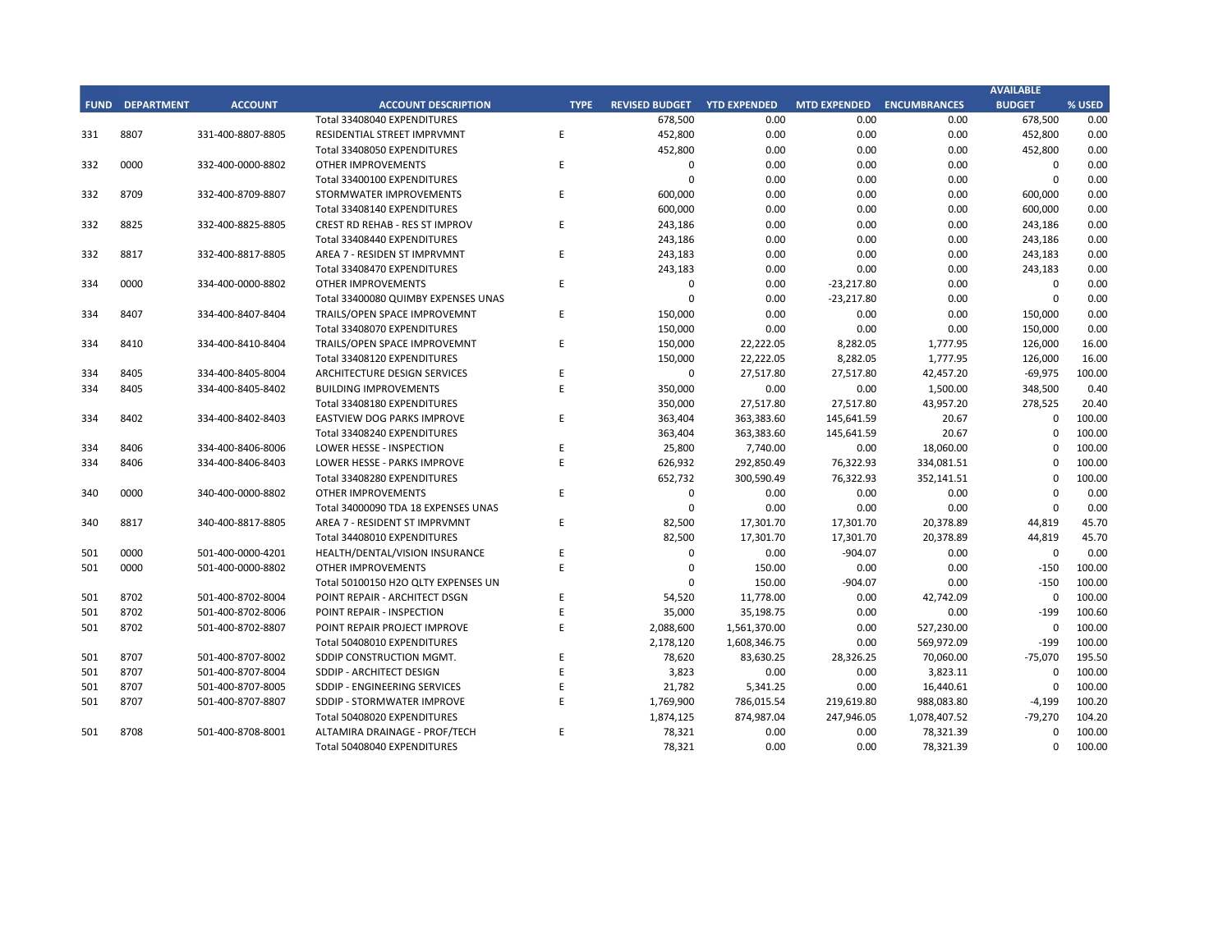| FUND | DEPARTMENT | ACCOUNT | ACCOUNT DESCRIPTION | TYPE | REVISED BUDGET | YTD EXPENDED | MTD EXPENDED | ENCUMBRANCES | AVAILABLE BUDGET | % USED |
|---|---|---|---|---|---|---|---|---|---|---|
| | | | Total 33408040 EXPENDITURES | | 678,500 | 0.00 | 0.00 | 0.00 | 678,500 | 0.00 |
| 331 | 8807 | 331-400-8807-8805 | RESIDENTIAL STREET IMPRVMNT | E | 452,800 | 0.00 | 0.00 | 0.00 | 452,800 | 0.00 |
| | | | Total 33408050 EXPENDITURES | | 452,800 | 0.00 | 0.00 | 0.00 | 452,800 | 0.00 |
| 332 | 0000 | 332-400-0000-8802 | OTHER IMPROVEMENTS | E | 0 | 0.00 | 0.00 | 0.00 | 0 | 0.00 |
| | | | Total 33400100 EXPENDITURES | | 0 | 0.00 | 0.00 | 0.00 | 0 | 0.00 |
| 332 | 8709 | 332-400-8709-8807 | STORMWATER IMPROVEMENTS | E | 600,000 | 0.00 | 0.00 | 0.00 | 600,000 | 0.00 |
| | | | Total 33408140 EXPENDITURES | | 600,000 | 0.00 | 0.00 | 0.00 | 600,000 | 0.00 |
| 332 | 8825 | 332-400-8825-8805 | CREST RD REHAB - RES ST IMPROV | E | 243,186 | 0.00 | 0.00 | 0.00 | 243,186 | 0.00 |
| | | | Total 33408440 EXPENDITURES | | 243,186 | 0.00 | 0.00 | 0.00 | 243,186 | 0.00 |
| 332 | 8817 | 332-400-8817-8805 | AREA 7 - RESIDEN ST IMPRVMNT | E | 243,183 | 0.00 | 0.00 | 0.00 | 243,183 | 0.00 |
| | | | Total 33408470 EXPENDITURES | | 243,183 | 0.00 | 0.00 | 0.00 | 243,183 | 0.00 |
| 334 | 0000 | 334-400-0000-8802 | OTHER IMPROVEMENTS | E | 0 | 0.00 | -23,217.80 | 0.00 | 0 | 0.00 |
| | | | Total 33400080 QUIMBY EXPENSES UNAS | | 0 | 0.00 | -23,217.80 | 0.00 | 0 | 0.00 |
| 334 | 8407 | 334-400-8407-8404 | TRAILS/OPEN SPACE IMPROVEMNT | E | 150,000 | 0.00 | 0.00 | 0.00 | 150,000 | 0.00 |
| | | | Total 33408070 EXPENDITURES | | 150,000 | 0.00 | 0.00 | 0.00 | 150,000 | 0.00 |
| 334 | 8410 | 334-400-8410-8404 | TRAILS/OPEN SPACE IMPROVEMNT | E | 150,000 | 22,222.05 | 8,282.05 | 1,777.95 | 126,000 | 16.00 |
| | | | Total 33408120 EXPENDITURES | | 150,000 | 22,222.05 | 8,282.05 | 1,777.95 | 126,000 | 16.00 |
| 334 | 8405 | 334-400-8405-8004 | ARCHITECTURE DESIGN SERVICES | E | 0 | 27,517.80 | 27,517.80 | 42,457.20 | -69,975 | 100.00 |
| 334 | 8405 | 334-400-8405-8402 | BUILDING IMPROVEMENTS | E | 350,000 | 0.00 | 0.00 | 1,500.00 | 348,500 | 0.40 |
| | | | Total 33408180 EXPENDITURES | | 350,000 | 27,517.80 | 27,517.80 | 43,957.20 | 278,525 | 20.40 |
| 334 | 8402 | 334-400-8402-8403 | EASTVIEW DOG PARKS IMPROVE | E | 363,404 | 363,383.60 | 145,641.59 | 20.67 | 0 | 100.00 |
| | | | Total 33408240 EXPENDITURES | | 363,404 | 363,383.60 | 145,641.59 | 20.67 | 0 | 100.00 |
| 334 | 8406 | 334-400-8406-8006 | LOWER HESSE - INSPECTION | E | 25,800 | 7,740.00 | 0.00 | 18,060.00 | 0 | 100.00 |
| 334 | 8406 | 334-400-8406-8403 | LOWER HESSE - PARKS IMPROVE | E | 626,932 | 292,850.49 | 76,322.93 | 334,081.51 | 0 | 100.00 |
| | | | Total 33408280 EXPENDITURES | | 652,732 | 300,590.49 | 76,322.93 | 352,141.51 | 0 | 100.00 |
| 340 | 0000 | 340-400-0000-8802 | OTHER IMPROVEMENTS | E | 0 | 0.00 | 0.00 | 0.00 | 0 | 0.00 |
| | | | Total 34000090 TDA 18 EXPENSES UNAS | | 0 | 0.00 | 0.00 | 0.00 | 0 | 0.00 |
| 340 | 8817 | 340-400-8817-8805 | AREA 7 - RESIDENT ST IMPRVMNT | E | 82,500 | 17,301.70 | 17,301.70 | 20,378.89 | 44,819 | 45.70 |
| | | | Total 34408010 EXPENDITURES | | 82,500 | 17,301.70 | 17,301.70 | 20,378.89 | 44,819 | 45.70 |
| 501 | 0000 | 501-400-0000-4201 | HEALTH/DENTAL/VISION INSURANCE | E | 0 | 0.00 | -904.07 | 0.00 | 0 | 0.00 |
| 501 | 0000 | 501-400-0000-8802 | OTHER IMPROVEMENTS | E | 0 | 150.00 | 0.00 | 0.00 | -150 | 100.00 |
| | | | Total 50100150 H2O QLTY EXPENSES UN | | 0 | 150.00 | -904.07 | 0.00 | -150 | 100.00 |
| 501 | 8702 | 501-400-8702-8004 | POINT REPAIR - ARCHITECT DSGN | E | 54,520 | 11,778.00 | 0.00 | 42,742.09 | 0 | 100.00 |
| 501 | 8702 | 501-400-8702-8006 | POINT REPAIR - INSPECTION | E | 35,000 | 35,198.75 | 0.00 | 0.00 | -199 | 100.60 |
| 501 | 8702 | 501-400-8702-8807 | POINT REPAIR PROJECT IMPROVE | E | 2,088,600 | 1,561,370.00 | 0.00 | 527,230.00 | 0 | 100.00 |
| | | | Total 50408010 EXPENDITURES | | 2,178,120 | 1,608,346.75 | 0.00 | 569,972.09 | -199 | 100.00 |
| 501 | 8707 | 501-400-8707-8002 | SDDIP CONSTRUCTION MGMT. | E | 78,620 | 83,630.25 | 28,326.25 | 70,060.00 | -75,070 | 195.50 |
| 501 | 8707 | 501-400-8707-8004 | SDDIP - ARCHITECT DESIGN | E | 3,823 | 0.00 | 0.00 | 3,823.11 | 0 | 100.00 |
| 501 | 8707 | 501-400-8707-8005 | SDDIP - ENGINEERING SERVICES | E | 21,782 | 5,341.25 | 0.00 | 16,440.61 | 0 | 100.00 |
| 501 | 8707 | 501-400-8707-8807 | SDDIP - STORMWATER IMPROVE | E | 1,769,900 | 786,015.54 | 219,619.80 | 988,083.80 | -4,199 | 100.20 |
| | | | Total 50408020 EXPENDITURES | | 1,874,125 | 874,987.04 | 247,946.05 | 1,078,407.52 | -79,270 | 104.20 |
| 501 | 8708 | 501-400-8708-8001 | ALTAMIRA DRAINAGE - PROF/TECH | E | 78,321 | 0.00 | 0.00 | 78,321.39 | 0 | 100.00 |
| | | | Total 50408040 EXPENDITURES | | 78,321 | 0.00 | 0.00 | 78,321.39 | 0 | 100.00 |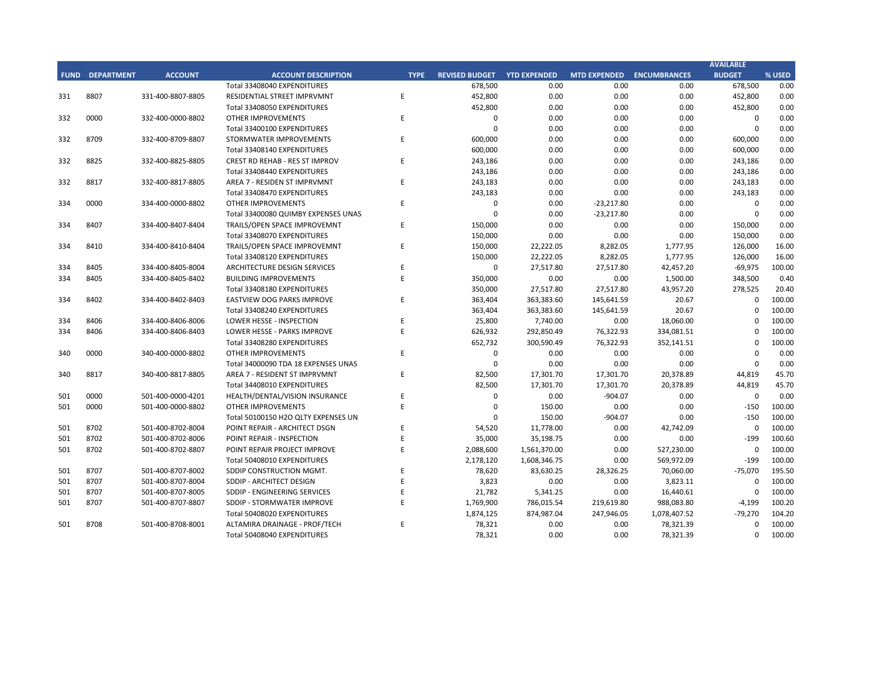| FUND | DEPARTMENT | ACCOUNT | ACCOUNT DESCRIPTION | TYPE | REVISED BUDGET | YTD EXPENDED | MTD EXPENDED | ENCUMBRANCES | AVAILABLE BUDGET | % USED |
|---|---|---|---|---|---|---|---|---|---|---|
| | | | Total 33408040 EXPENDITURES | | 678,500 | 0.00 | 0.00 | 0.00 | 678,500 | 0.00 |
| 331 | 8807 | 331-400-8807-8805 | RESIDENTIAL STREET IMPRVMNT | E | 452,800 | 0.00 | 0.00 | 0.00 | 452,800 | 0.00 |
| | | | Total 33408050 EXPENDITURES | | 452,800 | 0.00 | 0.00 | 0.00 | 452,800 | 0.00 |
| 332 | 0000 | 332-400-0000-8802 | OTHER IMPROVEMENTS | E | 0 | 0.00 | 0.00 | 0.00 | 0 | 0.00 |
| | | | Total 33400100 EXPENDITURES | | 0 | 0.00 | 0.00 | 0.00 | 0 | 0.00 |
| 332 | 8709 | 332-400-8709-8807 | STORMWATER IMPROVEMENTS | E | 600,000 | 0.00 | 0.00 | 0.00 | 600,000 | 0.00 |
| | | | Total 33408140 EXPENDITURES | | 600,000 | 0.00 | 0.00 | 0.00 | 600,000 | 0.00 |
| 332 | 8825 | 332-400-8825-8805 | CREST RD REHAB - RES ST IMPROV | E | 243,186 | 0.00 | 0.00 | 0.00 | 243,186 | 0.00 |
| | | | Total 33408440 EXPENDITURES | | 243,186 | 0.00 | 0.00 | 0.00 | 243,186 | 0.00 |
| 332 | 8817 | 332-400-8817-8805 | AREA 7 - RESIDEN ST IMPRVMNT | E | 243,183 | 0.00 | 0.00 | 0.00 | 243,183 | 0.00 |
| | | | Total 33408470 EXPENDITURES | | 243,183 | 0.00 | 0.00 | 0.00 | 243,183 | 0.00 |
| 334 | 0000 | 334-400-0000-8802 | OTHER IMPROVEMENTS | E | 0 | 0.00 | -23,217.80 | 0.00 | 0 | 0.00 |
| | | | Total 33400080 QUIMBY EXPENSES UNAS | | 0 | 0.00 | -23,217.80 | 0.00 | 0 | 0.00 |
| 334 | 8407 | 334-400-8407-8404 | TRAILS/OPEN SPACE IMPROVEMNT | E | 150,000 | 0.00 | 0.00 | 0.00 | 150,000 | 0.00 |
| | | | Total 33408070 EXPENDITURES | | 150,000 | 0.00 | 0.00 | 0.00 | 150,000 | 0.00 |
| 334 | 8410 | 334-400-8410-8404 | TRAILS/OPEN SPACE IMPROVEMNT | E | 150,000 | 22,222.05 | 8,282.05 | 1,777.95 | 126,000 | 16.00 |
| | | | Total 33408120 EXPENDITURES | | 150,000 | 22,222.05 | 8,282.05 | 1,777.95 | 126,000 | 16.00 |
| 334 | 8405 | 334-400-8405-8004 | ARCHITECTURE DESIGN SERVICES | E | 0 | 27,517.80 | 27,517.80 | 42,457.20 | -69,975 | 100.00 |
| 334 | 8405 | 334-400-8405-8402 | BUILDING IMPROVEMENTS | E | 350,000 | 0.00 | 0.00 | 1,500.00 | 348,500 | 0.40 |
| | | | Total 33408180 EXPENDITURES | | 350,000 | 27,517.80 | 27,517.80 | 43,957.20 | 278,525 | 20.40 |
| 334 | 8402 | 334-400-8402-8403 | EASTVIEW DOG PARKS IMPROVE | E | 363,404 | 363,383.60 | 145,641.59 | 20.67 | 0 | 100.00 |
| | | | Total 33408240 EXPENDITURES | | 363,404 | 363,383.60 | 145,641.59 | 20.67 | 0 | 100.00 |
| 334 | 8406 | 334-400-8406-8006 | LOWER HESSE - INSPECTION | E | 25,800 | 7,740.00 | 0.00 | 18,060.00 | 0 | 100.00 |
| 334 | 8406 | 334-400-8406-8403 | LOWER HESSE - PARKS IMPROVE | E | 626,932 | 292,850.49 | 76,322.93 | 334,081.51 | 0 | 100.00 |
| | | | Total 33408280 EXPENDITURES | | 652,732 | 300,590.49 | 76,322.93 | 352,141.51 | 0 | 100.00 |
| 340 | 0000 | 340-400-0000-8802 | OTHER IMPROVEMENTS | E | 0 | 0.00 | 0.00 | 0.00 | 0 | 0.00 |
| | | | Total 34000090 TDA 18 EXPENSES UNAS | | 0 | 0.00 | 0.00 | 0.00 | 0 | 0.00 |
| 340 | 8817 | 340-400-8817-8805 | AREA 7 - RESIDENT ST IMPRVMNT | E | 82,500 | 17,301.70 | 17,301.70 | 20,378.89 | 44,819 | 45.70 |
| | | | Total 34408010 EXPENDITURES | | 82,500 | 17,301.70 | 17,301.70 | 20,378.89 | 44,819 | 45.70 |
| 501 | 0000 | 501-400-0000-4201 | HEALTH/DENTAL/VISION INSURANCE | E | 0 | 0.00 | -904.07 | 0.00 | 0 | 0.00 |
| 501 | 0000 | 501-400-0000-8802 | OTHER IMPROVEMENTS | E | 0 | 150.00 | 0.00 | 0.00 | -150 | 100.00 |
| | | | Total 50100150 H2O QLTY EXPENSES UN | | 0 | 150.00 | -904.07 | 0.00 | -150 | 100.00 |
| 501 | 8702 | 501-400-8702-8004 | POINT REPAIR - ARCHITECT DSGN | E | 54,520 | 11,778.00 | 0.00 | 42,742.09 | 0 | 100.00 |
| 501 | 8702 | 501-400-8702-8006 | POINT REPAIR - INSPECTION | E | 35,000 | 35,198.75 | 0.00 | 0.00 | -199 | 100.60 |
| 501 | 8702 | 501-400-8702-8807 | POINT REPAIR PROJECT IMPROVE | E | 2,088,600 | 1,561,370.00 | 0.00 | 527,230.00 | 0 | 100.00 |
| | | | Total 50408010 EXPENDITURES | | 2,178,120 | 1,608,346.75 | 0.00 | 569,972.09 | -199 | 100.00 |
| 501 | 8707 | 501-400-8707-8002 | SDDIP CONSTRUCTION MGMT. | E | 78,620 | 83,630.25 | 28,326.25 | 70,060.00 | -75,070 | 195.50 |
| 501 | 8707 | 501-400-8707-8004 | SDDIP - ARCHITECT DESIGN | E | 3,823 | 0.00 | 0.00 | 3,823.11 | 0 | 100.00 |
| 501 | 8707 | 501-400-8707-8005 | SDDIP - ENGINEERING SERVICES | E | 21,782 | 5,341.25 | 0.00 | 16,440.61 | 0 | 100.00 |
| 501 | 8707 | 501-400-8707-8807 | SDDIP - STORMWATER IMPROVE | E | 1,769,900 | 786,015.54 | 219,619.80 | 988,083.80 | -4,199 | 100.20 |
| | | | Total 50408020 EXPENDITURES | | 1,874,125 | 874,987.04 | 247,946.05 | 1,078,407.52 | -79,270 | 104.20 |
| 501 | 8708 | 501-400-8708-8001 | ALTAMIRA DRAINAGE - PROF/TECH | E | 78,321 | 0.00 | 0.00 | 78,321.39 | 0 | 100.00 |
| | | | Total 50408040 EXPENDITURES | | 78,321 | 0.00 | 0.00 | 78,321.39 | 0 | 100.00 |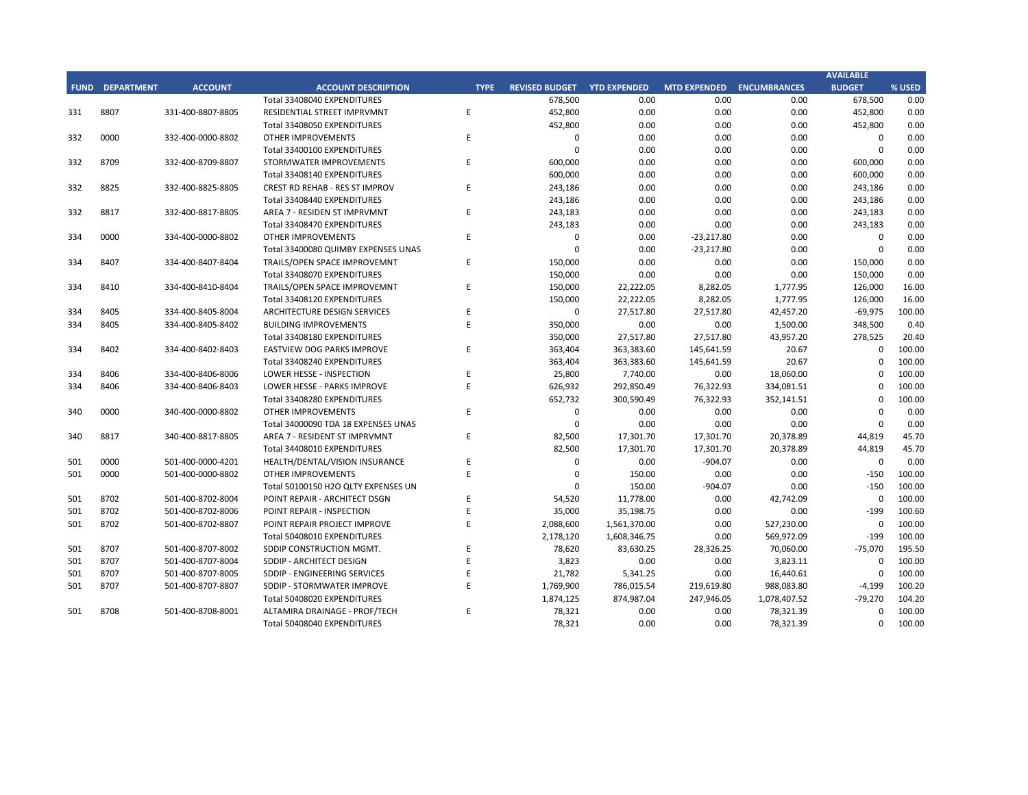| FUND | DEPARTMENT | ACCOUNT | ACCOUNT DESCRIPTION | TYPE | REVISED BUDGET | YTD EXPENDED | MTD EXPENDED | ENCUMBRANCES | AVAILABLE BUDGET | % USED |
|---|---|---|---|---|---|---|---|---|---|---|
| | | | Total 33408040 EXPENDITURES | | 678,500 | 0.00 | 0.00 | 0.00 | 678,500 | 0.00 |
| 331 | 8807 | 331-400-8807-8805 | RESIDENTIAL STREET IMPRVMNT | E | 452,800 | 0.00 | 0.00 | 0.00 | 452,800 | 0.00 |
| | | | Total 33408050 EXPENDITURES | | 452,800 | 0.00 | 0.00 | 0.00 | 452,800 | 0.00 |
| 332 | 0000 | 332-400-0000-8802 | OTHER IMPROVEMENTS | E | 0 | 0.00 | 0.00 | 0.00 | 0 | 0.00 |
| | | | Total 33400100 EXPENDITURES | | 0 | 0.00 | 0.00 | 0.00 | 0 | 0.00 |
| 332 | 8709 | 332-400-8709-8807 | STORMWATER IMPROVEMENTS | E | 600,000 | 0.00 | 0.00 | 0.00 | 600,000 | 0.00 |
| | | | Total 33408140 EXPENDITURES | | 600,000 | 0.00 | 0.00 | 0.00 | 600,000 | 0.00 |
| 332 | 8825 | 332-400-8825-8805 | CREST RD REHAB - RES ST IMPROV | E | 243,186 | 0.00 | 0.00 | 0.00 | 243,186 | 0.00 |
| | | | Total 33408440 EXPENDITURES | | 243,186 | 0.00 | 0.00 | 0.00 | 243,186 | 0.00 |
| 332 | 8817 | 332-400-8817-8805 | AREA 7 - RESIDEN ST IMPRVMNT | E | 243,183 | 0.00 | 0.00 | 0.00 | 243,183 | 0.00 |
| | | | Total 33408470 EXPENDITURES | | 243,183 | 0.00 | 0.00 | 0.00 | 243,183 | 0.00 |
| 334 | 0000 | 334-400-0000-8802 | OTHER IMPROVEMENTS | E | 0 | 0.00 | -23,217.80 | 0.00 | 0 | 0.00 |
| | | | Total 33400080 QUIMBY EXPENSES UNAS | | 0 | 0.00 | -23,217.80 | 0.00 | 0 | 0.00 |
| 334 | 8407 | 334-400-8407-8404 | TRAILS/OPEN SPACE IMPROVEMNT | E | 150,000 | 0.00 | 0.00 | 0.00 | 150,000 | 0.00 |
| | | | Total 33408070 EXPENDITURES | | 150,000 | 0.00 | 0.00 | 0.00 | 150,000 | 0.00 |
| 334 | 8410 | 334-400-8410-8404 | TRAILS/OPEN SPACE IMPROVEMNT | E | 150,000 | 22,222.05 | 8,282.05 | 1,777.95 | 126,000 | 16.00 |
| | | | Total 33408120 EXPENDITURES | | 150,000 | 22,222.05 | 8,282.05 | 1,777.95 | 126,000 | 16.00 |
| 334 | 8405 | 334-400-8405-8004 | ARCHITECTURE DESIGN SERVICES | E | 0 | 27,517.80 | 27,517.80 | 42,457.20 | -69,975 | 100.00 |
| 334 | 8405 | 334-400-8405-8402 | BUILDING IMPROVEMENTS | E | 350,000 | 0.00 | 0.00 | 1,500.00 | 348,500 | 0.40 |
| | | | Total 33408180 EXPENDITURES | | 350,000 | 27,517.80 | 27,517.80 | 43,957.20 | 278,525 | 20.40 |
| 334 | 8402 | 334-400-8402-8403 | EASTVIEW DOG PARKS IMPROVE | E | 363,404 | 363,383.60 | 145,641.59 | 20.67 | 0 | 100.00 |
| | | | Total 33408240 EXPENDITURES | | 363,404 | 363,383.60 | 145,641.59 | 20.67 | 0 | 100.00 |
| 334 | 8406 | 334-400-8406-8006 | LOWER HESSE - INSPECTION | E | 25,800 | 7,740.00 | 0.00 | 18,060.00 | 0 | 100.00 |
| 334 | 8406 | 334-400-8406-8403 | LOWER HESSE - PARKS IMPROVE | E | 626,932 | 292,850.49 | 76,322.93 | 334,081.51 | 0 | 100.00 |
| | | | Total 33408280 EXPENDITURES | | 652,732 | 300,590.49 | 76,322.93 | 352,141.51 | 0 | 100.00 |
| 340 | 0000 | 340-400-0000-8802 | OTHER IMPROVEMENTS | E | 0 | 0.00 | 0.00 | 0.00 | 0 | 0.00 |
| | | | Total 34000090 TDA 18 EXPENSES UNAS | | 0 | 0.00 | 0.00 | 0.00 | 0 | 0.00 |
| 340 | 8817 | 340-400-8817-8805 | AREA 7 - RESIDENT ST IMPRVMNT | E | 82,500 | 17,301.70 | 17,301.70 | 20,378.89 | 44,819 | 45.70 |
| | | | Total 34408010 EXPENDITURES | | 82,500 | 17,301.70 | 17,301.70 | 20,378.89 | 44,819 | 45.70 |
| 501 | 0000 | 501-400-0000-4201 | HEALTH/DENTAL/VISION INSURANCE | E | 0 | 0.00 | -904.07 | 0.00 | 0 | 0.00 |
| 501 | 0000 | 501-400-0000-8802 | OTHER IMPROVEMENTS | E | 0 | 150.00 | 0.00 | 0.00 | -150 | 100.00 |
| | | | Total 50100150 H2O QLTY EXPENSES UN | | 0 | 150.00 | -904.07 | 0.00 | -150 | 100.00 |
| 501 | 8702 | 501-400-8702-8004 | POINT REPAIR - ARCHITECT DSGN | E | 54,520 | 11,778.00 | 0.00 | 42,742.09 | 0 | 100.00 |
| 501 | 8702 | 501-400-8702-8006 | POINT REPAIR - INSPECTION | E | 35,000 | 35,198.75 | 0.00 | 0.00 | -199 | 100.60 |
| 501 | 8702 | 501-400-8702-8807 | POINT REPAIR PROJECT IMPROVE | E | 2,088,600 | 1,561,370.00 | 0.00 | 527,230.00 | 0 | 100.00 |
| | | | Total 50408010 EXPENDITURES | | 2,178,120 | 1,608,346.75 | 0.00 | 569,972.09 | -199 | 100.00 |
| 501 | 8707 | 501-400-8707-8002 | SDDIP CONSTRUCTION MGMT. | E | 78,620 | 83,630.25 | 28,326.25 | 70,060.00 | -75,070 | 195.50 |
| 501 | 8707 | 501-400-8707-8004 | SDDIP - ARCHITECT DESIGN | E | 3,823 | 0.00 | 0.00 | 3,823.11 | 0 | 100.00 |
| 501 | 8707 | 501-400-8707-8005 | SDDIP - ENGINEERING SERVICES | E | 21,782 | 5,341.25 | 0.00 | 16,440.61 | 0 | 100.00 |
| 501 | 8707 | 501-400-8707-8807 | SDDIP - STORMWATER IMPROVE | E | 1,769,900 | 786,015.54 | 219,619.80 | 988,083.80 | -4,199 | 100.20 |
| | | | Total 50408020 EXPENDITURES | | 1,874,125 | 874,987.04 | 247,946.05 | 1,078,407.52 | -79,270 | 104.20 |
| 501 | 8708 | 501-400-8708-8001 | ALTAMIRA DRAINAGE - PROF/TECH | E | 78,321 | 0.00 | 0.00 | 78,321.39 | 0 | 100.00 |
| | | | Total 50408040 EXPENDITURES | | 78,321 | 0.00 | 0.00 | 78,321.39 | 0 | 100.00 |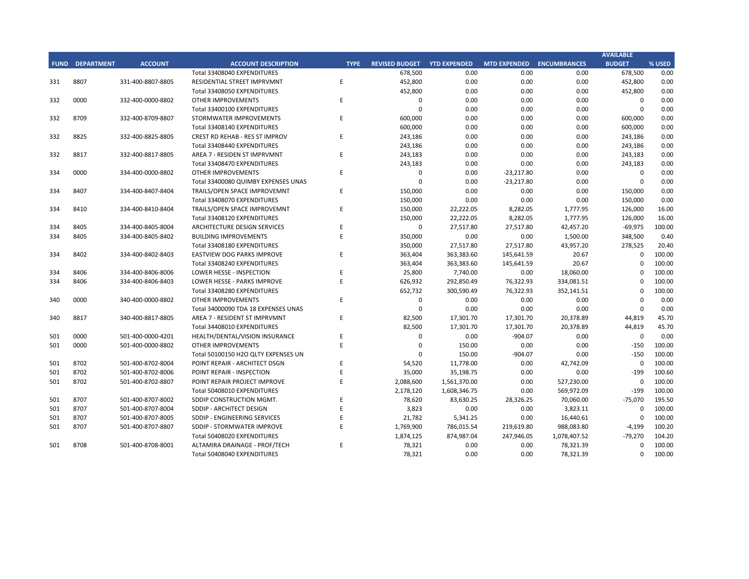| FUND | DEPARTMENT | ACCOUNT | ACCOUNT DESCRIPTION | TYPE | REVISED BUDGET | YTD EXPENDED | MTD EXPENDED | ENCUMBRANCES | AVAILABLE BUDGET | % USED |
|---|---|---|---|---|---|---|---|---|---|---|
| | | | Total 33408040 EXPENDITURES | | 678,500 | 0.00 | 0.00 | 0.00 | 678,500 | 0.00 |
| 331 | 8807 | 331-400-8807-8805 | RESIDENTIAL STREET IMPRVMNT | E | 452,800 | 0.00 | 0.00 | 0.00 | 452,800 | 0.00 |
| | | | Total 33408050 EXPENDITURES | | 452,800 | 0.00 | 0.00 | 0.00 | 452,800 | 0.00 |
| 332 | 0000 | 332-400-0000-8802 | OTHER IMPROVEMENTS | E | 0 | 0.00 | 0.00 | 0.00 | 0 | 0.00 |
| | | | Total 33400100 EXPENDITURES | | 0 | 0.00 | 0.00 | 0.00 | 0 | 0.00 |
| 332 | 8709 | 332-400-8709-8807 | STORMWATER IMPROVEMENTS | E | 600,000 | 0.00 | 0.00 | 0.00 | 600,000 | 0.00 |
| | | | Total 33408140 EXPENDITURES | | 600,000 | 0.00 | 0.00 | 0.00 | 600,000 | 0.00 |
| 332 | 8825 | 332-400-8825-8805 | CREST RD REHAB - RES ST IMPROV | E | 243,186 | 0.00 | 0.00 | 0.00 | 243,186 | 0.00 |
| | | | Total 33408440 EXPENDITURES | | 243,186 | 0.00 | 0.00 | 0.00 | 243,186 | 0.00 |
| 332 | 8817 | 332-400-8817-8805 | AREA 7 - RESIDEN ST IMPRVMNT | E | 243,183 | 0.00 | 0.00 | 0.00 | 243,183 | 0.00 |
| | | | Total 33408470 EXPENDITURES | | 243,183 | 0.00 | 0.00 | 0.00 | 243,183 | 0.00 |
| 334 | 0000 | 334-400-0000-8802 | OTHER IMPROVEMENTS | E | 0 | 0.00 | -23,217.80 | 0.00 | 0 | 0.00 |
| | | | Total 33400080 QUIMBY EXPENSES UNAS | | 0 | 0.00 | -23,217.80 | 0.00 | 0 | 0.00 |
| 334 | 8407 | 334-400-8407-8404 | TRAILS/OPEN SPACE IMPROVEMNT | E | 150,000 | 0.00 | 0.00 | 0.00 | 150,000 | 0.00 |
| | | | Total 33408070 EXPENDITURES | | 150,000 | 0.00 | 0.00 | 0.00 | 150,000 | 0.00 |
| 334 | 8410 | 334-400-8410-8404 | TRAILS/OPEN SPACE IMPROVEMNT | E | 150,000 | 22,222.05 | 8,282.05 | 1,777.95 | 126,000 | 16.00 |
| | | | Total 33408120 EXPENDITURES | | 150,000 | 22,222.05 | 8,282.05 | 1,777.95 | 126,000 | 16.00 |
| 334 | 8405 | 334-400-8405-8004 | ARCHITECTURE DESIGN SERVICES | E | 0 | 27,517.80 | 27,517.80 | 42,457.20 | -69,975 | 100.00 |
| 334 | 8405 | 334-400-8405-8402 | BUILDING IMPROVEMENTS | E | 350,000 | 0.00 | 0.00 | 1,500.00 | 348,500 | 0.40 |
| | | | Total 33408180 EXPENDITURES | | 350,000 | 27,517.80 | 27,517.80 | 43,957.20 | 278,525 | 20.40 |
| 334 | 8402 | 334-400-8402-8403 | EASTVIEW DOG PARKS IMPROVE | E | 363,404 | 363,383.60 | 145,641.59 | 20.67 | 0 | 100.00 |
| | | | Total 33408240 EXPENDITURES | | 363,404 | 363,383.60 | 145,641.59 | 20.67 | 0 | 100.00 |
| 334 | 8406 | 334-400-8406-8006 | LOWER HESSE - INSPECTION | E | 25,800 | 7,740.00 | 0.00 | 18,060.00 | 0 | 100.00 |
| 334 | 8406 | 334-400-8406-8403 | LOWER HESSE - PARKS IMPROVE | E | 626,932 | 292,850.49 | 76,322.93 | 334,081.51 | 0 | 100.00 |
| | | | Total 33408280 EXPENDITURES | | 652,732 | 300,590.49 | 76,322.93 | 352,141.51 | 0 | 100.00 |
| 340 | 0000 | 340-400-0000-8802 | OTHER IMPROVEMENTS | E | 0 | 0.00 | 0.00 | 0.00 | 0 | 0.00 |
| | | | Total 34000090 TDA 18 EXPENSES UNAS | | 0 | 0.00 | 0.00 | 0.00 | 0 | 0.00 |
| 340 | 8817 | 340-400-8817-8805 | AREA 7 - RESIDENT ST IMPRVMNT | E | 82,500 | 17,301.70 | 17,301.70 | 20,378.89 | 44,819 | 45.70 |
| | | | Total 34408010 EXPENDITURES | | 82,500 | 17,301.70 | 17,301.70 | 20,378.89 | 44,819 | 45.70 |
| 501 | 0000 | 501-400-0000-4201 | HEALTH/DENTAL/VISION INSURANCE | E | 0 | 0.00 | -904.07 | 0.00 | 0 | 0.00 |
| 501 | 0000 | 501-400-0000-8802 | OTHER IMPROVEMENTS | E | 0 | 150.00 | 0.00 | 0.00 | -150 | 100.00 |
| | | | Total 50100150 H2O QLTY EXPENSES UN | | 0 | 150.00 | -904.07 | 0.00 | -150 | 100.00 |
| 501 | 8702 | 501-400-8702-8004 | POINT REPAIR - ARCHITECT DSGN | E | 54,520 | 11,778.00 | 0.00 | 42,742.09 | 0 | 100.00 |
| 501 | 8702 | 501-400-8702-8006 | POINT REPAIR - INSPECTION | E | 35,000 | 35,198.75 | 0.00 | 0.00 | -199 | 100.60 |
| 501 | 8702 | 501-400-8702-8807 | POINT REPAIR PROJECT IMPROVE | E | 2,088,600 | 1,561,370.00 | 0.00 | 527,230.00 | 0 | 100.00 |
| | | | Total 50408010 EXPENDITURES | | 2,178,120 | 1,608,346.75 | 0.00 | 569,972.09 | -199 | 100.00 |
| 501 | 8707 | 501-400-8707-8002 | SDDIP CONSTRUCTION MGMT. | E | 78,620 | 83,630.25 | 28,326.25 | 70,060.00 | -75,070 | 195.50 |
| 501 | 8707 | 501-400-8707-8004 | SDDIP - ARCHITECT DESIGN | E | 3,823 | 0.00 | 0.00 | 3,823.11 | 0 | 100.00 |
| 501 | 8707 | 501-400-8707-8005 | SDDIP - ENGINEERING SERVICES | E | 21,782 | 5,341.25 | 0.00 | 16,440.61 | 0 | 100.00 |
| 501 | 8707 | 501-400-8707-8807 | SDDIP - STORMWATER IMPROVE | E | 1,769,900 | 786,015.54 | 219,619.80 | 988,083.80 | -4,199 | 100.20 |
| | | | Total 50408020 EXPENDITURES | | 1,874,125 | 874,987.04 | 247,946.05 | 1,078,407.52 | -79,270 | 104.20 |
| 501 | 8708 | 501-400-8708-8001 | ALTAMIRA DRAINAGE - PROF/TECH | E | 78,321 | 0.00 | 0.00 | 78,321.39 | 0 | 100.00 |
| | | | Total 50408040 EXPENDITURES | | 78,321 | 0.00 | 0.00 | 78,321.39 | 0 | 100.00 |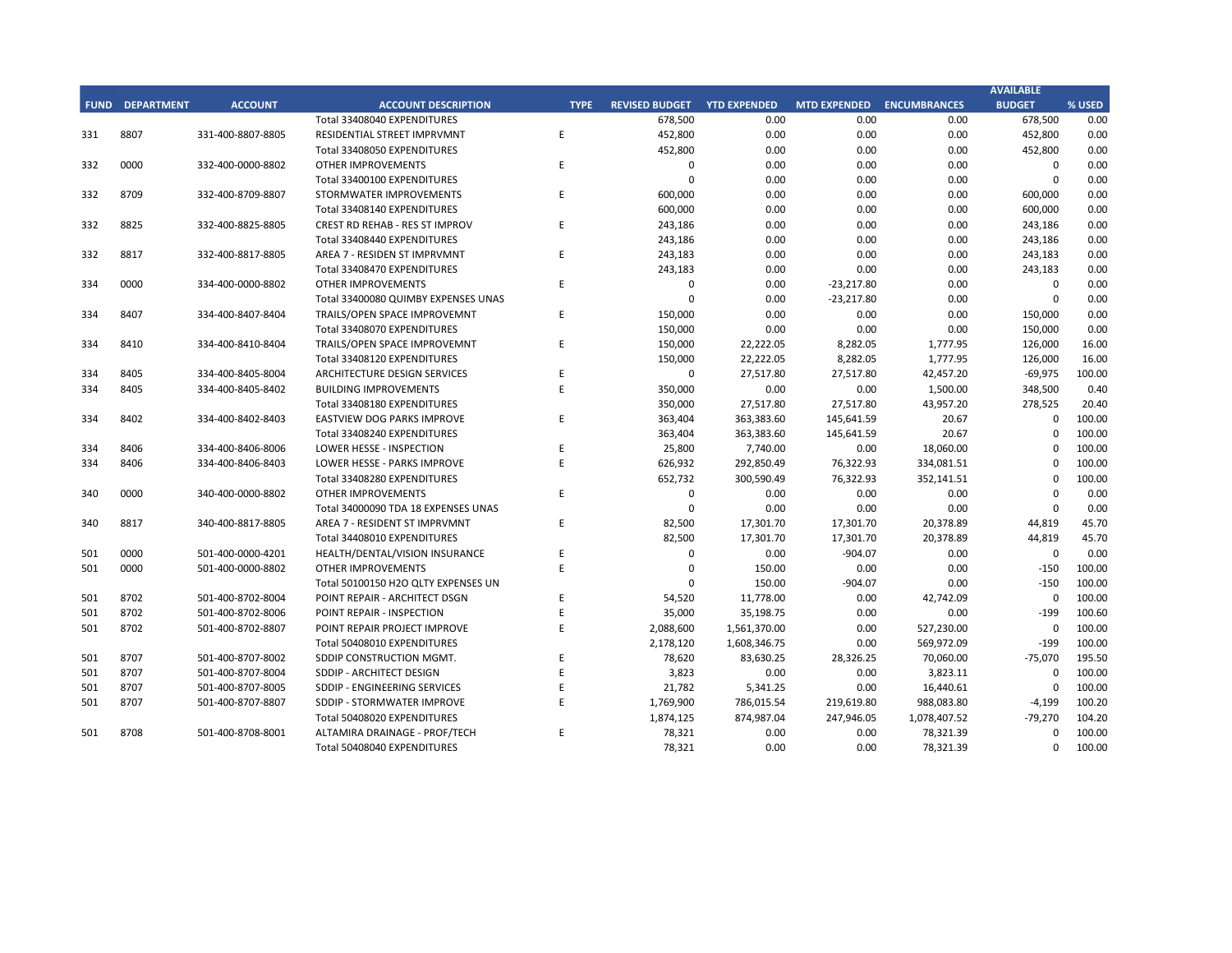| FUND | DEPARTMENT | ACCOUNT | ACCOUNT DESCRIPTION | TYPE | REVISED BUDGET | YTD EXPENDED | MTD EXPENDED | ENCUMBRANCES | AVAILABLE BUDGET | % USED |
|---|---|---|---|---|---|---|---|---|---|---|
| | | | Total 33408040 EXPENDITURES | | 678,500 | 0.00 | 0.00 | 0.00 | 678,500 | 0.00 |
| 331 | 8807 | 331-400-8807-8805 | RESIDENTIAL STREET IMPRVMNT | E | 452,800 | 0.00 | 0.00 | 0.00 | 452,800 | 0.00 |
| | | | Total 33408050 EXPENDITURES | | 452,800 | 0.00 | 0.00 | 0.00 | 452,800 | 0.00 |
| 332 | 0000 | 332-400-0000-8802 | OTHER IMPROVEMENTS | E | 0 | 0.00 | 0.00 | 0.00 | 0 | 0.00 |
| | | | Total 33400100 EXPENDITURES | | 0 | 0.00 | 0.00 | 0.00 | 0 | 0.00 |
| 332 | 8709 | 332-400-8709-8807 | STORMWATER IMPROVEMENTS | E | 600,000 | 0.00 | 0.00 | 0.00 | 600,000 | 0.00 |
| | | | Total 33408140 EXPENDITURES | | 600,000 | 0.00 | 0.00 | 0.00 | 600,000 | 0.00 |
| 332 | 8825 | 332-400-8825-8805 | CREST RD REHAB - RES ST IMPROV | E | 243,186 | 0.00 | 0.00 | 0.00 | 243,186 | 0.00 |
| | | | Total 33408440 EXPENDITURES | | 243,186 | 0.00 | 0.00 | 0.00 | 243,186 | 0.00 |
| 332 | 8817 | 332-400-8817-8805 | AREA 7 - RESIDEN ST IMPRVMNT | E | 243,183 | 0.00 | 0.00 | 0.00 | 243,183 | 0.00 |
| | | | Total 33408470 EXPENDITURES | | 243,183 | 0.00 | 0.00 | 0.00 | 243,183 | 0.00 |
| 334 | 0000 | 334-400-0000-8802 | OTHER IMPROVEMENTS | E | 0 | 0.00 | -23,217.80 | 0.00 | 0 | 0.00 |
| | | | Total 33400080 QUIMBY EXPENSES UNAS | | 0 | 0.00 | -23,217.80 | 0.00 | 0 | 0.00 |
| 334 | 8407 | 334-400-8407-8404 | TRAILS/OPEN SPACE IMPROVEMNT | E | 150,000 | 0.00 | 0.00 | 0.00 | 150,000 | 0.00 |
| | | | Total 33408070 EXPENDITURES | | 150,000 | 0.00 | 0.00 | 0.00 | 150,000 | 0.00 |
| 334 | 8410 | 334-400-8410-8404 | TRAILS/OPEN SPACE IMPROVEMNT | E | 150,000 | 22,222.05 | 8,282.05 | 1,777.95 | 126,000 | 16.00 |
| | | | Total 33408120 EXPENDITURES | | 150,000 | 22,222.05 | 8,282.05 | 1,777.95 | 126,000 | 16.00 |
| 334 | 8405 | 334-400-8405-8004 | ARCHITECTURE DESIGN SERVICES | E | 0 | 27,517.80 | 27,517.80 | 42,457.20 | -69,975 | 100.00 |
| 334 | 8405 | 334-400-8405-8402 | BUILDING IMPROVEMENTS | E | 350,000 | 0.00 | 0.00 | 1,500.00 | 348,500 | 0.40 |
| | | | Total 33408180 EXPENDITURES | | 350,000 | 27,517.80 | 27,517.80 | 43,957.20 | 278,525 | 20.40 |
| 334 | 8402 | 334-400-8402-8403 | EASTVIEW DOG PARKS IMPROVE | E | 363,404 | 363,383.60 | 145,641.59 | 20.67 | 0 | 100.00 |
| | | | Total 33408240 EXPENDITURES | | 363,404 | 363,383.60 | 145,641.59 | 20.67 | 0 | 100.00 |
| 334 | 8406 | 334-400-8406-8006 | LOWER HESSE - INSPECTION | E | 25,800 | 7,740.00 | 0.00 | 18,060.00 | 0 | 100.00 |
| 334 | 8406 | 334-400-8406-8403 | LOWER HESSE - PARKS IMPROVE | E | 626,932 | 292,850.49 | 76,322.93 | 334,081.51 | 0 | 100.00 |
| | | | Total 33408280 EXPENDITURES | | 652,732 | 300,590.49 | 76,322.93 | 352,141.51 | 0 | 100.00 |
| 340 | 0000 | 340-400-0000-8802 | OTHER IMPROVEMENTS | E | 0 | 0.00 | 0.00 | 0.00 | 0 | 0.00 |
| | | | Total 34000090 TDA 18 EXPENSES UNAS | | 0 | 0.00 | 0.00 | 0.00 | 0 | 0.00 |
| 340 | 8817 | 340-400-8817-8805 | AREA 7 - RESIDENT ST IMPRVMNT | E | 82,500 | 17,301.70 | 17,301.70 | 20,378.89 | 44,819 | 45.70 |
| | | | Total 34408010 EXPENDITURES | | 82,500 | 17,301.70 | 17,301.70 | 20,378.89 | 44,819 | 45.70 |
| 501 | 0000 | 501-400-0000-4201 | HEALTH/DENTAL/VISION INSURANCE | E | 0 | 0.00 | -904.07 | 0.00 | 0 | 0.00 |
| 501 | 0000 | 501-400-0000-8802 | OTHER IMPROVEMENTS | E | 0 | 150.00 | 0.00 | 0.00 | -150 | 100.00 |
| | | | Total 50100150 H2O QLTY EXPENSES UN | | 0 | 150.00 | -904.07 | 0.00 | -150 | 100.00 |
| 501 | 8702 | 501-400-8702-8004 | POINT REPAIR - ARCHITECT DSGN | E | 54,520 | 11,778.00 | 0.00 | 42,742.09 | 0 | 100.00 |
| 501 | 8702 | 501-400-8702-8006 | POINT REPAIR - INSPECTION | E | 35,000 | 35,198.75 | 0.00 | 0.00 | -199 | 100.60 |
| 501 | 8702 | 501-400-8702-8807 | POINT REPAIR PROJECT IMPROVE | E | 2,088,600 | 1,561,370.00 | 0.00 | 527,230.00 | 0 | 100.00 |
| | | | Total 50408010 EXPENDITURES | | 2,178,120 | 1,608,346.75 | 0.00 | 569,972.09 | -199 | 100.00 |
| 501 | 8707 | 501-400-8707-8002 | SDDIP CONSTRUCTION MGMT. | E | 78,620 | 83,630.25 | 28,326.25 | 70,060.00 | -75,070 | 195.50 |
| 501 | 8707 | 501-400-8707-8004 | SDDIP - ARCHITECT DESIGN | E | 3,823 | 0.00 | 0.00 | 3,823.11 | 0 | 100.00 |
| 501 | 8707 | 501-400-8707-8005 | SDDIP - ENGINEERING SERVICES | E | 21,782 | 5,341.25 | 0.00 | 16,440.61 | 0 | 100.00 |
| 501 | 8707 | 501-400-8707-8807 | SDDIP - STORMWATER IMPROVE | E | 1,769,900 | 786,015.54 | 219,619.80 | 988,083.80 | -4,199 | 100.20 |
| | | | Total 50408020 EXPENDITURES | | 1,874,125 | 874,987.04 | 247,946.05 | 1,078,407.52 | -79,270 | 104.20 |
| 501 | 8708 | 501-400-8708-8001 | ALTAMIRA DRAINAGE - PROF/TECH | E | 78,321 | 0.00 | 0.00 | 78,321.39 | 0 | 100.00 |
| | | | Total 50408040 EXPENDITURES | | 78,321 | 0.00 | 0.00 | 78,321.39 | 0 | 100.00 |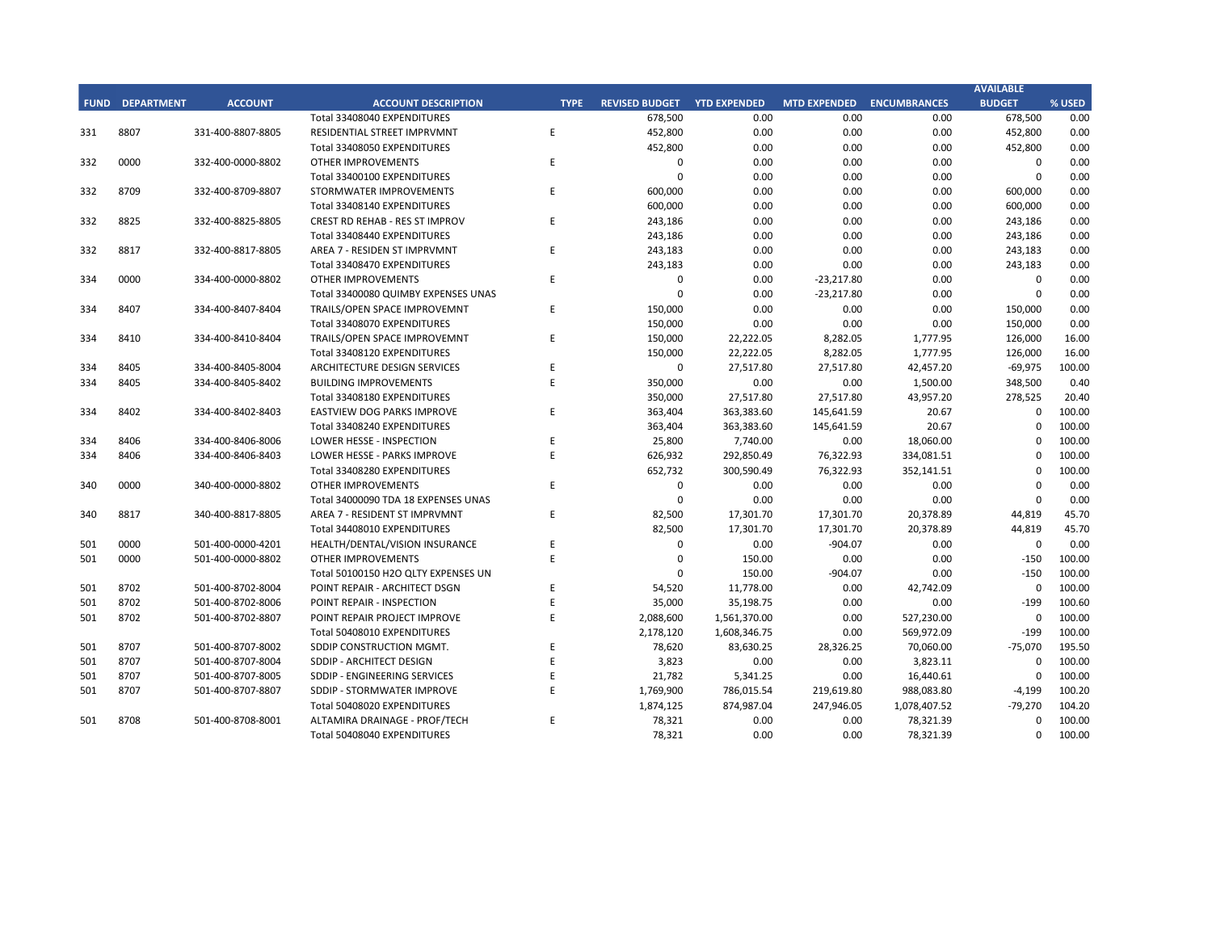| FUND | DEPARTMENT | ACCOUNT | ACCOUNT DESCRIPTION | TYPE | REVISED BUDGET | YTD EXPENDED | MTD EXPENDED | ENCUMBRANCES | AVAILABLE BUDGET | % USED |
|---|---|---|---|---|---|---|---|---|---|---|
| | | | Total 33408040 EXPENDITURES | | 678,500 | 0.00 | 0.00 | 0.00 | 678,500 | 0.00 |
| 331 | 8807 | 331-400-8807-8805 | RESIDENTIAL STREET IMPRVMNT | E | 452,800 | 0.00 | 0.00 | 0.00 | 452,800 | 0.00 |
| | | | Total 33408050 EXPENDITURES | | 452,800 | 0.00 | 0.00 | 0.00 | 452,800 | 0.00 |
| 332 | 0000 | 332-400-0000-8802 | OTHER IMPROVEMENTS | E | 0 | 0.00 | 0.00 | 0.00 | 0 | 0.00 |
| | | | Total 33400100 EXPENDITURES | | 0 | 0.00 | 0.00 | 0.00 | 0 | 0.00 |
| 332 | 8709 | 332-400-8709-8807 | STORMWATER IMPROVEMENTS | E | 600,000 | 0.00 | 0.00 | 0.00 | 600,000 | 0.00 |
| | | | Total 33408140 EXPENDITURES | | 600,000 | 0.00 | 0.00 | 0.00 | 600,000 | 0.00 |
| 332 | 8825 | 332-400-8825-8805 | CREST RD REHAB - RES ST IMPROV | E | 243,186 | 0.00 | 0.00 | 0.00 | 243,186 | 0.00 |
| | | | Total 33408440 EXPENDITURES | | 243,186 | 0.00 | 0.00 | 0.00 | 243,186 | 0.00 |
| 332 | 8817 | 332-400-8817-8805 | AREA 7 - RESIDEN ST IMPRVMNT | E | 243,183 | 0.00 | 0.00 | 0.00 | 243,183 | 0.00 |
| | | | Total 33408470 EXPENDITURES | | 243,183 | 0.00 | 0.00 | 0.00 | 243,183 | 0.00 |
| 334 | 0000 | 334-400-0000-8802 | OTHER IMPROVEMENTS | E | 0 | 0.00 | -23,217.80 | 0.00 | 0 | 0.00 |
| | | | Total 33400080 QUIMBY EXPENSES UNAS | | 0 | 0.00 | -23,217.80 | 0.00 | 0 | 0.00 |
| 334 | 8407 | 334-400-8407-8404 | TRAILS/OPEN SPACE IMPROVEMNT | E | 150,000 | 0.00 | 0.00 | 0.00 | 150,000 | 0.00 |
| | | | Total 33408070 EXPENDITURES | | 150,000 | 0.00 | 0.00 | 0.00 | 150,000 | 0.00 |
| 334 | 8410 | 334-400-8410-8404 | TRAILS/OPEN SPACE IMPROVEMNT | E | 150,000 | 22,222.05 | 8,282.05 | 1,777.95 | 126,000 | 16.00 |
| | | | Total 33408120 EXPENDITURES | | 150,000 | 22,222.05 | 8,282.05 | 1,777.95 | 126,000 | 16.00 |
| 334 | 8405 | 334-400-8405-8004 | ARCHITECTURE DESIGN SERVICES | E | 0 | 27,517.80 | 27,517.80 | 42,457.20 | -69,975 | 100.00 |
| 334 | 8405 | 334-400-8405-8402 | BUILDING IMPROVEMENTS | E | 350,000 | 0.00 | 0.00 | 1,500.00 | 348,500 | 0.40 |
| | | | Total 33408180 EXPENDITURES | | 350,000 | 27,517.80 | 27,517.80 | 43,957.20 | 278,525 | 20.40 |
| 334 | 8402 | 334-400-8402-8403 | EASTVIEW DOG PARKS IMPROVE | E | 363,404 | 363,383.60 | 145,641.59 | 20.67 | 0 | 100.00 |
| | | | Total 33408240 EXPENDITURES | | 363,404 | 363,383.60 | 145,641.59 | 20.67 | 0 | 100.00 |
| 334 | 8406 | 334-400-8406-8006 | LOWER HESSE - INSPECTION | E | 25,800 | 7,740.00 | 0.00 | 18,060.00 | 0 | 100.00 |
| 334 | 8406 | 334-400-8406-8403 | LOWER HESSE - PARKS IMPROVE | E | 626,932 | 292,850.49 | 76,322.93 | 334,081.51 | 0 | 100.00 |
| | | | Total 33408280 EXPENDITURES | | 652,732 | 300,590.49 | 76,322.93 | 352,141.51 | 0 | 100.00 |
| 340 | 0000 | 340-400-0000-8802 | OTHER IMPROVEMENTS | E | 0 | 0.00 | 0.00 | 0.00 | 0 | 0.00 |
| | | | Total 34000090 TDA 18 EXPENSES UNAS | | 0 | 0.00 | 0.00 | 0.00 | 0 | 0.00 |
| 340 | 8817 | 340-400-8817-8805 | AREA 7 - RESIDENT ST IMPRVMNT | E | 82,500 | 17,301.70 | 17,301.70 | 20,378.89 | 44,819 | 45.70 |
| | | | Total 34408010 EXPENDITURES | | 82,500 | 17,301.70 | 17,301.70 | 20,378.89 | 44,819 | 45.70 |
| 501 | 0000 | 501-400-0000-4201 | HEALTH/DENTAL/VISION INSURANCE | E | 0 | 0.00 | -904.07 | 0.00 | 0 | 0.00 |
| 501 | 0000 | 501-400-0000-8802 | OTHER IMPROVEMENTS | E | 0 | 150.00 | 0.00 | 0.00 | -150 | 100.00 |
| | | | Total 50100150 H2O QLTY EXPENSES UN | | 0 | 150.00 | -904.07 | 0.00 | -150 | 100.00 |
| 501 | 8702 | 501-400-8702-8004 | POINT REPAIR - ARCHITECT DSGN | E | 54,520 | 11,778.00 | 0.00 | 42,742.09 | 0 | 100.00 |
| 501 | 8702 | 501-400-8702-8006 | POINT REPAIR - INSPECTION | E | 35,000 | 35,198.75 | 0.00 | 0.00 | -199 | 100.60 |
| 501 | 8702 | 501-400-8702-8807 | POINT REPAIR PROJECT IMPROVE | E | 2,088,600 | 1,561,370.00 | 0.00 | 527,230.00 | 0 | 100.00 |
| | | | Total 50408010 EXPENDITURES | | 2,178,120 | 1,608,346.75 | 0.00 | 569,972.09 | -199 | 100.00 |
| 501 | 8707 | 501-400-8707-8002 | SDDIP CONSTRUCTION MGMT. | E | 78,620 | 83,630.25 | 28,326.25 | 70,060.00 | -75,070 | 195.50 |
| 501 | 8707 | 501-400-8707-8004 | SDDIP - ARCHITECT DESIGN | E | 3,823 | 0.00 | 0.00 | 3,823.11 | 0 | 100.00 |
| 501 | 8707 | 501-400-8707-8005 | SDDIP - ENGINEERING SERVICES | E | 21,782 | 5,341.25 | 0.00 | 16,440.61 | 0 | 100.00 |
| 501 | 8707 | 501-400-8707-8807 | SDDIP - STORMWATER IMPROVE | E | 1,769,900 | 786,015.54 | 219,619.80 | 988,083.80 | -4,199 | 100.20 |
| | | | Total 50408020 EXPENDITURES | | 1,874,125 | 874,987.04 | 247,946.05 | 1,078,407.52 | -79,270 | 104.20 |
| 501 | 8708 | 501-400-8708-8001 | ALTAMIRA DRAINAGE - PROF/TECH | E | 78,321 | 0.00 | 0.00 | 78,321.39 | 0 | 100.00 |
| | | | Total 50408040 EXPENDITURES | | 78,321 | 0.00 | 0.00 | 78,321.39 | 0 | 100.00 |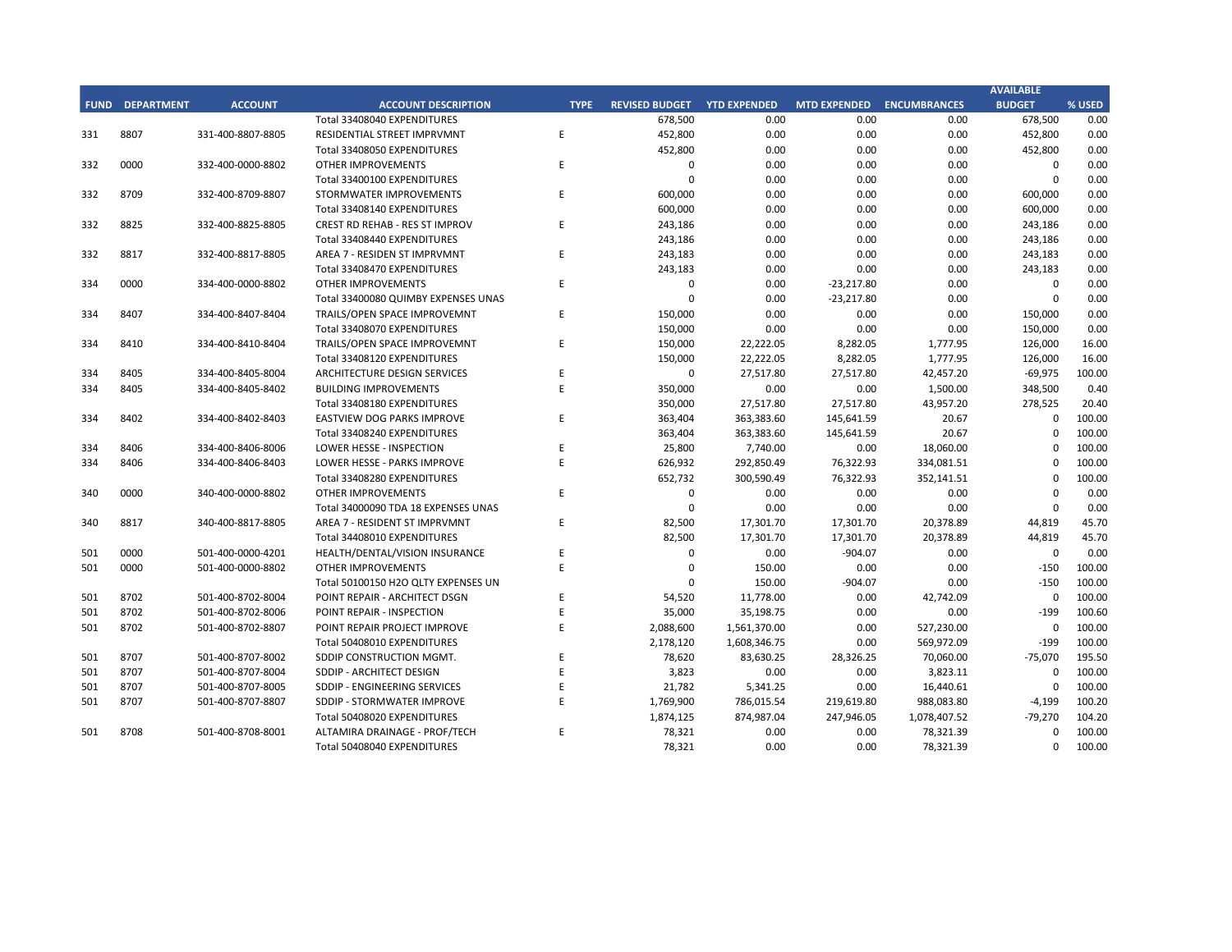| FUND | DEPARTMENT | ACCOUNT | ACCOUNT DESCRIPTION | TYPE | REVISED BUDGET | YTD EXPENDED | MTD EXPENDED | ENCUMBRANCES | AVAILABLE BUDGET | % USED |
|---|---|---|---|---|---|---|---|---|---|---|
| | | | Total 33408040 EXPENDITURES | | 678,500 | 0.00 | 0.00 | 0.00 | 678,500 | 0.00 |
| 331 | 8807 | 331-400-8807-8805 | RESIDENTIAL STREET IMPRVMNT | E | 452,800 | 0.00 | 0.00 | 0.00 | 452,800 | 0.00 |
| | | | Total 33408050 EXPENDITURES | | 452,800 | 0.00 | 0.00 | 0.00 | 452,800 | 0.00 |
| 332 | 0000 | 332-400-0000-8802 | OTHER IMPROVEMENTS | E | 0 | 0.00 | 0.00 | 0.00 | 0 | 0.00 |
| | | | Total 33400100 EXPENDITURES | | 0 | 0.00 | 0.00 | 0.00 | 0 | 0.00 |
| 332 | 8709 | 332-400-8709-8807 | STORMWATER IMPROVEMENTS | E | 600,000 | 0.00 | 0.00 | 0.00 | 600,000 | 0.00 |
| | | | Total 33408140 EXPENDITURES | | 600,000 | 0.00 | 0.00 | 0.00 | 600,000 | 0.00 |
| 332 | 8825 | 332-400-8825-8805 | CREST RD REHAB - RES ST IMPROV | E | 243,186 | 0.00 | 0.00 | 0.00 | 243,186 | 0.00 |
| | | | Total 33408440 EXPENDITURES | | 243,186 | 0.00 | 0.00 | 0.00 | 243,186 | 0.00 |
| 332 | 8817 | 332-400-8817-8805 | AREA 7 - RESIDEN ST IMPRVMNT | E | 243,183 | 0.00 | 0.00 | 0.00 | 243,183 | 0.00 |
| | | | Total 33408470 EXPENDITURES | | 243,183 | 0.00 | 0.00 | 0.00 | 243,183 | 0.00 |
| 334 | 0000 | 334-400-0000-8802 | OTHER IMPROVEMENTS | E | 0 | 0.00 | -23,217.80 | 0.00 | 0 | 0.00 |
| | | | Total 33400080 QUIMBY EXPENSES UNAS | | 0 | 0.00 | -23,217.80 | 0.00 | 0 | 0.00 |
| 334 | 8407 | 334-400-8407-8404 | TRAILS/OPEN SPACE IMPROVEMNT | E | 150,000 | 0.00 | 0.00 | 0.00 | 150,000 | 0.00 |
| | | | Total 33408070 EXPENDITURES | | 150,000 | 0.00 | 0.00 | 0.00 | 150,000 | 0.00 |
| 334 | 8410 | 334-400-8410-8404 | TRAILS/OPEN SPACE IMPROVEMNT | E | 150,000 | 22,222.05 | 8,282.05 | 1,777.95 | 126,000 | 16.00 |
| | | | Total 33408120 EXPENDITURES | | 150,000 | 22,222.05 | 8,282.05 | 1,777.95 | 126,000 | 16.00 |
| 334 | 8405 | 334-400-8405-8004 | ARCHITECTURE DESIGN SERVICES | E | 0 | 27,517.80 | 27,517.80 | 42,457.20 | -69,975 | 100.00 |
| 334 | 8405 | 334-400-8405-8402 | BUILDING IMPROVEMENTS | E | 350,000 | 0.00 | 0.00 | 1,500.00 | 348,500 | 0.40 |
| | | | Total 33408180 EXPENDITURES | | 350,000 | 27,517.80 | 27,517.80 | 43,957.20 | 278,525 | 20.40 |
| 334 | 8402 | 334-400-8402-8403 | EASTVIEW DOG PARKS IMPROVE | E | 363,404 | 363,383.60 | 145,641.59 | 20.67 | 0 | 100.00 |
| | | | Total 33408240 EXPENDITURES | | 363,404 | 363,383.60 | 145,641.59 | 20.67 | 0 | 100.00 |
| 334 | 8406 | 334-400-8406-8006 | LOWER HESSE - INSPECTION | E | 25,800 | 7,740.00 | 0.00 | 18,060.00 | 0 | 100.00 |
| 334 | 8406 | 334-400-8406-8403 | LOWER HESSE - PARKS IMPROVE | E | 626,932 | 292,850.49 | 76,322.93 | 334,081.51 | 0 | 100.00 |
| | | | Total 33408280 EXPENDITURES | | 652,732 | 300,590.49 | 76,322.93 | 352,141.51 | 0 | 100.00 |
| 340 | 0000 | 340-400-0000-8802 | OTHER IMPROVEMENTS | E | 0 | 0.00 | 0.00 | 0.00 | 0 | 0.00 |
| | | | Total 34000090 TDA 18 EXPENSES UNAS | | 0 | 0.00 | 0.00 | 0.00 | 0 | 0.00 |
| 340 | 8817 | 340-400-8817-8805 | AREA 7 - RESIDENT ST IMPRVMNT | E | 82,500 | 17,301.70 | 17,301.70 | 20,378.89 | 44,819 | 45.70 |
| | | | Total 34408010 EXPENDITURES | | 82,500 | 17,301.70 | 17,301.70 | 20,378.89 | 44,819 | 45.70 |
| 501 | 0000 | 501-400-0000-4201 | HEALTH/DENTAL/VISION INSURANCE | E | 0 | 0.00 | -904.07 | 0.00 | 0 | 0.00 |
| 501 | 0000 | 501-400-0000-8802 | OTHER IMPROVEMENTS | E | 0 | 150.00 | 0.00 | 0.00 | -150 | 100.00 |
| | | | Total 50100150 H2O QLTY EXPENSES UN | | 0 | 150.00 | -904.07 | 0.00 | -150 | 100.00 |
| 501 | 8702 | 501-400-8702-8004 | POINT REPAIR - ARCHITECT DSGN | E | 54,520 | 11,778.00 | 0.00 | 42,742.09 | 0 | 100.00 |
| 501 | 8702 | 501-400-8702-8006 | POINT REPAIR - INSPECTION | E | 35,000 | 35,198.75 | 0.00 | 0.00 | -199 | 100.60 |
| 501 | 8702 | 501-400-8702-8807 | POINT REPAIR PROJECT IMPROVE | E | 2,088,600 | 1,561,370.00 | 0.00 | 527,230.00 | 0 | 100.00 |
| | | | Total 50408010 EXPENDITURES | | 2,178,120 | 1,608,346.75 | 0.00 | 569,972.09 | -199 | 100.00 |
| 501 | 8707 | 501-400-8707-8002 | SDDIP CONSTRUCTION MGMT. | E | 78,620 | 83,630.25 | 28,326.25 | 70,060.00 | -75,070 | 195.50 |
| 501 | 8707 | 501-400-8707-8004 | SDDIP - ARCHITECT DESIGN | E | 3,823 | 0.00 | 0.00 | 3,823.11 | 0 | 100.00 |
| 501 | 8707 | 501-400-8707-8005 | SDDIP - ENGINEERING SERVICES | E | 21,782 | 5,341.25 | 0.00 | 16,440.61 | 0 | 100.00 |
| 501 | 8707 | 501-400-8707-8807 | SDDIP - STORMWATER IMPROVE | E | 1,769,900 | 786,015.54 | 219,619.80 | 988,083.80 | -4,199 | 100.20 |
| | | | Total 50408020 EXPENDITURES | | 1,874,125 | 874,987.04 | 247,946.05 | 1,078,407.52 | -79,270 | 104.20 |
| 501 | 8708 | 501-400-8708-8001 | ALTAMIRA DRAINAGE - PROF/TECH | E | 78,321 | 0.00 | 0.00 | 78,321.39 | 0 | 100.00 |
| | | | Total 50408040 EXPENDITURES | | 78,321 | 0.00 | 0.00 | 78,321.39 | 0 | 100.00 |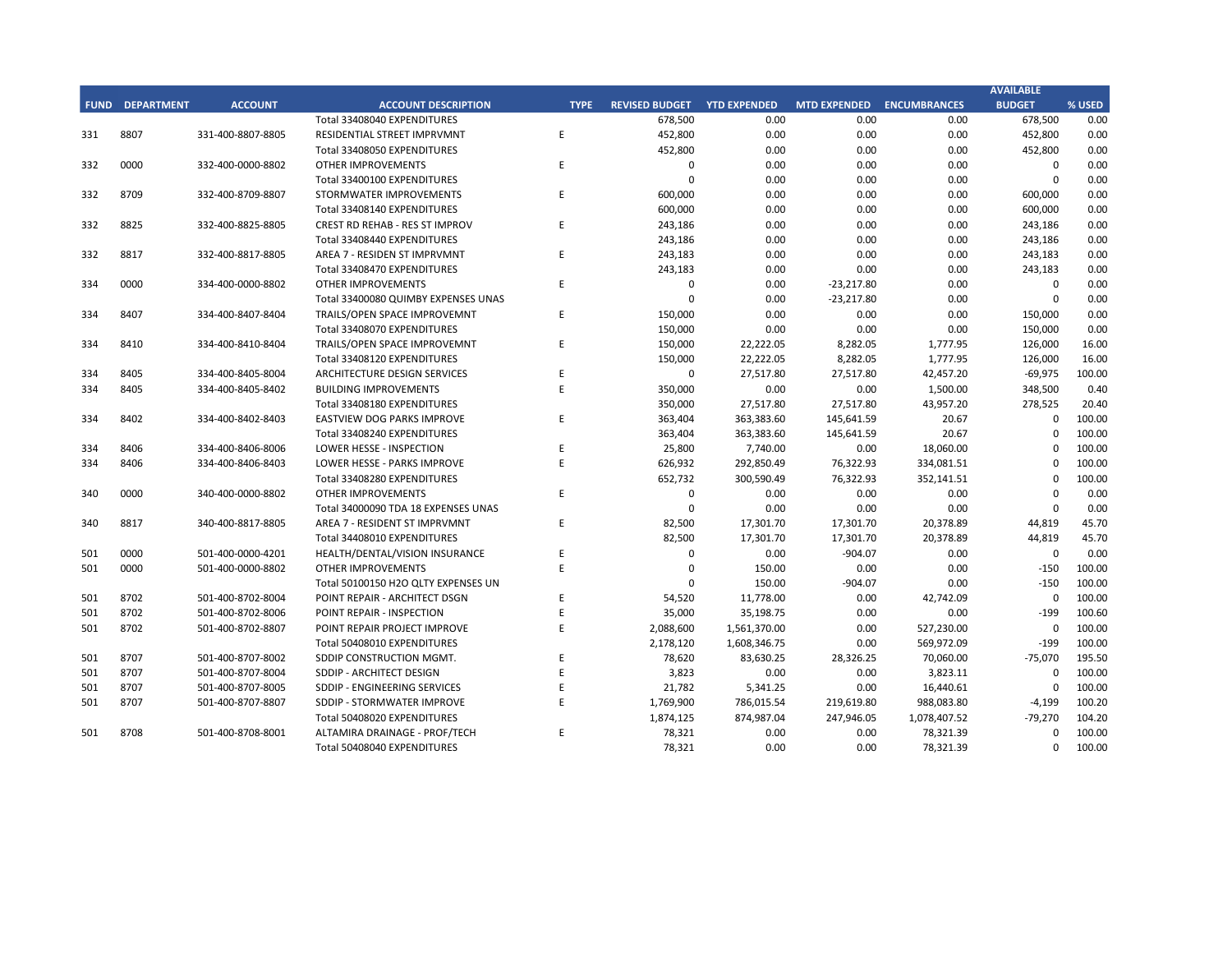| FUND | DEPARTMENT | ACCOUNT | ACCOUNT DESCRIPTION | TYPE | REVISED BUDGET | YTD EXPENDED | MTD EXPENDED | ENCUMBRANCES | AVAILABLE BUDGET | % USED |
|---|---|---|---|---|---|---|---|---|---|---|
| | | | Total 33408040 EXPENDITURES | | 678,500 | 0.00 | 0.00 | 0.00 | 678,500 | 0.00 |
| 331 | 8807 | 331-400-8807-8805 | RESIDENTIAL STREET IMPRVMNT | E | 452,800 | 0.00 | 0.00 | 0.00 | 452,800 | 0.00 |
| | | | Total 33408050 EXPENDITURES | | 452,800 | 0.00 | 0.00 | 0.00 | 452,800 | 0.00 |
| 332 | 0000 | 332-400-0000-8802 | OTHER IMPROVEMENTS | E | 0 | 0.00 | 0.00 | 0.00 | 0 | 0.00 |
| | | | Total 33400100 EXPENDITURES | | 0 | 0.00 | 0.00 | 0.00 | 0 | 0.00 |
| 332 | 8709 | 332-400-8709-8807 | STORMWATER IMPROVEMENTS | E | 600,000 | 0.00 | 0.00 | 0.00 | 600,000 | 0.00 |
| | | | Total 33408140 EXPENDITURES | | 600,000 | 0.00 | 0.00 | 0.00 | 600,000 | 0.00 |
| 332 | 8825 | 332-400-8825-8805 | CREST RD REHAB - RES ST IMPROV | E | 243,186 | 0.00 | 0.00 | 0.00 | 243,186 | 0.00 |
| | | | Total 33408440 EXPENDITURES | | 243,186 | 0.00 | 0.00 | 0.00 | 243,186 | 0.00 |
| 332 | 8817 | 332-400-8817-8805 | AREA 7 - RESIDEN ST IMPRVMNT | E | 243,183 | 0.00 | 0.00 | 0.00 | 243,183 | 0.00 |
| | | | Total 33408470 EXPENDITURES | | 243,183 | 0.00 | 0.00 | 0.00 | 243,183 | 0.00 |
| 334 | 0000 | 334-400-0000-8802 | OTHER IMPROVEMENTS | E | 0 | 0.00 | -23,217.80 | 0.00 | 0 | 0.00 |
| | | | Total 33400080 QUIMBY EXPENSES UNAS | | 0 | 0.00 | -23,217.80 | 0.00 | 0 | 0.00 |
| 334 | 8407 | 334-400-8407-8404 | TRAILS/OPEN SPACE IMPROVEMNT | E | 150,000 | 0.00 | 0.00 | 0.00 | 150,000 | 0.00 |
| | | | Total 33408070 EXPENDITURES | | 150,000 | 0.00 | 0.00 | 0.00 | 150,000 | 0.00 |
| 334 | 8410 | 334-400-8410-8404 | TRAILS/OPEN SPACE IMPROVEMNT | E | 150,000 | 22,222.05 | 8,282.05 | 1,777.95 | 126,000 | 16.00 |
| | | | Total 33408120 EXPENDITURES | | 150,000 | 22,222.05 | 8,282.05 | 1,777.95 | 126,000 | 16.00 |
| 334 | 8405 | 334-400-8405-8004 | ARCHITECTURE DESIGN SERVICES | E | 0 | 27,517.80 | 27,517.80 | 42,457.20 | -69,975 | 100.00 |
| 334 | 8405 | 334-400-8405-8402 | BUILDING IMPROVEMENTS | E | 350,000 | 0.00 | 0.00 | 1,500.00 | 348,500 | 0.40 |
| | | | Total 33408180 EXPENDITURES | | 350,000 | 27,517.80 | 27,517.80 | 43,957.20 | 278,525 | 20.40 |
| 334 | 8402 | 334-400-8402-8403 | EASTVIEW DOG PARKS IMPROVE | E | 363,404 | 363,383.60 | 145,641.59 | 20.67 | 0 | 100.00 |
| | | | Total 33408240 EXPENDITURES | | 363,404 | 363,383.60 | 145,641.59 | 20.67 | 0 | 100.00 |
| 334 | 8406 | 334-400-8406-8006 | LOWER HESSE - INSPECTION | E | 25,800 | 7,740.00 | 0.00 | 18,060.00 | 0 | 100.00 |
| 334 | 8406 | 334-400-8406-8403 | LOWER HESSE - PARKS IMPROVE | E | 626,932 | 292,850.49 | 76,322.93 | 334,081.51 | 0 | 100.00 |
| | | | Total 33408280 EXPENDITURES | | 652,732 | 300,590.49 | 76,322.93 | 352,141.51 | 0 | 100.00 |
| 340 | 0000 | 340-400-0000-8802 | OTHER IMPROVEMENTS | E | 0 | 0.00 | 0.00 | 0.00 | 0 | 0.00 |
| | | | Total 34000090 TDA 18 EXPENSES UNAS | | 0 | 0.00 | 0.00 | 0.00 | 0 | 0.00 |
| 340 | 8817 | 340-400-8817-8805 | AREA 7 - RESIDENT ST IMPRVMNT | E | 82,500 | 17,301.70 | 17,301.70 | 20,378.89 | 44,819 | 45.70 |
| | | | Total 34408010 EXPENDITURES | | 82,500 | 17,301.70 | 17,301.70 | 20,378.89 | 44,819 | 45.70 |
| 501 | 0000 | 501-400-0000-4201 | HEALTH/DENTAL/VISION INSURANCE | E | 0 | 0.00 | -904.07 | 0.00 | 0 | 0.00 |
| 501 | 0000 | 501-400-0000-8802 | OTHER IMPROVEMENTS | E | 0 | 150.00 | 0.00 | 0.00 | -150 | 100.00 |
| | | | Total 50100150 H2O QLTY EXPENSES UN | | 0 | 150.00 | -904.07 | 0.00 | -150 | 100.00 |
| 501 | 8702 | 501-400-8702-8004 | POINT REPAIR - ARCHITECT DSGN | E | 54,520 | 11,778.00 | 0.00 | 42,742.09 | 0 | 100.00 |
| 501 | 8702 | 501-400-8702-8006 | POINT REPAIR - INSPECTION | E | 35,000 | 35,198.75 | 0.00 | 0.00 | -199 | 100.60 |
| 501 | 8702 | 501-400-8702-8807 | POINT REPAIR PROJECT IMPROVE | E | 2,088,600 | 1,561,370.00 | 0.00 | 527,230.00 | 0 | 100.00 |
| | | | Total 50408010 EXPENDITURES | | 2,178,120 | 1,608,346.75 | 0.00 | 569,972.09 | -199 | 100.00 |
| 501 | 8707 | 501-400-8707-8002 | SDDIP CONSTRUCTION MGMT. | E | 78,620 | 83,630.25 | 28,326.25 | 70,060.00 | -75,070 | 195.50 |
| 501 | 8707 | 501-400-8707-8004 | SDDIP - ARCHITECT DESIGN | E | 3,823 | 0.00 | 0.00 | 3,823.11 | 0 | 100.00 |
| 501 | 8707 | 501-400-8707-8005 | SDDIP - ENGINEERING SERVICES | E | 21,782 | 5,341.25 | 0.00 | 16,440.61 | 0 | 100.00 |
| 501 | 8707 | 501-400-8707-8807 | SDDIP - STORMWATER IMPROVE | E | 1,769,900 | 786,015.54 | 219,619.80 | 988,083.80 | -4,199 | 100.20 |
| | | | Total 50408020 EXPENDITURES | | 1,874,125 | 874,987.04 | 247,946.05 | 1,078,407.52 | -79,270 | 104.20 |
| 501 | 8708 | 501-400-8708-8001 | ALTAMIRA DRAINAGE - PROF/TECH | E | 78,321 | 0.00 | 0.00 | 78,321.39 | 0 | 100.00 |
| | | | Total 50408040 EXPENDITURES | | 78,321 | 0.00 | 0.00 | 78,321.39 | 0 | 100.00 |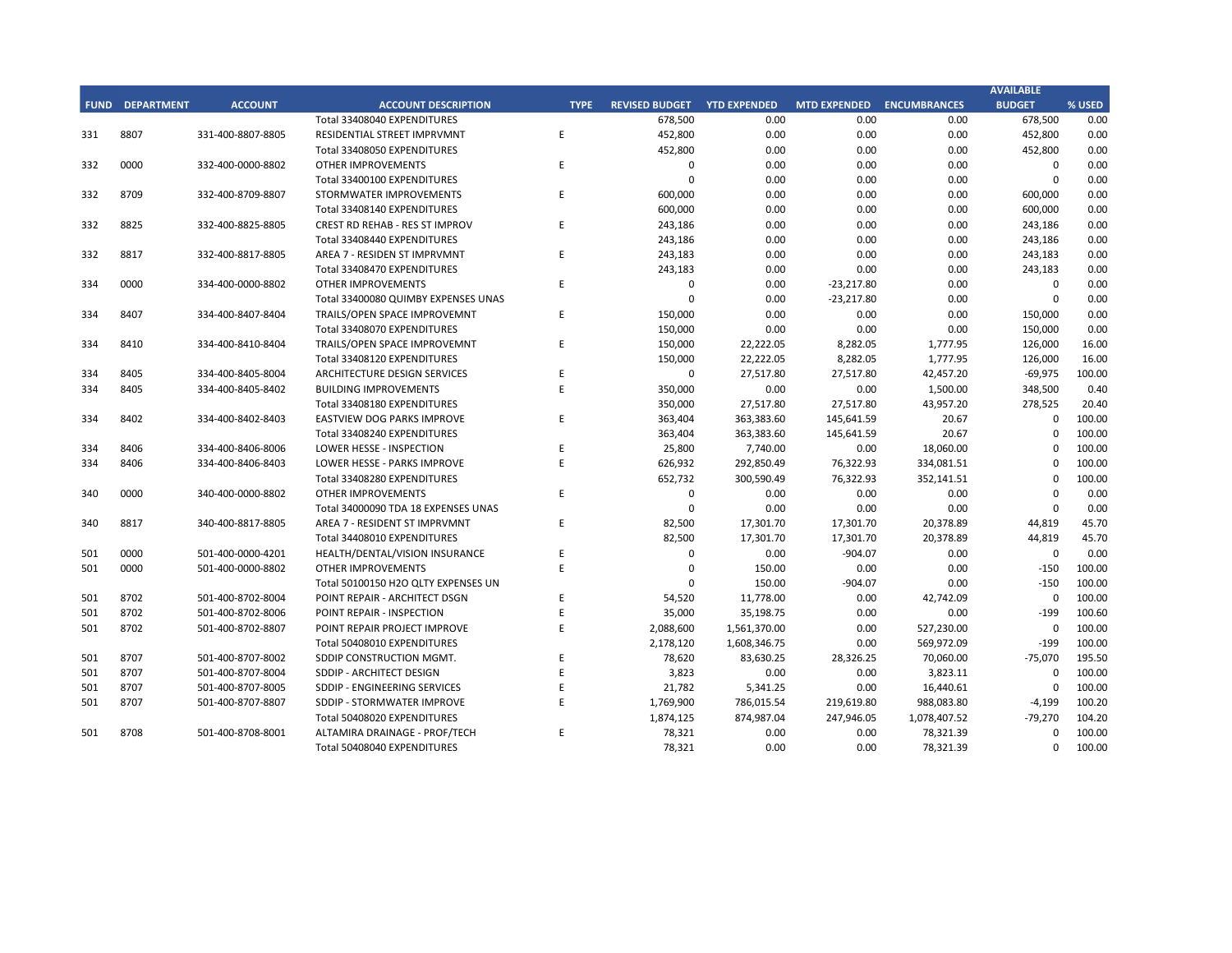| FUND | DEPARTMENT | ACCOUNT | ACCOUNT DESCRIPTION | TYPE | REVISED BUDGET | YTD EXPENDED | MTD EXPENDED | ENCUMBRANCES | AVAILABLE BUDGET | % USED |
|---|---|---|---|---|---|---|---|---|---|---|
| | | | Total 33408040 EXPENDITURES | | 678,500 | 0.00 | 0.00 | 0.00 | 678,500 | 0.00 |
| 331 | 8807 | 331-400-8807-8805 | RESIDENTIAL STREET IMPRVMNT | E | 452,800 | 0.00 | 0.00 | 0.00 | 452,800 | 0.00 |
| | | | Total 33408050 EXPENDITURES | | 452,800 | 0.00 | 0.00 | 0.00 | 452,800 | 0.00 |
| 332 | 0000 | 332-400-0000-8802 | OTHER IMPROVEMENTS | E | 0 | 0.00 | 0.00 | 0.00 | 0 | 0.00 |
| | | | Total 33400100 EXPENDITURES | | 0 | 0.00 | 0.00 | 0.00 | 0 | 0.00 |
| 332 | 8709 | 332-400-8709-8807 | STORMWATER IMPROVEMENTS | E | 600,000 | 0.00 | 0.00 | 0.00 | 600,000 | 0.00 |
| | | | Total 33408140 EXPENDITURES | | 600,000 | 0.00 | 0.00 | 0.00 | 600,000 | 0.00 |
| 332 | 8825 | 332-400-8825-8805 | CREST RD REHAB - RES ST IMPROV | E | 243,186 | 0.00 | 0.00 | 0.00 | 243,186 | 0.00 |
| | | | Total 33408440 EXPENDITURES | | 243,186 | 0.00 | 0.00 | 0.00 | 243,186 | 0.00 |
| 332 | 8817 | 332-400-8817-8805 | AREA 7 - RESIDEN ST IMPRVMNT | E | 243,183 | 0.00 | 0.00 | 0.00 | 243,183 | 0.00 |
| | | | Total 33408470 EXPENDITURES | | 243,183 | 0.00 | 0.00 | 0.00 | 243,183 | 0.00 |
| 334 | 0000 | 334-400-0000-8802 | OTHER IMPROVEMENTS | E | 0 | 0.00 | -23,217.80 | 0.00 | 0 | 0.00 |
| | | | Total 33400080 QUIMBY EXPENSES UNAS | | 0 | 0.00 | -23,217.80 | 0.00 | 0 | 0.00 |
| 334 | 8407 | 334-400-8407-8404 | TRAILS/OPEN SPACE IMPROVEMNT | E | 150,000 | 0.00 | 0.00 | 0.00 | 150,000 | 0.00 |
| | | | Total 33408070 EXPENDITURES | | 150,000 | 0.00 | 0.00 | 0.00 | 150,000 | 0.00 |
| 334 | 8410 | 334-400-8410-8404 | TRAILS/OPEN SPACE IMPROVEMNT | E | 150,000 | 22,222.05 | 8,282.05 | 1,777.95 | 126,000 | 16.00 |
| | | | Total 33408120 EXPENDITURES | | 150,000 | 22,222.05 | 8,282.05 | 1,777.95 | 126,000 | 16.00 |
| 334 | 8405 | 334-400-8405-8004 | ARCHITECTURE DESIGN SERVICES | E | 0 | 27,517.80 | 27,517.80 | 42,457.20 | -69,975 | 100.00 |
| 334 | 8405 | 334-400-8405-8402 | BUILDING IMPROVEMENTS | E | 350,000 | 0.00 | 0.00 | 1,500.00 | 348,500 | 0.40 |
| | | | Total 33408180 EXPENDITURES | | 350,000 | 27,517.80 | 27,517.80 | 43,957.20 | 278,525 | 20.40 |
| 334 | 8402 | 334-400-8402-8403 | EASTVIEW DOG PARKS IMPROVE | E | 363,404 | 363,383.60 | 145,641.59 | 20.67 | 0 | 100.00 |
| | | | Total 33408240 EXPENDITURES | | 363,404 | 363,383.60 | 145,641.59 | 20.67 | 0 | 100.00 |
| 334 | 8406 | 334-400-8406-8006 | LOWER HESSE - INSPECTION | E | 25,800 | 7,740.00 | 0.00 | 18,060.00 | 0 | 100.00 |
| 334 | 8406 | 334-400-8406-8403 | LOWER HESSE - PARKS IMPROVE | E | 626,932 | 292,850.49 | 76,322.93 | 334,081.51 | 0 | 100.00 |
| | | | Total 33408280 EXPENDITURES | | 652,732 | 300,590.49 | 76,322.93 | 352,141.51 | 0 | 100.00 |
| 340 | 0000 | 340-400-0000-8802 | OTHER IMPROVEMENTS | E | 0 | 0.00 | 0.00 | 0.00 | 0 | 0.00 |
| | | | Total 34000090 TDA 18 EXPENSES UNAS | | 0 | 0.00 | 0.00 | 0.00 | 0 | 0.00 |
| 340 | 8817 | 340-400-8817-8805 | AREA 7 - RESIDENT ST IMPRVMNT | E | 82,500 | 17,301.70 | 17,301.70 | 20,378.89 | 44,819 | 45.70 |
| | | | Total 34408010 EXPENDITURES | | 82,500 | 17,301.70 | 17,301.70 | 20,378.89 | 44,819 | 45.70 |
| 501 | 0000 | 501-400-0000-4201 | HEALTH/DENTAL/VISION INSURANCE | E | 0 | 0.00 | -904.07 | 0.00 | 0 | 0.00 |
| 501 | 0000 | 501-400-0000-8802 | OTHER IMPROVEMENTS | E | 0 | 150.00 | 0.00 | 0.00 | -150 | 100.00 |
| | | | Total 50100150 H2O QLTY EXPENSES UN | | 0 | 150.00 | -904.07 | 0.00 | -150 | 100.00 |
| 501 | 8702 | 501-400-8702-8004 | POINT REPAIR - ARCHITECT DSGN | E | 54,520 | 11,778.00 | 0.00 | 42,742.09 | 0 | 100.00 |
| 501 | 8702 | 501-400-8702-8006 | POINT REPAIR - INSPECTION | E | 35,000 | 35,198.75 | 0.00 | 0.00 | -199 | 100.60 |
| 501 | 8702 | 501-400-8702-8807 | POINT REPAIR PROJECT IMPROVE | E | 2,088,600 | 1,561,370.00 | 0.00 | 527,230.00 | 0 | 100.00 |
| | | | Total 50408010 EXPENDITURES | | 2,178,120 | 1,608,346.75 | 0.00 | 569,972.09 | -199 | 100.00 |
| 501 | 8707 | 501-400-8707-8002 | SDDIP CONSTRUCTION MGMT. | E | 78,620 | 83,630.25 | 28,326.25 | 70,060.00 | -75,070 | 195.50 |
| 501 | 8707 | 501-400-8707-8004 | SDDIP - ARCHITECT DESIGN | E | 3,823 | 0.00 | 0.00 | 3,823.11 | 0 | 100.00 |
| 501 | 8707 | 501-400-8707-8005 | SDDIP - ENGINEERING SERVICES | E | 21,782 | 5,341.25 | 0.00 | 16,440.61 | 0 | 100.00 |
| 501 | 8707 | 501-400-8707-8807 | SDDIP - STORMWATER IMPROVE | E | 1,769,900 | 786,015.54 | 219,619.80 | 988,083.80 | -4,199 | 100.20 |
| | | | Total 50408020 EXPENDITURES | | 1,874,125 | 874,987.04 | 247,946.05 | 1,078,407.52 | -79,270 | 104.20 |
| 501 | 8708 | 501-400-8708-8001 | ALTAMIRA DRAINAGE - PROF/TECH | E | 78,321 | 0.00 | 0.00 | 78,321.39 | 0 | 100.00 |
| | | | Total 50408040 EXPENDITURES | | 78,321 | 0.00 | 0.00 | 78,321.39 | 0 | 100.00 |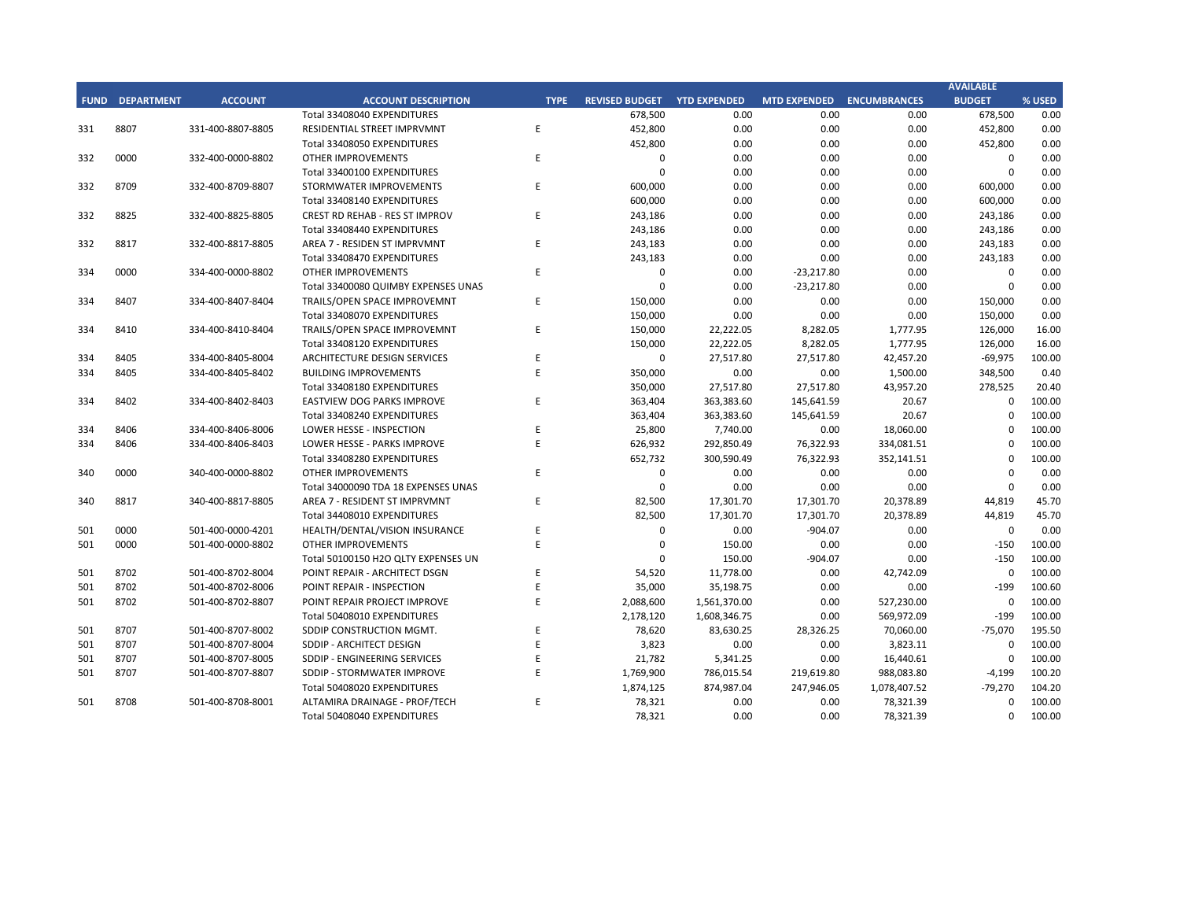| FUND | DEPARTMENT | ACCOUNT | ACCOUNT DESCRIPTION | TYPE | REVISED BUDGET | YTD EXPENDED | MTD EXPENDED | ENCUMBRANCES | AVAILABLE BUDGET | % USED |
|---|---|---|---|---|---|---|---|---|---|---|
| | | | Total 33408040 EXPENDITURES | | 678,500 | 0.00 | 0.00 | 0.00 | 678,500 | 0.00 |
| 331 | 8807 | 331-400-8807-8805 | RESIDENTIAL STREET IMPRVMNT | E | 452,800 | 0.00 | 0.00 | 0.00 | 452,800 | 0.00 |
| | | | Total 33408050 EXPENDITURES | | 452,800 | 0.00 | 0.00 | 0.00 | 452,800 | 0.00 |
| 332 | 0000 | 332-400-0000-8802 | OTHER IMPROVEMENTS | E | 0 | 0.00 | 0.00 | 0.00 | 0 | 0.00 |
| | | | Total 33400100 EXPENDITURES | | 0 | 0.00 | 0.00 | 0.00 | 0 | 0.00 |
| 332 | 8709 | 332-400-8709-8807 | STORMWATER IMPROVEMENTS | E | 600,000 | 0.00 | 0.00 | 0.00 | 600,000 | 0.00 |
| | | | Total 33408140 EXPENDITURES | | 600,000 | 0.00 | 0.00 | 0.00 | 600,000 | 0.00 |
| 332 | 8825 | 332-400-8825-8805 | CREST RD REHAB - RES ST IMPROV | E | 243,186 | 0.00 | 0.00 | 0.00 | 243,186 | 0.00 |
| | | | Total 33408440 EXPENDITURES | | 243,186 | 0.00 | 0.00 | 0.00 | 243,186 | 0.00 |
| 332 | 8817 | 332-400-8817-8805 | AREA 7 - RESIDEN ST IMPRVMNT | E | 243,183 | 0.00 | 0.00 | 0.00 | 243,183 | 0.00 |
| | | | Total 33408470 EXPENDITURES | | 243,183 | 0.00 | 0.00 | 0.00 | 243,183 | 0.00 |
| 334 | 0000 | 334-400-0000-8802 | OTHER IMPROVEMENTS | E | 0 | 0.00 | -23,217.80 | 0.00 | 0 | 0.00 |
| | | | Total 33400080 QUIMBY EXPENSES UNAS | | 0 | 0.00 | -23,217.80 | 0.00 | 0 | 0.00 |
| 334 | 8407 | 334-400-8407-8404 | TRAILS/OPEN SPACE IMPROVEMNT | E | 150,000 | 0.00 | 0.00 | 0.00 | 150,000 | 0.00 |
| | | | Total 33408070 EXPENDITURES | | 150,000 | 0.00 | 0.00 | 0.00 | 150,000 | 0.00 |
| 334 | 8410 | 334-400-8410-8404 | TRAILS/OPEN SPACE IMPROVEMNT | E | 150,000 | 22,222.05 | 8,282.05 | 1,777.95 | 126,000 | 16.00 |
| | | | Total 33408120 EXPENDITURES | | 150,000 | 22,222.05 | 8,282.05 | 1,777.95 | 126,000 | 16.00 |
| 334 | 8405 | 334-400-8405-8004 | ARCHITECTURE DESIGN SERVICES | E | 0 | 27,517.80 | 27,517.80 | 42,457.20 | -69,975 | 100.00 |
| 334 | 8405 | 334-400-8405-8402 | BUILDING IMPROVEMENTS | E | 350,000 | 0.00 | 0.00 | 1,500.00 | 348,500 | 0.40 |
| | | | Total 33408180 EXPENDITURES | | 350,000 | 27,517.80 | 27,517.80 | 43,957.20 | 278,525 | 20.40 |
| 334 | 8402 | 334-400-8402-8403 | EASTVIEW DOG PARKS IMPROVE | E | 363,404 | 363,383.60 | 145,641.59 | 20.67 | 0 | 100.00 |
| | | | Total 33408240 EXPENDITURES | | 363,404 | 363,383.60 | 145,641.59 | 20.67 | 0 | 100.00 |
| 334 | 8406 | 334-400-8406-8006 | LOWER HESSE - INSPECTION | E | 25,800 | 7,740.00 | 0.00 | 18,060.00 | 0 | 100.00 |
| 334 | 8406 | 334-400-8406-8403 | LOWER HESSE - PARKS IMPROVE | E | 626,932 | 292,850.49 | 76,322.93 | 334,081.51 | 0 | 100.00 |
| | | | Total 33408280 EXPENDITURES | | 652,732 | 300,590.49 | 76,322.93 | 352,141.51 | 0 | 100.00 |
| 340 | 0000 | 340-400-0000-8802 | OTHER IMPROVEMENTS | E | 0 | 0.00 | 0.00 | 0.00 | 0 | 0.00 |
| | | | Total 34000090 TDA 18 EXPENSES UNAS | | 0 | 0.00 | 0.00 | 0.00 | 0 | 0.00 |
| 340 | 8817 | 340-400-8817-8805 | AREA 7 - RESIDENT ST IMPRVMNT | E | 82,500 | 17,301.70 | 17,301.70 | 20,378.89 | 44,819 | 45.70 |
| | | | Total 34408010 EXPENDITURES | | 82,500 | 17,301.70 | 17,301.70 | 20,378.89 | 44,819 | 45.70 |
| 501 | 0000 | 501-400-0000-4201 | HEALTH/DENTAL/VISION INSURANCE | E | 0 | 0.00 | -904.07 | 0.00 | 0 | 0.00 |
| 501 | 0000 | 501-400-0000-8802 | OTHER IMPROVEMENTS | E | 0 | 150.00 | 0.00 | 0.00 | -150 | 100.00 |
| | | | Total 50100150 H2O QLTY EXPENSES UN | | 0 | 150.00 | -904.07 | 0.00 | -150 | 100.00 |
| 501 | 8702 | 501-400-8702-8004 | POINT REPAIR - ARCHITECT DSGN | E | 54,520 | 11,778.00 | 0.00 | 42,742.09 | 0 | 100.00 |
| 501 | 8702 | 501-400-8702-8006 | POINT REPAIR - INSPECTION | E | 35,000 | 35,198.75 | 0.00 | 0.00 | -199 | 100.60 |
| 501 | 8702 | 501-400-8702-8807 | POINT REPAIR PROJECT IMPROVE | E | 2,088,600 | 1,561,370.00 | 0.00 | 527,230.00 | 0 | 100.00 |
| | | | Total 50408010 EXPENDITURES | | 2,178,120 | 1,608,346.75 | 0.00 | 569,972.09 | -199 | 100.00 |
| 501 | 8707 | 501-400-8707-8002 | SDDIP CONSTRUCTION MGMT. | E | 78,620 | 83,630.25 | 28,326.25 | 70,060.00 | -75,070 | 195.50 |
| 501 | 8707 | 501-400-8707-8004 | SDDIP - ARCHITECT DESIGN | E | 3,823 | 0.00 | 0.00 | 3,823.11 | 0 | 100.00 |
| 501 | 8707 | 501-400-8707-8005 | SDDIP - ENGINEERING SERVICES | E | 21,782 | 5,341.25 | 0.00 | 16,440.61 | 0 | 100.00 |
| 501 | 8707 | 501-400-8707-8807 | SDDIP - STORMWATER IMPROVE | E | 1,769,900 | 786,015.54 | 219,619.80 | 988,083.80 | -4,199 | 100.20 |
| | | | Total 50408020 EXPENDITURES | | 1,874,125 | 874,987.04 | 247,946.05 | 1,078,407.52 | -79,270 | 104.20 |
| 501 | 8708 | 501-400-8708-8001 | ALTAMIRA DRAINAGE - PROF/TECH | E | 78,321 | 0.00 | 0.00 | 78,321.39 | 0 | 100.00 |
| | | | Total 50408040 EXPENDITURES | | 78,321 | 0.00 | 0.00 | 78,321.39 | 0 | 100.00 |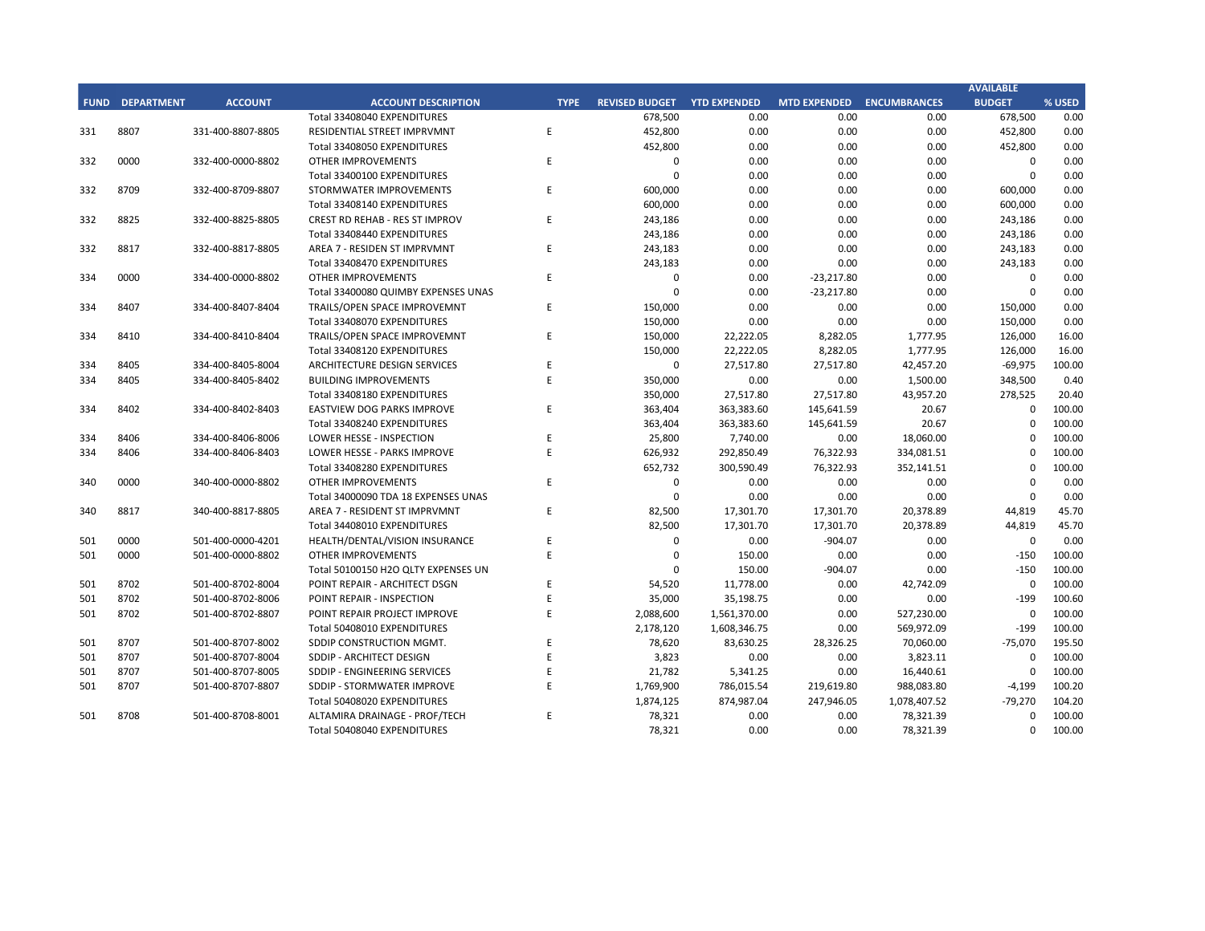| FUND | DEPARTMENT | ACCOUNT | ACCOUNT DESCRIPTION | TYPE | REVISED BUDGET | YTD EXPENDED | MTD EXPENDED | ENCUMBRANCES | AVAILABLE BUDGET | % USED |
|---|---|---|---|---|---|---|---|---|---|---|
| | | | Total 33408040 EXPENDITURES | | 678,500 | 0.00 | 0.00 | 0.00 | 678,500 | 0.00 |
| 331 | 8807 | 331-400-8807-8805 | RESIDENTIAL STREET IMPRVMNT | E | 452,800 | 0.00 | 0.00 | 0.00 | 452,800 | 0.00 |
| | | | Total 33408050 EXPENDITURES | | 452,800 | 0.00 | 0.00 | 0.00 | 452,800 | 0.00 |
| 332 | 0000 | 332-400-0000-8802 | OTHER IMPROVEMENTS | E | 0 | 0.00 | 0.00 | 0.00 | 0 | 0.00 |
| | | | Total 33400100 EXPENDITURES | | 0 | 0.00 | 0.00 | 0.00 | 0 | 0.00 |
| 332 | 8709 | 332-400-8709-8807 | STORMWATER IMPROVEMENTS | E | 600,000 | 0.00 | 0.00 | 0.00 | 600,000 | 0.00 |
| | | | Total 33408140 EXPENDITURES | | 600,000 | 0.00 | 0.00 | 0.00 | 600,000 | 0.00 |
| 332 | 8825 | 332-400-8825-8805 | CREST RD REHAB - RES ST IMPROV | E | 243,186 | 0.00 | 0.00 | 0.00 | 243,186 | 0.00 |
| | | | Total 33408440 EXPENDITURES | | 243,186 | 0.00 | 0.00 | 0.00 | 243,186 | 0.00 |
| 332 | 8817 | 332-400-8817-8805 | AREA 7 - RESIDEN ST IMPRVMNT | E | 243,183 | 0.00 | 0.00 | 0.00 | 243,183 | 0.00 |
| | | | Total 33408470 EXPENDITURES | | 243,183 | 0.00 | 0.00 | 0.00 | 243,183 | 0.00 |
| 334 | 0000 | 334-400-0000-8802 | OTHER IMPROVEMENTS | E | 0 | 0.00 | -23,217.80 | 0.00 | 0 | 0.00 |
| | | | Total 33400080 QUIMBY EXPENSES UNAS | | 0 | 0.00 | -23,217.80 | 0.00 | 0 | 0.00 |
| 334 | 8407 | 334-400-8407-8404 | TRAILS/OPEN SPACE IMPROVEMNT | E | 150,000 | 0.00 | 0.00 | 0.00 | 150,000 | 0.00 |
| | | | Total 33408070 EXPENDITURES | | 150,000 | 0.00 | 0.00 | 0.00 | 150,000 | 0.00 |
| 334 | 8410 | 334-400-8410-8404 | TRAILS/OPEN SPACE IMPROVEMNT | E | 150,000 | 22,222.05 | 8,282.05 | 1,777.95 | 126,000 | 16.00 |
| | | | Total 33408120 EXPENDITURES | | 150,000 | 22,222.05 | 8,282.05 | 1,777.95 | 126,000 | 16.00 |
| 334 | 8405 | 334-400-8405-8004 | ARCHITECTURE DESIGN SERVICES | E | 0 | 27,517.80 | 27,517.80 | 42,457.20 | -69,975 | 100.00 |
| 334 | 8405 | 334-400-8405-8402 | BUILDING IMPROVEMENTS | E | 350,000 | 0.00 | 0.00 | 1,500.00 | 348,500 | 0.40 |
| | | | Total 33408180 EXPENDITURES | | 350,000 | 27,517.80 | 27,517.80 | 43,957.20 | 278,525 | 20.40 |
| 334 | 8402 | 334-400-8402-8403 | EASTVIEW DOG PARKS IMPROVE | E | 363,404 | 363,383.60 | 145,641.59 | 20.67 | 0 | 100.00 |
| | | | Total 33408240 EXPENDITURES | | 363,404 | 363,383.60 | 145,641.59 | 20.67 | 0 | 100.00 |
| 334 | 8406 | 334-400-8406-8006 | LOWER HESSE - INSPECTION | E | 25,800 | 7,740.00 | 0.00 | 18,060.00 | 0 | 100.00 |
| 334 | 8406 | 334-400-8406-8403 | LOWER HESSE - PARKS IMPROVE | E | 626,932 | 292,850.49 | 76,322.93 | 334,081.51 | 0 | 100.00 |
| | | | Total 33408280 EXPENDITURES | | 652,732 | 300,590.49 | 76,322.93 | 352,141.51 | 0 | 100.00 |
| 340 | 0000 | 340-400-0000-8802 | OTHER IMPROVEMENTS | E | 0 | 0.00 | 0.00 | 0.00 | 0 | 0.00 |
| | | | Total 34000090 TDA 18 EXPENSES UNAS | | 0 | 0.00 | 0.00 | 0.00 | 0 | 0.00 |
| 340 | 8817 | 340-400-8817-8805 | AREA 7 - RESIDENT ST IMPRVMNT | E | 82,500 | 17,301.70 | 17,301.70 | 20,378.89 | 44,819 | 45.70 |
| | | | Total 34408010 EXPENDITURES | | 82,500 | 17,301.70 | 17,301.70 | 20,378.89 | 44,819 | 45.70 |
| 501 | 0000 | 501-400-0000-4201 | HEALTH/DENTAL/VISION INSURANCE | E | 0 | 0.00 | -904.07 | 0.00 | 0 | 0.00 |
| 501 | 0000 | 501-400-0000-8802 | OTHER IMPROVEMENTS | E | 0 | 150.00 | 0.00 | 0.00 | -150 | 100.00 |
| | | | Total 50100150 H2O QLTY EXPENSES UN | | 0 | 150.00 | -904.07 | 0.00 | -150 | 100.00 |
| 501 | 8702 | 501-400-8702-8004 | POINT REPAIR - ARCHITECT DSGN | E | 54,520 | 11,778.00 | 0.00 | 42,742.09 | 0 | 100.00 |
| 501 | 8702 | 501-400-8702-8006 | POINT REPAIR - INSPECTION | E | 35,000 | 35,198.75 | 0.00 | 0.00 | -199 | 100.60 |
| 501 | 8702 | 501-400-8702-8807 | POINT REPAIR PROJECT IMPROVE | E | 2,088,600 | 1,561,370.00 | 0.00 | 527,230.00 | 0 | 100.00 |
| | | | Total 50408010 EXPENDITURES | | 2,178,120 | 1,608,346.75 | 0.00 | 569,972.09 | -199 | 100.00 |
| 501 | 8707 | 501-400-8707-8002 | SDDIP CONSTRUCTION MGMT. | E | 78,620 | 83,630.25 | 28,326.25 | 70,060.00 | -75,070 | 195.50 |
| 501 | 8707 | 501-400-8707-8004 | SDDIP - ARCHITECT DESIGN | E | 3,823 | 0.00 | 0.00 | 3,823.11 | 0 | 100.00 |
| 501 | 8707 | 501-400-8707-8005 | SDDIP - ENGINEERING SERVICES | E | 21,782 | 5,341.25 | 0.00 | 16,440.61 | 0 | 100.00 |
| 501 | 8707 | 501-400-8707-8807 | SDDIP - STORMWATER IMPROVE | E | 1,769,900 | 786,015.54 | 219,619.80 | 988,083.80 | -4,199 | 100.20 |
| | | | Total 50408020 EXPENDITURES | | 1,874,125 | 874,987.04 | 247,946.05 | 1,078,407.52 | -79,270 | 104.20 |
| 501 | 8708 | 501-400-8708-8001 | ALTAMIRA DRAINAGE - PROF/TECH | E | 78,321 | 0.00 | 0.00 | 78,321.39 | 0 | 100.00 |
| | | | Total 50408040 EXPENDITURES | | 78,321 | 0.00 | 0.00 | 78,321.39 | 0 | 100.00 |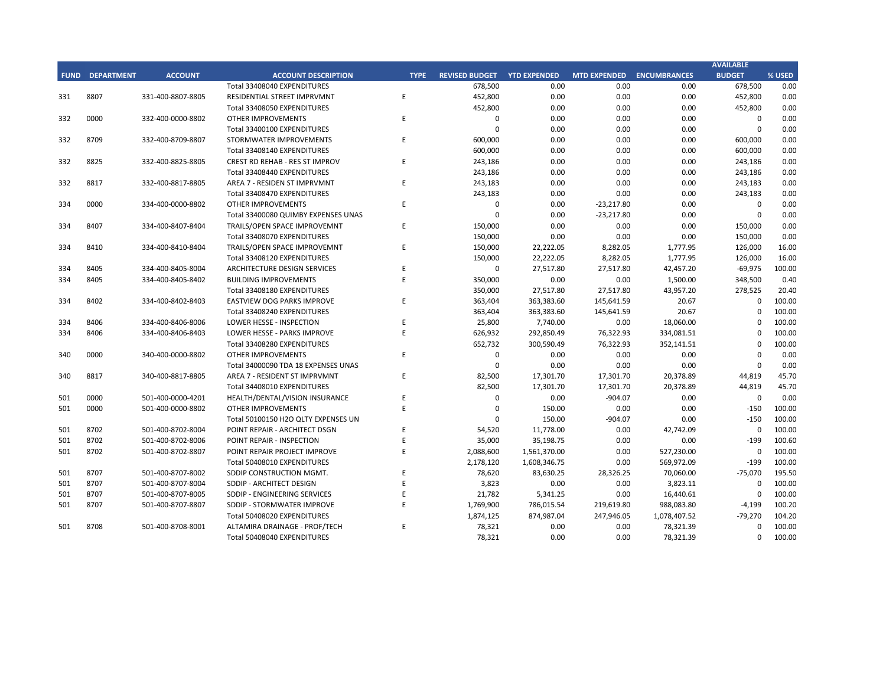| FUND | DEPARTMENT | ACCOUNT | ACCOUNT DESCRIPTION | TYPE | REVISED BUDGET | YTD EXPENDED | MTD EXPENDED | ENCUMBRANCES | AVAILABLE BUDGET | % USED |
|---|---|---|---|---|---|---|---|---|---|---|
| | | | Total 33408040 EXPENDITURES | | 678,500 | 0.00 | 0.00 | 0.00 | 678,500 | 0.00 |
| 331 | 8807 | 331-400-8807-8805 | RESIDENTIAL STREET IMPRVMNT | E | 452,800 | 0.00 | 0.00 | 0.00 | 452,800 | 0.00 |
| | | | Total 33408050 EXPENDITURES | | 452,800 | 0.00 | 0.00 | 0.00 | 452,800 | 0.00 |
| 332 | 0000 | 332-400-0000-8802 | OTHER IMPROVEMENTS | E | 0 | 0.00 | 0.00 | 0.00 | 0 | 0.00 |
| | | | Total 33400100 EXPENDITURES | | 0 | 0.00 | 0.00 | 0.00 | 0 | 0.00 |
| 332 | 8709 | 332-400-8709-8807 | STORMWATER IMPROVEMENTS | E | 600,000 | 0.00 | 0.00 | 0.00 | 600,000 | 0.00 |
| | | | Total 33408140 EXPENDITURES | | 600,000 | 0.00 | 0.00 | 0.00 | 600,000 | 0.00 |
| 332 | 8825 | 332-400-8825-8805 | CREST RD REHAB - RES ST IMPROV | E | 243,186 | 0.00 | 0.00 | 0.00 | 243,186 | 0.00 |
| | | | Total 33408440 EXPENDITURES | | 243,186 | 0.00 | 0.00 | 0.00 | 243,186 | 0.00 |
| 332 | 8817 | 332-400-8817-8805 | AREA 7 - RESIDEN ST IMPRVMNT | E | 243,183 | 0.00 | 0.00 | 0.00 | 243,183 | 0.00 |
| | | | Total 33408470 EXPENDITURES | | 243,183 | 0.00 | 0.00 | 0.00 | 243,183 | 0.00 |
| 334 | 0000 | 334-400-0000-8802 | OTHER IMPROVEMENTS | E | 0 | 0.00 | -23,217.80 | 0.00 | 0 | 0.00 |
| | | | Total 33400080 QUIMBY EXPENSES UNAS | | 0 | 0.00 | -23,217.80 | 0.00 | 0 | 0.00 |
| 334 | 8407 | 334-400-8407-8404 | TRAILS/OPEN SPACE IMPROVEMNT | E | 150,000 | 0.00 | 0.00 | 0.00 | 150,000 | 0.00 |
| | | | Total 33408070 EXPENDITURES | | 150,000 | 0.00 | 0.00 | 0.00 | 150,000 | 0.00 |
| 334 | 8410 | 334-400-8410-8404 | TRAILS/OPEN SPACE IMPROVEMNT | E | 150,000 | 22,222.05 | 8,282.05 | 1,777.95 | 126,000 | 16.00 |
| | | | Total 33408120 EXPENDITURES | | 150,000 | 22,222.05 | 8,282.05 | 1,777.95 | 126,000 | 16.00 |
| 334 | 8405 | 334-400-8405-8004 | ARCHITECTURE DESIGN SERVICES | E | 0 | 27,517.80 | 27,517.80 | 42,457.20 | -69,975 | 100.00 |
| 334 | 8405 | 334-400-8405-8402 | BUILDING IMPROVEMENTS | E | 350,000 | 0.00 | 0.00 | 1,500.00 | 348,500 | 0.40 |
| | | | Total 33408180 EXPENDITURES | | 350,000 | 27,517.80 | 27,517.80 | 43,957.20 | 278,525 | 20.40 |
| 334 | 8402 | 334-400-8402-8403 | EASTVIEW DOG PARKS IMPROVE | E | 363,404 | 363,383.60 | 145,641.59 | 20.67 | 0 | 100.00 |
| | | | Total 33408240 EXPENDITURES | | 363,404 | 363,383.60 | 145,641.59 | 20.67 | 0 | 100.00 |
| 334 | 8406 | 334-400-8406-8006 | LOWER HESSE - INSPECTION | E | 25,800 | 7,740.00 | 0.00 | 18,060.00 | 0 | 100.00 |
| 334 | 8406 | 334-400-8406-8403 | LOWER HESSE - PARKS IMPROVE | E | 626,932 | 292,850.49 | 76,322.93 | 334,081.51 | 0 | 100.00 |
| | | | Total 33408280 EXPENDITURES | | 652,732 | 300,590.49 | 76,322.93 | 352,141.51 | 0 | 100.00 |
| 340 | 0000 | 340-400-0000-8802 | OTHER IMPROVEMENTS | E | 0 | 0.00 | 0.00 | 0.00 | 0 | 0.00 |
| | | | Total 34000090 TDA 18 EXPENSES UNAS | | 0 | 0.00 | 0.00 | 0.00 | 0 | 0.00 |
| 340 | 8817 | 340-400-8817-8805 | AREA 7 - RESIDENT ST IMPRVMNT | E | 82,500 | 17,301.70 | 17,301.70 | 20,378.89 | 44,819 | 45.70 |
| | | | Total 34408010 EXPENDITURES | | 82,500 | 17,301.70 | 17,301.70 | 20,378.89 | 44,819 | 45.70 |
| 501 | 0000 | 501-400-0000-4201 | HEALTH/DENTAL/VISION INSURANCE | E | 0 | 0.00 | -904.07 | 0.00 | 0 | 0.00 |
| 501 | 0000 | 501-400-0000-8802 | OTHER IMPROVEMENTS | E | 0 | 150.00 | 0.00 | 0.00 | -150 | 100.00 |
| | | | Total 50100150 H2O QLTY EXPENSES UN | | 0 | 150.00 | -904.07 | 0.00 | -150 | 100.00 |
| 501 | 8702 | 501-400-8702-8004 | POINT REPAIR - ARCHITECT DSGN | E | 54,520 | 11,778.00 | 0.00 | 42,742.09 | 0 | 100.00 |
| 501 | 8702 | 501-400-8702-8006 | POINT REPAIR - INSPECTION | E | 35,000 | 35,198.75 | 0.00 | 0.00 | -199 | 100.60 |
| 501 | 8702 | 501-400-8702-8807 | POINT REPAIR PROJECT IMPROVE | E | 2,088,600 | 1,561,370.00 | 0.00 | 527,230.00 | 0 | 100.00 |
| | | | Total 50408010 EXPENDITURES | | 2,178,120 | 1,608,346.75 | 0.00 | 569,972.09 | -199 | 100.00 |
| 501 | 8707 | 501-400-8707-8002 | SDDIP CONSTRUCTION MGMT. | E | 78,620 | 83,630.25 | 28,326.25 | 70,060.00 | -75,070 | 195.50 |
| 501 | 8707 | 501-400-8707-8004 | SDDIP - ARCHITECT DESIGN | E | 3,823 | 0.00 | 0.00 | 3,823.11 | 0 | 100.00 |
| 501 | 8707 | 501-400-8707-8005 | SDDIP - ENGINEERING SERVICES | E | 21,782 | 5,341.25 | 0.00 | 16,440.61 | 0 | 100.00 |
| 501 | 8707 | 501-400-8707-8807 | SDDIP - STORMWATER IMPROVE | E | 1,769,900 | 786,015.54 | 219,619.80 | 988,083.80 | -4,199 | 100.20 |
| | | | Total 50408020 EXPENDITURES | | 1,874,125 | 874,987.04 | 247,946.05 | 1,078,407.52 | -79,270 | 104.20 |
| 501 | 8708 | 501-400-8708-8001 | ALTAMIRA DRAINAGE - PROF/TECH | E | 78,321 | 0.00 | 0.00 | 78,321.39 | 0 | 100.00 |
| | | | Total 50408040 EXPENDITURES | | 78,321 | 0.00 | 0.00 | 78,321.39 | 0 | 100.00 |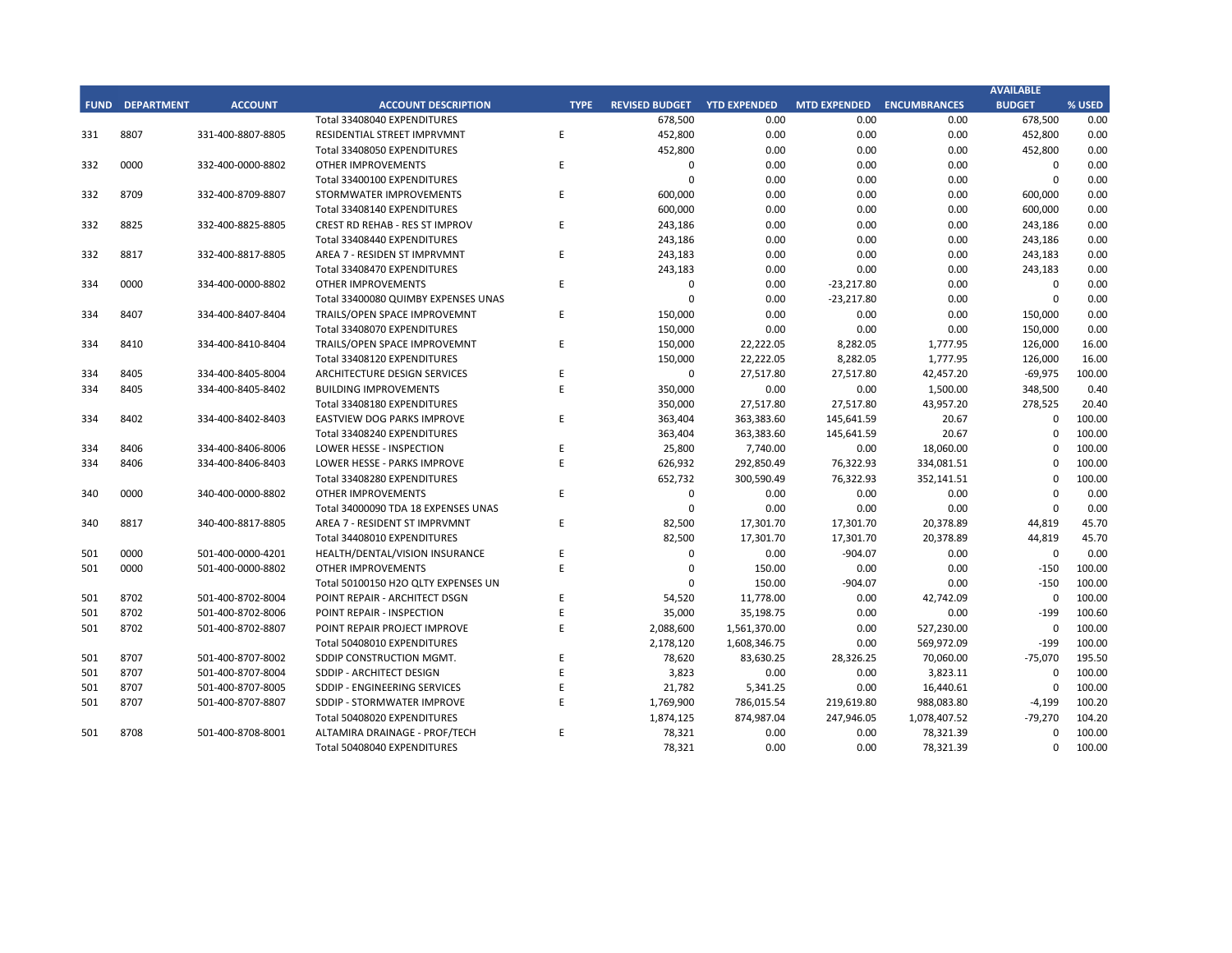| FUND | DEPARTMENT | ACCOUNT | ACCOUNT DESCRIPTION | TYPE | REVISED BUDGET | YTD EXPENDED | MTD EXPENDED | ENCUMBRANCES | AVAILABLE BUDGET | % USED |
|---|---|---|---|---|---|---|---|---|---|---|
| | | | Total 33408040 EXPENDITURES | | 678,500 | 0.00 | 0.00 | 0.00 | 678,500 | 0.00 |
| 331 | 8807 | 331-400-8807-8805 | RESIDENTIAL STREET IMPRVMNT | E | 452,800 | 0.00 | 0.00 | 0.00 | 452,800 | 0.00 |
| | | | Total 33408050 EXPENDITURES | | 452,800 | 0.00 | 0.00 | 0.00 | 452,800 | 0.00 |
| 332 | 0000 | 332-400-0000-8802 | OTHER IMPROVEMENTS | E | 0 | 0.00 | 0.00 | 0.00 | 0 | 0.00 |
| | | | Total 33400100 EXPENDITURES | | 0 | 0.00 | 0.00 | 0.00 | 0 | 0.00 |
| 332 | 8709 | 332-400-8709-8807 | STORMWATER IMPROVEMENTS | E | 600,000 | 0.00 | 0.00 | 0.00 | 600,000 | 0.00 |
| | | | Total 33408140 EXPENDITURES | | 600,000 | 0.00 | 0.00 | 0.00 | 600,000 | 0.00 |
| 332 | 8825 | 332-400-8825-8805 | CREST RD REHAB - RES ST IMPROV | E | 243,186 | 0.00 | 0.00 | 0.00 | 243,186 | 0.00 |
| | | | Total 33408440 EXPENDITURES | | 243,186 | 0.00 | 0.00 | 0.00 | 243,186 | 0.00 |
| 332 | 8817 | 332-400-8817-8805 | AREA 7 - RESIDEN ST IMPRVMNT | E | 243,183 | 0.00 | 0.00 | 0.00 | 243,183 | 0.00 |
| | | | Total 33408470 EXPENDITURES | | 243,183 | 0.00 | 0.00 | 0.00 | 243,183 | 0.00 |
| 334 | 0000 | 334-400-0000-8802 | OTHER IMPROVEMENTS | E | 0 | 0.00 | -23,217.80 | 0.00 | 0 | 0.00 |
| | | | Total 33400080 QUIMBY EXPENSES UNAS | | 0 | 0.00 | -23,217.80 | 0.00 | 0 | 0.00 |
| 334 | 8407 | 334-400-8407-8404 | TRAILS/OPEN SPACE IMPROVEMNT | E | 150,000 | 0.00 | 0.00 | 0.00 | 150,000 | 0.00 |
| | | | Total 33408070 EXPENDITURES | | 150,000 | 0.00 | 0.00 | 0.00 | 150,000 | 0.00 |
| 334 | 8410 | 334-400-8410-8404 | TRAILS/OPEN SPACE IMPROVEMNT | E | 150,000 | 22,222.05 | 8,282.05 | 1,777.95 | 126,000 | 16.00 |
| | | | Total 33408120 EXPENDITURES | | 150,000 | 22,222.05 | 8,282.05 | 1,777.95 | 126,000 | 16.00 |
| 334 | 8405 | 334-400-8405-8004 | ARCHITECTURE DESIGN SERVICES | E | 0 | 27,517.80 | 27,517.80 | 42,457.20 | -69,975 | 100.00 |
| 334 | 8405 | 334-400-8405-8402 | BUILDING IMPROVEMENTS | E | 350,000 | 0.00 | 0.00 | 1,500.00 | 348,500 | 0.40 |
| | | | Total 33408180 EXPENDITURES | | 350,000 | 27,517.80 | 27,517.80 | 43,957.20 | 278,525 | 20.40 |
| 334 | 8402 | 334-400-8402-8403 | EASTVIEW DOG PARKS IMPROVE | E | 363,404 | 363,383.60 | 145,641.59 | 20.67 | 0 | 100.00 |
| | | | Total 33408240 EXPENDITURES | | 363,404 | 363,383.60 | 145,641.59 | 20.67 | 0 | 100.00 |
| 334 | 8406 | 334-400-8406-8006 | LOWER HESSE - INSPECTION | E | 25,800 | 7,740.00 | 0.00 | 18,060.00 | 0 | 100.00 |
| 334 | 8406 | 334-400-8406-8403 | LOWER HESSE - PARKS IMPROVE | E | 626,932 | 292,850.49 | 76,322.93 | 334,081.51 | 0 | 100.00 |
| | | | Total 33408280 EXPENDITURES | | 652,732 | 300,590.49 | 76,322.93 | 352,141.51 | 0 | 100.00 |
| 340 | 0000 | 340-400-0000-8802 | OTHER IMPROVEMENTS | E | 0 | 0.00 | 0.00 | 0.00 | 0 | 0.00 |
| | | | Total 34000090 TDA 18 EXPENSES UNAS | | 0 | 0.00 | 0.00 | 0.00 | 0 | 0.00 |
| 340 | 8817 | 340-400-8817-8805 | AREA 7 - RESIDENT ST IMPRVMNT | E | 82,500 | 17,301.70 | 17,301.70 | 20,378.89 | 44,819 | 45.70 |
| | | | Total 34408010 EXPENDITURES | | 82,500 | 17,301.70 | 17,301.70 | 20,378.89 | 44,819 | 45.70 |
| 501 | 0000 | 501-400-0000-4201 | HEALTH/DENTAL/VISION INSURANCE | E | 0 | 0.00 | -904.07 | 0.00 | 0 | 0.00 |
| 501 | 0000 | 501-400-0000-8802 | OTHER IMPROVEMENTS | E | 0 | 150.00 | 0.00 | 0.00 | -150 | 100.00 |
| | | | Total 50100150 H2O QLTY EXPENSES UN | | 0 | 150.00 | -904.07 | 0.00 | -150 | 100.00 |
| 501 | 8702 | 501-400-8702-8004 | POINT REPAIR - ARCHITECT DSGN | E | 54,520 | 11,778.00 | 0.00 | 42,742.09 | 0 | 100.00 |
| 501 | 8702 | 501-400-8702-8006 | POINT REPAIR - INSPECTION | E | 35,000 | 35,198.75 | 0.00 | 0.00 | -199 | 100.60 |
| 501 | 8702 | 501-400-8702-8807 | POINT REPAIR PROJECT IMPROVE | E | 2,088,600 | 1,561,370.00 | 0.00 | 527,230.00 | 0 | 100.00 |
| | | | Total 50408010 EXPENDITURES | | 2,178,120 | 1,608,346.75 | 0.00 | 569,972.09 | -199 | 100.00 |
| 501 | 8707 | 501-400-8707-8002 | SDDIP CONSTRUCTION MGMT. | E | 78,620 | 83,630.25 | 28,326.25 | 70,060.00 | -75,070 | 195.50 |
| 501 | 8707 | 501-400-8707-8004 | SDDIP - ARCHITECT DESIGN | E | 3,823 | 0.00 | 0.00 | 3,823.11 | 0 | 100.00 |
| 501 | 8707 | 501-400-8707-8005 | SDDIP - ENGINEERING SERVICES | E | 21,782 | 5,341.25 | 0.00 | 16,440.61 | 0 | 100.00 |
| 501 | 8707 | 501-400-8707-8807 | SDDIP - STORMWATER IMPROVE | E | 1,769,900 | 786,015.54 | 219,619.80 | 988,083.80 | -4,199 | 100.20 |
| | | | Total 50408020 EXPENDITURES | | 1,874,125 | 874,987.04 | 247,946.05 | 1,078,407.52 | -79,270 | 104.20 |
| 501 | 8708 | 501-400-8708-8001 | ALTAMIRA DRAINAGE - PROF/TECH | E | 78,321 | 0.00 | 0.00 | 78,321.39 | 0 | 100.00 |
| | | | Total 50408040 EXPENDITURES | | 78,321 | 0.00 | 0.00 | 78,321.39 | 0 | 100.00 |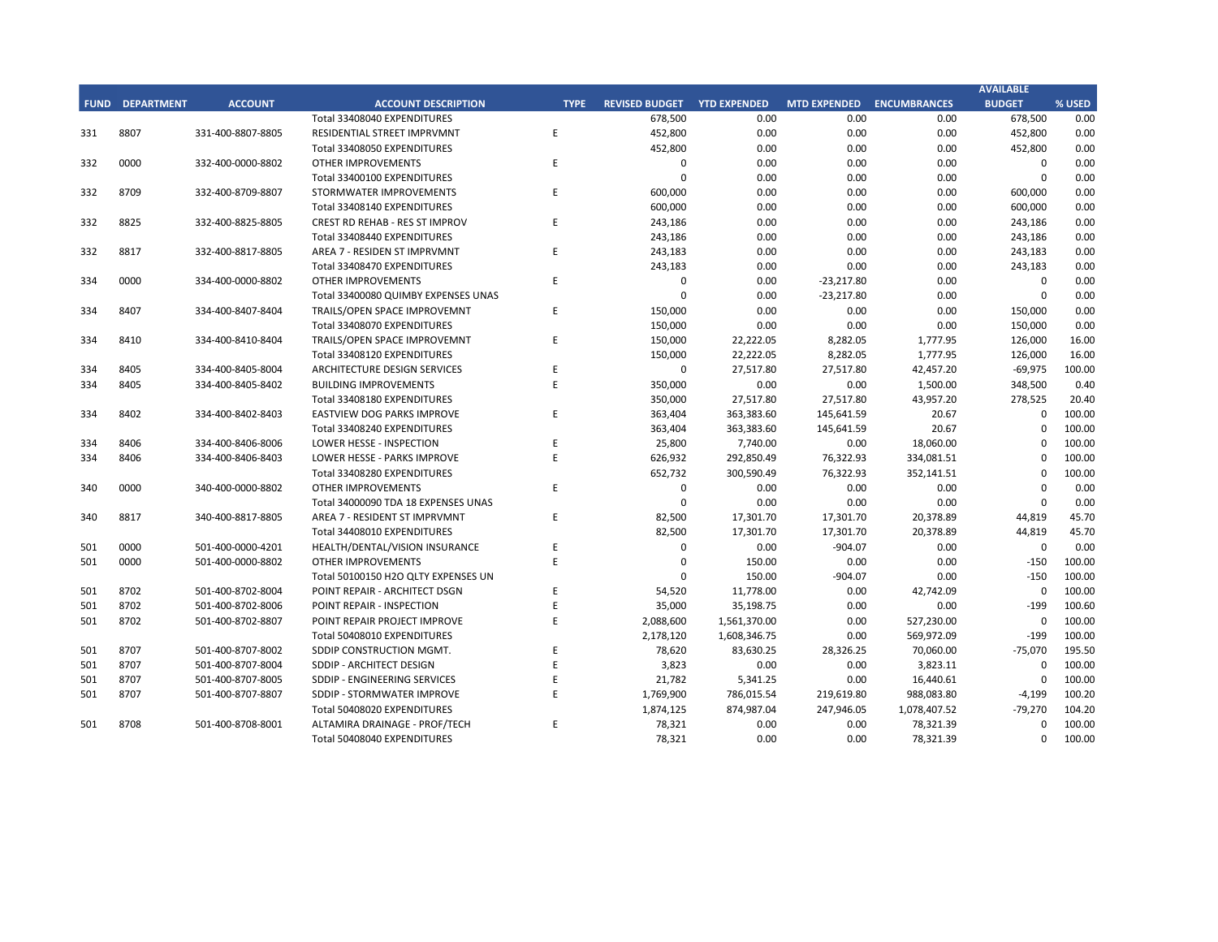| FUND | DEPARTMENT | ACCOUNT | ACCOUNT DESCRIPTION | TYPE | REVISED BUDGET | YTD EXPENDED | MTD EXPENDED | ENCUMBRANCES | AVAILABLE BUDGET | % USED |
|---|---|---|---|---|---|---|---|---|---|---|
| | | | Total 33408040 EXPENDITURES | | 678,500 | 0.00 | 0.00 | 0.00 | 678,500 | 0.00 |
| 331 | 8807 | 331-400-8807-8805 | RESIDENTIAL STREET IMPRVMNT | E | 452,800 | 0.00 | 0.00 | 0.00 | 452,800 | 0.00 |
| | | | Total 33408050 EXPENDITURES | | 452,800 | 0.00 | 0.00 | 0.00 | 452,800 | 0.00 |
| 332 | 0000 | 332-400-0000-8802 | OTHER IMPROVEMENTS | E | 0 | 0.00 | 0.00 | 0.00 | 0 | 0.00 |
| | | | Total 33400100 EXPENDITURES | | 0 | 0.00 | 0.00 | 0.00 | 0 | 0.00 |
| 332 | 8709 | 332-400-8709-8807 | STORMWATER IMPROVEMENTS | E | 600,000 | 0.00 | 0.00 | 0.00 | 600,000 | 0.00 |
| | | | Total 33408140 EXPENDITURES | | 600,000 | 0.00 | 0.00 | 0.00 | 600,000 | 0.00 |
| 332 | 8825 | 332-400-8825-8805 | CREST RD REHAB - RES ST IMPROV | E | 243,186 | 0.00 | 0.00 | 0.00 | 243,186 | 0.00 |
| | | | Total 33408440 EXPENDITURES | | 243,186 | 0.00 | 0.00 | 0.00 | 243,186 | 0.00 |
| 332 | 8817 | 332-400-8817-8805 | AREA 7 - RESIDEN ST IMPRVMNT | E | 243,183 | 0.00 | 0.00 | 0.00 | 243,183 | 0.00 |
| | | | Total 33408470 EXPENDITURES | | 243,183 | 0.00 | 0.00 | 0.00 | 243,183 | 0.00 |
| 334 | 0000 | 334-400-0000-8802 | OTHER IMPROVEMENTS | E | 0 | 0.00 | -23,217.80 | 0.00 | 0 | 0.00 |
| | | | Total 33400080 QUIMBY EXPENSES UNAS | | 0 | 0.00 | -23,217.80 | 0.00 | 0 | 0.00 |
| 334 | 8407 | 334-400-8407-8404 | TRAILS/OPEN SPACE IMPROVEMNT | E | 150,000 | 0.00 | 0.00 | 0.00 | 150,000 | 0.00 |
| | | | Total 33408070 EXPENDITURES | | 150,000 | 0.00 | 0.00 | 0.00 | 150,000 | 0.00 |
| 334 | 8410 | 334-400-8410-8404 | TRAILS/OPEN SPACE IMPROVEMNT | E | 150,000 | 22,222.05 | 8,282.05 | 1,777.95 | 126,000 | 16.00 |
| | | | Total 33408120 EXPENDITURES | | 150,000 | 22,222.05 | 8,282.05 | 1,777.95 | 126,000 | 16.00 |
| 334 | 8405 | 334-400-8405-8004 | ARCHITECTURE DESIGN SERVICES | E | 0 | 27,517.80 | 27,517.80 | 42,457.20 | -69,975 | 100.00 |
| 334 | 8405 | 334-400-8405-8402 | BUILDING IMPROVEMENTS | E | 350,000 | 0.00 | 0.00 | 1,500.00 | 348,500 | 0.40 |
| | | | Total 33408180 EXPENDITURES | | 350,000 | 27,517.80 | 27,517.80 | 43,957.20 | 278,525 | 20.40 |
| 334 | 8402 | 334-400-8402-8403 | EASTVIEW DOG PARKS IMPROVE | E | 363,404 | 363,383.60 | 145,641.59 | 20.67 | 0 | 100.00 |
| | | | Total 33408240 EXPENDITURES | | 363,404 | 363,383.60 | 145,641.59 | 20.67 | 0 | 100.00 |
| 334 | 8406 | 334-400-8406-8006 | LOWER HESSE - INSPECTION | E | 25,800 | 7,740.00 | 0.00 | 18,060.00 | 0 | 100.00 |
| 334 | 8406 | 334-400-8406-8403 | LOWER HESSE - PARKS IMPROVE | E | 626,932 | 292,850.49 | 76,322.93 | 334,081.51 | 0 | 100.00 |
| | | | Total 33408280 EXPENDITURES | | 652,732 | 300,590.49 | 76,322.93 | 352,141.51 | 0 | 100.00 |
| 340 | 0000 | 340-400-0000-8802 | OTHER IMPROVEMENTS | E | 0 | 0.00 | 0.00 | 0.00 | 0 | 0.00 |
| | | | Total 34000090 TDA 18 EXPENSES UNAS | | 0 | 0.00 | 0.00 | 0.00 | 0 | 0.00 |
| 340 | 8817 | 340-400-8817-8805 | AREA 7 - RESIDENT ST IMPRVMNT | E | 82,500 | 17,301.70 | 17,301.70 | 20,378.89 | 44,819 | 45.70 |
| | | | Total 34408010 EXPENDITURES | | 82,500 | 17,301.70 | 17,301.70 | 20,378.89 | 44,819 | 45.70 |
| 501 | 0000 | 501-400-0000-4201 | HEALTH/DENTAL/VISION INSURANCE | E | 0 | 0.00 | -904.07 | 0.00 | 0 | 0.00 |
| 501 | 0000 | 501-400-0000-8802 | OTHER IMPROVEMENTS | E | 0 | 150.00 | 0.00 | 0.00 | -150 | 100.00 |
| | | | Total 50100150 H2O QLTY EXPENSES UN | | 0 | 150.00 | -904.07 | 0.00 | -150 | 100.00 |
| 501 | 8702 | 501-400-8702-8004 | POINT REPAIR - ARCHITECT DSGN | E | 54,520 | 11,778.00 | 0.00 | 42,742.09 | 0 | 100.00 |
| 501 | 8702 | 501-400-8702-8006 | POINT REPAIR - INSPECTION | E | 35,000 | 35,198.75 | 0.00 | 0.00 | -199 | 100.60 |
| 501 | 8702 | 501-400-8702-8807 | POINT REPAIR PROJECT IMPROVE | E | 2,088,600 | 1,561,370.00 | 0.00 | 527,230.00 | 0 | 100.00 |
| | | | Total 50408010 EXPENDITURES | | 2,178,120 | 1,608,346.75 | 0.00 | 569,972.09 | -199 | 100.00 |
| 501 | 8707 | 501-400-8707-8002 | SDDIP CONSTRUCTION MGMT. | E | 78,620 | 83,630.25 | 28,326.25 | 70,060.00 | -75,070 | 195.50 |
| 501 | 8707 | 501-400-8707-8004 | SDDIP - ARCHITECT DESIGN | E | 3,823 | 0.00 | 0.00 | 3,823.11 | 0 | 100.00 |
| 501 | 8707 | 501-400-8707-8005 | SDDIP - ENGINEERING SERVICES | E | 21,782 | 5,341.25 | 0.00 | 16,440.61 | 0 | 100.00 |
| 501 | 8707 | 501-400-8707-8807 | SDDIP - STORMWATER IMPROVE | E | 1,769,900 | 786,015.54 | 219,619.80 | 988,083.80 | -4,199 | 100.20 |
| | | | Total 50408020 EXPENDITURES | | 1,874,125 | 874,987.04 | 247,946.05 | 1,078,407.52 | -79,270 | 104.20 |
| 501 | 8708 | 501-400-8708-8001 | ALTAMIRA DRAINAGE - PROF/TECH | E | 78,321 | 0.00 | 0.00 | 78,321.39 | 0 | 100.00 |
| | | | Total 50408040 EXPENDITURES | | 78,321 | 0.00 | 0.00 | 78,321.39 | 0 | 100.00 |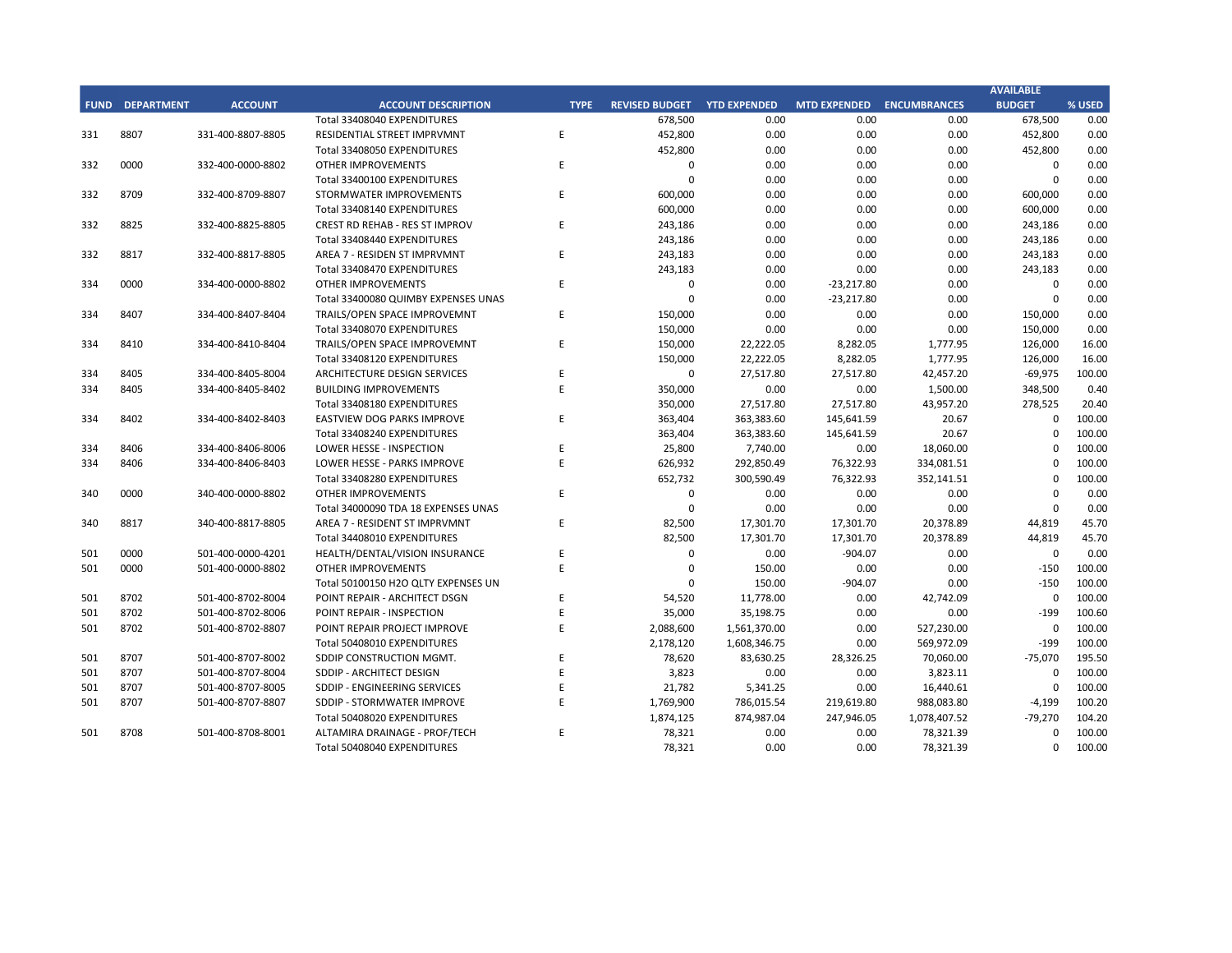| FUND | DEPARTMENT | ACCOUNT | ACCOUNT DESCRIPTION | TYPE | REVISED BUDGET | YTD EXPENDED | MTD EXPENDED | ENCUMBRANCES | AVAILABLE BUDGET | % USED |
|---|---|---|---|---|---|---|---|---|---|---|
| | | | Total 33408040 EXPENDITURES | | 678,500 | 0.00 | 0.00 | 0.00 | 678,500 | 0.00 |
| 331 | 8807 | 331-400-8807-8805 | RESIDENTIAL STREET IMPRVMNT | E | 452,800 | 0.00 | 0.00 | 0.00 | 452,800 | 0.00 |
| | | | Total 33408050 EXPENDITURES | | 452,800 | 0.00 | 0.00 | 0.00 | 452,800 | 0.00 |
| 332 | 0000 | 332-400-0000-8802 | OTHER IMPROVEMENTS | E | 0 | 0.00 | 0.00 | 0.00 | 0 | 0.00 |
| | | | Total 33400100 EXPENDITURES | | 0 | 0.00 | 0.00 | 0.00 | 0 | 0.00 |
| 332 | 8709 | 332-400-8709-8807 | STORMWATER IMPROVEMENTS | E | 600,000 | 0.00 | 0.00 | 0.00 | 600,000 | 0.00 |
| | | | Total 33408140 EXPENDITURES | | 600,000 | 0.00 | 0.00 | 0.00 | 600,000 | 0.00 |
| 332 | 8825 | 332-400-8825-8805 | CREST RD REHAB - RES ST IMPROV | E | 243,186 | 0.00 | 0.00 | 0.00 | 243,186 | 0.00 |
| | | | Total 33408440 EXPENDITURES | | 243,186 | 0.00 | 0.00 | 0.00 | 243,186 | 0.00 |
| 332 | 8817 | 332-400-8817-8805 | AREA 7 - RESIDEN ST IMPRVMNT | E | 243,183 | 0.00 | 0.00 | 0.00 | 243,183 | 0.00 |
| | | | Total 33408470 EXPENDITURES | | 243,183 | 0.00 | 0.00 | 0.00 | 243,183 | 0.00 |
| 334 | 0000 | 334-400-0000-8802 | OTHER IMPROVEMENTS | E | 0 | 0.00 | -23,217.80 | 0.00 | 0 | 0.00 |
| | | | Total 33400080 QUIMBY EXPENSES UNAS | | 0 | 0.00 | -23,217.80 | 0.00 | 0 | 0.00 |
| 334 | 8407 | 334-400-8407-8404 | TRAILS/OPEN SPACE IMPROVEMNT | E | 150,000 | 0.00 | 0.00 | 0.00 | 150,000 | 0.00 |
| | | | Total 33408070 EXPENDITURES | | 150,000 | 0.00 | 0.00 | 0.00 | 150,000 | 0.00 |
| 334 | 8410 | 334-400-8410-8404 | TRAILS/OPEN SPACE IMPROVEMNT | E | 150,000 | 22,222.05 | 8,282.05 | 1,777.95 | 126,000 | 16.00 |
| | | | Total 33408120 EXPENDITURES | | 150,000 | 22,222.05 | 8,282.05 | 1,777.95 | 126,000 | 16.00 |
| 334 | 8405 | 334-400-8405-8004 | ARCHITECTURE DESIGN SERVICES | E | 0 | 27,517.80 | 27,517.80 | 42,457.20 | -69,975 | 100.00 |
| 334 | 8405 | 334-400-8405-8402 | BUILDING IMPROVEMENTS | E | 350,000 | 0.00 | 0.00 | 1,500.00 | 348,500 | 0.40 |
| | | | Total 33408180 EXPENDITURES | | 350,000 | 27,517.80 | 27,517.80 | 43,957.20 | 278,525 | 20.40 |
| 334 | 8402 | 334-400-8402-8403 | EASTVIEW DOG PARKS IMPROVE | E | 363,404 | 363,383.60 | 145,641.59 | 20.67 | 0 | 100.00 |
| | | | Total 33408240 EXPENDITURES | | 363,404 | 363,383.60 | 145,641.59 | 20.67 | 0 | 100.00 |
| 334 | 8406 | 334-400-8406-8006 | LOWER HESSE - INSPECTION | E | 25,800 | 7,740.00 | 0.00 | 18,060.00 | 0 | 100.00 |
| 334 | 8406 | 334-400-8406-8403 | LOWER HESSE - PARKS IMPROVE | E | 626,932 | 292,850.49 | 76,322.93 | 334,081.51 | 0 | 100.00 |
| | | | Total 33408280 EXPENDITURES | | 652,732 | 300,590.49 | 76,322.93 | 352,141.51 | 0 | 100.00 |
| 340 | 0000 | 340-400-0000-8802 | OTHER IMPROVEMENTS | E | 0 | 0.00 | 0.00 | 0.00 | 0 | 0.00 |
| | | | Total 34000090 TDA 18 EXPENSES UNAS | | 0 | 0.00 | 0.00 | 0.00 | 0 | 0.00 |
| 340 | 8817 | 340-400-8817-8805 | AREA 7 - RESIDENT ST IMPRVMNT | E | 82,500 | 17,301.70 | 17,301.70 | 20,378.89 | 44,819 | 45.70 |
| | | | Total 34408010 EXPENDITURES | | 82,500 | 17,301.70 | 17,301.70 | 20,378.89 | 44,819 | 45.70 |
| 501 | 0000 | 501-400-0000-4201 | HEALTH/DENTAL/VISION INSURANCE | E | 0 | 0.00 | -904.07 | 0.00 | 0 | 0.00 |
| 501 | 0000 | 501-400-0000-8802 | OTHER IMPROVEMENTS | E | 0 | 150.00 | 0.00 | 0.00 | -150 | 100.00 |
| | | | Total 50100150 H2O QLTY EXPENSES UN | | 0 | 150.00 | -904.07 | 0.00 | -150 | 100.00 |
| 501 | 8702 | 501-400-8702-8004 | POINT REPAIR - ARCHITECT DSGN | E | 54,520 | 11,778.00 | 0.00 | 42,742.09 | 0 | 100.00 |
| 501 | 8702 | 501-400-8702-8006 | POINT REPAIR - INSPECTION | E | 35,000 | 35,198.75 | 0.00 | 0.00 | -199 | 100.60 |
| 501 | 8702 | 501-400-8702-8807 | POINT REPAIR PROJECT IMPROVE | E | 2,088,600 | 1,561,370.00 | 0.00 | 527,230.00 | 0 | 100.00 |
| | | | Total 50408010 EXPENDITURES | | 2,178,120 | 1,608,346.75 | 0.00 | 569,972.09 | -199 | 100.00 |
| 501 | 8707 | 501-400-8707-8002 | SDDIP CONSTRUCTION MGMT. | E | 78,620 | 83,630.25 | 28,326.25 | 70,060.00 | -75,070 | 195.50 |
| 501 | 8707 | 501-400-8707-8004 | SDDIP - ARCHITECT DESIGN | E | 3,823 | 0.00 | 0.00 | 3,823.11 | 0 | 100.00 |
| 501 | 8707 | 501-400-8707-8005 | SDDIP - ENGINEERING SERVICES | E | 21,782 | 5,341.25 | 0.00 | 16,440.61 | 0 | 100.00 |
| 501 | 8707 | 501-400-8707-8807 | SDDIP - STORMWATER IMPROVE | E | 1,769,900 | 786,015.54 | 219,619.80 | 988,083.80 | -4,199 | 100.20 |
| | | | Total 50408020 EXPENDITURES | | 1,874,125 | 874,987.04 | 247,946.05 | 1,078,407.52 | -79,270 | 104.20 |
| 501 | 8708 | 501-400-8708-8001 | ALTAMIRA DRAINAGE - PROF/TECH | E | 78,321 | 0.00 | 0.00 | 78,321.39 | 0 | 100.00 |
| | | | Total 50408040 EXPENDITURES | | 78,321 | 0.00 | 0.00 | 78,321.39 | 0 | 100.00 |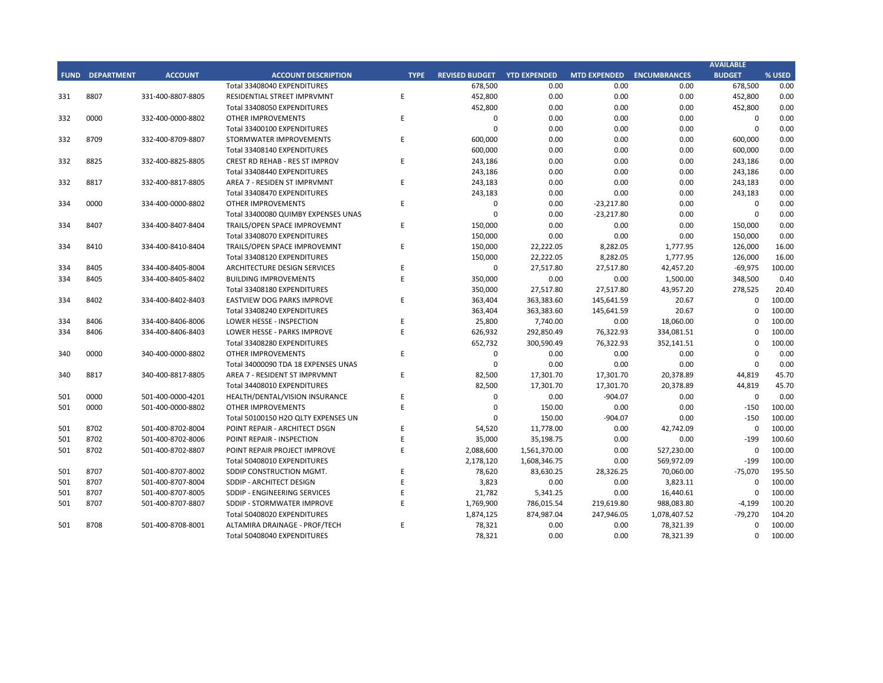| FUND | DEPARTMENT | ACCOUNT | ACCOUNT DESCRIPTION | TYPE | REVISED BUDGET | YTD EXPENDED | MTD EXPENDED | ENCUMBRANCES | AVAILABLE BUDGET | % USED |
|---|---|---|---|---|---|---|---|---|---|---|
| | | | Total 33408040 EXPENDITURES | | 678,500 | 0.00 | 0.00 | 0.00 | 678,500 | 0.00 |
| 331 | 8807 | 331-400-8807-8805 | RESIDENTIAL STREET IMPRVMNT | E | 452,800 | 0.00 | 0.00 | 0.00 | 452,800 | 0.00 |
| | | | Total 33408050 EXPENDITURES | | 452,800 | 0.00 | 0.00 | 0.00 | 452,800 | 0.00 |
| 332 | 0000 | 332-400-0000-8802 | OTHER IMPROVEMENTS | E | 0 | 0.00 | 0.00 | 0.00 | 0 | 0.00 |
| | | | Total 33400100 EXPENDITURES | | 0 | 0.00 | 0.00 | 0.00 | 0 | 0.00 |
| 332 | 8709 | 332-400-8709-8807 | STORMWATER IMPROVEMENTS | E | 600,000 | 0.00 | 0.00 | 0.00 | 600,000 | 0.00 |
| | | | Total 33408140 EXPENDITURES | | 600,000 | 0.00 | 0.00 | 0.00 | 600,000 | 0.00 |
| 332 | 8825 | 332-400-8825-8805 | CREST RD REHAB - RES ST IMPROV | E | 243,186 | 0.00 | 0.00 | 0.00 | 243,186 | 0.00 |
| | | | Total 33408440 EXPENDITURES | | 243,186 | 0.00 | 0.00 | 0.00 | 243,186 | 0.00 |
| 332 | 8817 | 332-400-8817-8805 | AREA 7 - RESIDEN ST IMPRVMNT | E | 243,183 | 0.00 | 0.00 | 0.00 | 243,183 | 0.00 |
| | | | Total 33408470 EXPENDITURES | | 243,183 | 0.00 | 0.00 | 0.00 | 243,183 | 0.00 |
| 334 | 0000 | 334-400-0000-8802 | OTHER IMPROVEMENTS | E | 0 | 0.00 | -23,217.80 | 0.00 | 0 | 0.00 |
| | | | Total 33400080 QUIMBY EXPENSES UNAS | | 0 | 0.00 | -23,217.80 | 0.00 | 0 | 0.00 |
| 334 | 8407 | 334-400-8407-8404 | TRAILS/OPEN SPACE IMPROVEMNT | E | 150,000 | 0.00 | 0.00 | 0.00 | 150,000 | 0.00 |
| | | | Total 33408070 EXPENDITURES | | 150,000 | 0.00 | 0.00 | 0.00 | 150,000 | 0.00 |
| 334 | 8410 | 334-400-8410-8404 | TRAILS/OPEN SPACE IMPROVEMNT | E | 150,000 | 22,222.05 | 8,282.05 | 1,777.95 | 126,000 | 16.00 |
| | | | Total 33408120 EXPENDITURES | | 150,000 | 22,222.05 | 8,282.05 | 1,777.95 | 126,000 | 16.00 |
| 334 | 8405 | 334-400-8405-8004 | ARCHITECTURE DESIGN SERVICES | E | 0 | 27,517.80 | 27,517.80 | 42,457.20 | -69,975 | 100.00 |
| 334 | 8405 | 334-400-8405-8402 | BUILDING IMPROVEMENTS | E | 350,000 | 0.00 | 0.00 | 1,500.00 | 348,500 | 0.40 |
| | | | Total 33408180 EXPENDITURES | | 350,000 | 27,517.80 | 27,517.80 | 43,957.20 | 278,525 | 20.40 |
| 334 | 8402 | 334-400-8402-8403 | EASTVIEW DOG PARKS IMPROVE | E | 363,404 | 363,383.60 | 145,641.59 | 20.67 | 0 | 100.00 |
| | | | Total 33408240 EXPENDITURES | | 363,404 | 363,383.60 | 145,641.59 | 20.67 | 0 | 100.00 |
| 334 | 8406 | 334-400-8406-8006 | LOWER HESSE - INSPECTION | E | 25,800 | 7,740.00 | 0.00 | 18,060.00 | 0 | 100.00 |
| 334 | 8406 | 334-400-8406-8403 | LOWER HESSE - PARKS IMPROVE | E | 626,932 | 292,850.49 | 76,322.93 | 334,081.51 | 0 | 100.00 |
| | | | Total 33408280 EXPENDITURES | | 652,732 | 300,590.49 | 76,322.93 | 352,141.51 | 0 | 100.00 |
| 340 | 0000 | 340-400-0000-8802 | OTHER IMPROVEMENTS | E | 0 | 0.00 | 0.00 | 0.00 | 0 | 0.00 |
| | | | Total 34000090 TDA 18 EXPENSES UNAS | | 0 | 0.00 | 0.00 | 0.00 | 0 | 0.00 |
| 340 | 8817 | 340-400-8817-8805 | AREA 7 - RESIDENT ST IMPRVMNT | E | 82,500 | 17,301.70 | 17,301.70 | 20,378.89 | 44,819 | 45.70 |
| | | | Total 34408010 EXPENDITURES | | 82,500 | 17,301.70 | 17,301.70 | 20,378.89 | 44,819 | 45.70 |
| 501 | 0000 | 501-400-0000-4201 | HEALTH/DENTAL/VISION INSURANCE | E | 0 | 0.00 | -904.07 | 0.00 | 0 | 0.00 |
| 501 | 0000 | 501-400-0000-8802 | OTHER IMPROVEMENTS | E | 0 | 150.00 | 0.00 | 0.00 | -150 | 100.00 |
| | | | Total 50100150 H2O QLTY EXPENSES UN | | 0 | 150.00 | -904.07 | 0.00 | -150 | 100.00 |
| 501 | 8702 | 501-400-8702-8004 | POINT REPAIR - ARCHITECT DSGN | E | 54,520 | 11,778.00 | 0.00 | 42,742.09 | 0 | 100.00 |
| 501 | 8702 | 501-400-8702-8006 | POINT REPAIR - INSPECTION | E | 35,000 | 35,198.75 | 0.00 | 0.00 | -199 | 100.60 |
| 501 | 8702 | 501-400-8702-8807 | POINT REPAIR PROJECT IMPROVE | E | 2,088,600 | 1,561,370.00 | 0.00 | 527,230.00 | 0 | 100.00 |
| | | | Total 50408010 EXPENDITURES | | 2,178,120 | 1,608,346.75 | 0.00 | 569,972.09 | -199 | 100.00 |
| 501 | 8707 | 501-400-8707-8002 | SDDIP CONSTRUCTION MGMT. | E | 78,620 | 83,630.25 | 28,326.25 | 70,060.00 | -75,070 | 195.50 |
| 501 | 8707 | 501-400-8707-8004 | SDDIP - ARCHITECT DESIGN | E | 3,823 | 0.00 | 0.00 | 3,823.11 | 0 | 100.00 |
| 501 | 8707 | 501-400-8707-8005 | SDDIP - ENGINEERING SERVICES | E | 21,782 | 5,341.25 | 0.00 | 16,440.61 | 0 | 100.00 |
| 501 | 8707 | 501-400-8707-8807 | SDDIP - STORMWATER IMPROVE | E | 1,769,900 | 786,015.54 | 219,619.80 | 988,083.80 | -4,199 | 100.20 |
| | | | Total 50408020 EXPENDITURES | | 1,874,125 | 874,987.04 | 247,946.05 | 1,078,407.52 | -79,270 | 104.20 |
| 501 | 8708 | 501-400-8708-8001 | ALTAMIRA DRAINAGE - PROF/TECH | E | 78,321 | 0.00 | 0.00 | 78,321.39 | 0 | 100.00 |
| | | | Total 50408040 EXPENDITURES | | 78,321 | 0.00 | 0.00 | 78,321.39 | 0 | 100.00 |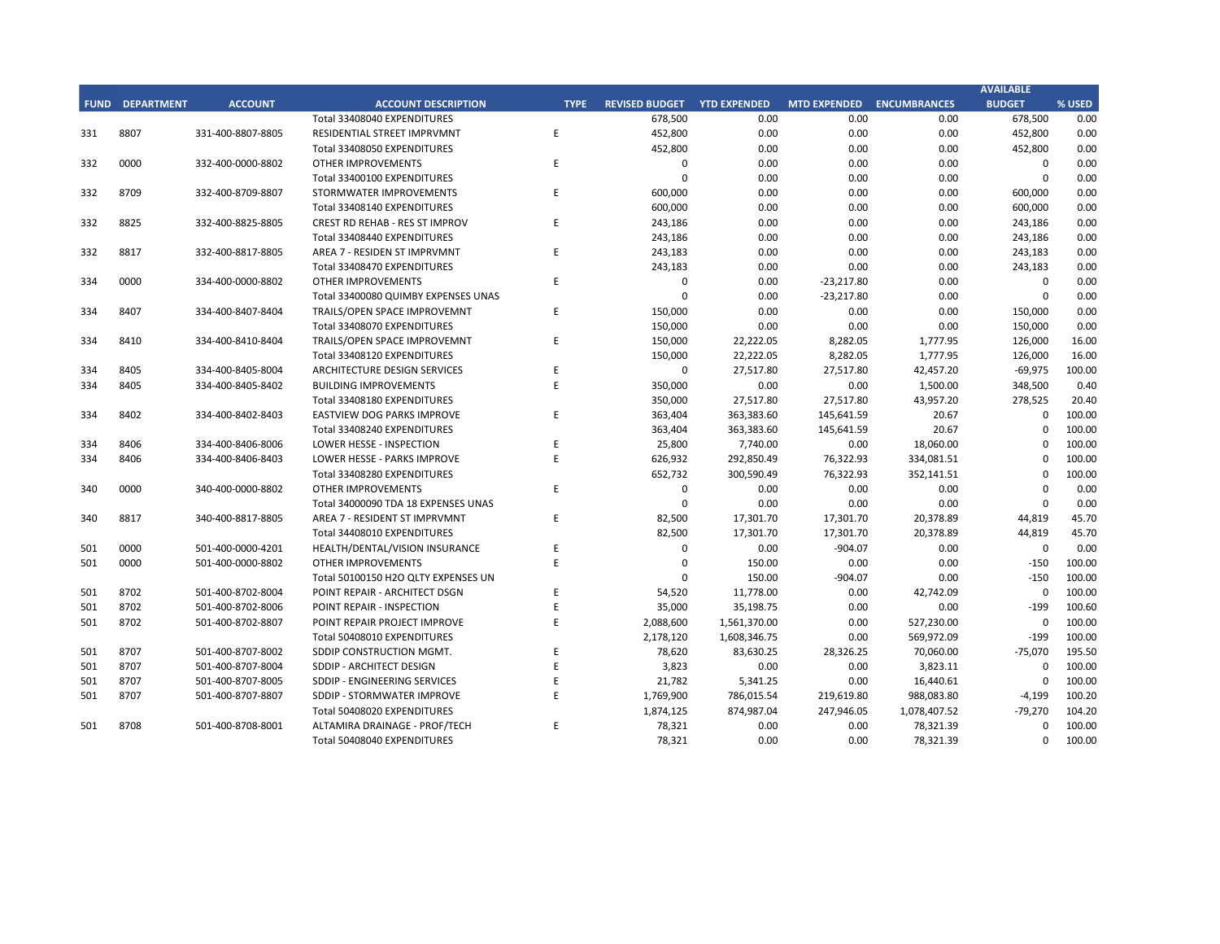| FUND | DEPARTMENT | ACCOUNT | ACCOUNT DESCRIPTION | TYPE | REVISED BUDGET | YTD EXPENDED | MTD EXPENDED | ENCUMBRANCES | AVAILABLE BUDGET | % USED |
|---|---|---|---|---|---|---|---|---|---|---|
| | | | Total 33408040 EXPENDITURES | | 678,500 | 0.00 | 0.00 | 0.00 | 678,500 | 0.00 |
| 331 | 8807 | 331-400-8807-8805 | RESIDENTIAL STREET IMPRVMNT | E | 452,800 | 0.00 | 0.00 | 0.00 | 452,800 | 0.00 |
| | | | Total 33408050 EXPENDITURES | | 452,800 | 0.00 | 0.00 | 0.00 | 452,800 | 0.00 |
| 332 | 0000 | 332-400-0000-8802 | OTHER IMPROVEMENTS | E | 0 | 0.00 | 0.00 | 0.00 | 0 | 0.00 |
| | | | Total 33400100 EXPENDITURES | | 0 | 0.00 | 0.00 | 0.00 | 0 | 0.00 |
| 332 | 8709 | 332-400-8709-8807 | STORMWATER IMPROVEMENTS | E | 600,000 | 0.00 | 0.00 | 0.00 | 600,000 | 0.00 |
| | | | Total 33408140 EXPENDITURES | | 600,000 | 0.00 | 0.00 | 0.00 | 600,000 | 0.00 |
| 332 | 8825 | 332-400-8825-8805 | CREST RD REHAB - RES ST IMPROV | E | 243,186 | 0.00 | 0.00 | 0.00 | 243,186 | 0.00 |
| | | | Total 33408440 EXPENDITURES | | 243,186 | 0.00 | 0.00 | 0.00 | 243,186 | 0.00 |
| 332 | 8817 | 332-400-8817-8805 | AREA 7 - RESIDEN ST IMPRVMNT | E | 243,183 | 0.00 | 0.00 | 0.00 | 243,183 | 0.00 |
| | | | Total 33408470 EXPENDITURES | | 243,183 | 0.00 | 0.00 | 0.00 | 243,183 | 0.00 |
| 334 | 0000 | 334-400-0000-8802 | OTHER IMPROVEMENTS | E | 0 | 0.00 | -23,217.80 | 0.00 | 0 | 0.00 |
| | | | Total 33400080 QUIMBY EXPENSES UNAS | | 0 | 0.00 | -23,217.80 | 0.00 | 0 | 0.00 |
| 334 | 8407 | 334-400-8407-8404 | TRAILS/OPEN SPACE IMPROVEMNT | E | 150,000 | 0.00 | 0.00 | 0.00 | 150,000 | 0.00 |
| | | | Total 33408070 EXPENDITURES | | 150,000 | 0.00 | 0.00 | 0.00 | 150,000 | 0.00 |
| 334 | 8410 | 334-400-8410-8404 | TRAILS/OPEN SPACE IMPROVEMNT | E | 150,000 | 22,222.05 | 8,282.05 | 1,777.95 | 126,000 | 16.00 |
| | | | Total 33408120 EXPENDITURES | | 150,000 | 22,222.05 | 8,282.05 | 1,777.95 | 126,000 | 16.00 |
| 334 | 8405 | 334-400-8405-8004 | ARCHITECTURE DESIGN SERVICES | E | 0 | 27,517.80 | 27,517.80 | 42,457.20 | -69,975 | 100.00 |
| 334 | 8405 | 334-400-8405-8402 | BUILDING IMPROVEMENTS | E | 350,000 | 0.00 | 0.00 | 1,500.00 | 348,500 | 0.40 |
| | | | Total 33408180 EXPENDITURES | | 350,000 | 27,517.80 | 27,517.80 | 43,957.20 | 278,525 | 20.40 |
| 334 | 8402 | 334-400-8402-8403 | EASTVIEW DOG PARKS IMPROVE | E | 363,404 | 363,383.60 | 145,641.59 | 20.67 | 0 | 100.00 |
| | | | Total 33408240 EXPENDITURES | | 363,404 | 363,383.60 | 145,641.59 | 20.67 | 0 | 100.00 |
| 334 | 8406 | 334-400-8406-8006 | LOWER HESSE - INSPECTION | E | 25,800 | 7,740.00 | 0.00 | 18,060.00 | 0 | 100.00 |
| 334 | 8406 | 334-400-8406-8403 | LOWER HESSE - PARKS IMPROVE | E | 626,932 | 292,850.49 | 76,322.93 | 334,081.51 | 0 | 100.00 |
| | | | Total 33408280 EXPENDITURES | | 652,732 | 300,590.49 | 76,322.93 | 352,141.51 | 0 | 100.00 |
| 340 | 0000 | 340-400-0000-8802 | OTHER IMPROVEMENTS | E | 0 | 0.00 | 0.00 | 0.00 | 0 | 0.00 |
| | | | Total 34000090 TDA 18 EXPENSES UNAS | | 0 | 0.00 | 0.00 | 0.00 | 0 | 0.00 |
| 340 | 8817 | 340-400-8817-8805 | AREA 7 - RESIDENT ST IMPRVMNT | E | 82,500 | 17,301.70 | 17,301.70 | 20,378.89 | 44,819 | 45.70 |
| | | | Total 34408010 EXPENDITURES | | 82,500 | 17,301.70 | 17,301.70 | 20,378.89 | 44,819 | 45.70 |
| 501 | 0000 | 501-400-0000-4201 | HEALTH/DENTAL/VISION INSURANCE | E | 0 | 0.00 | -904.07 | 0.00 | 0 | 0.00 |
| 501 | 0000 | 501-400-0000-8802 | OTHER IMPROVEMENTS | E | 0 | 150.00 | 0.00 | 0.00 | -150 | 100.00 |
| | | | Total 50100150 H2O QLTY EXPENSES UN | | 0 | 150.00 | -904.07 | 0.00 | -150 | 100.00 |
| 501 | 8702 | 501-400-8702-8004 | POINT REPAIR - ARCHITECT DSGN | E | 54,520 | 11,778.00 | 0.00 | 42,742.09 | 0 | 100.00 |
| 501 | 8702 | 501-400-8702-8006 | POINT REPAIR - INSPECTION | E | 35,000 | 35,198.75 | 0.00 | 0.00 | -199 | 100.60 |
| 501 | 8702 | 501-400-8702-8807 | POINT REPAIR PROJECT IMPROVE | E | 2,088,600 | 1,561,370.00 | 0.00 | 527,230.00 | 0 | 100.00 |
| | | | Total 50408010 EXPENDITURES | | 2,178,120 | 1,608,346.75 | 0.00 | 569,972.09 | -199 | 100.00 |
| 501 | 8707 | 501-400-8707-8002 | SDDIP CONSTRUCTION MGMT. | E | 78,620 | 83,630.25 | 28,326.25 | 70,060.00 | -75,070 | 195.50 |
| 501 | 8707 | 501-400-8707-8004 | SDDIP - ARCHITECT DESIGN | E | 3,823 | 0.00 | 0.00 | 3,823.11 | 0 | 100.00 |
| 501 | 8707 | 501-400-8707-8005 | SDDIP - ENGINEERING SERVICES | E | 21,782 | 5,341.25 | 0.00 | 16,440.61 | 0 | 100.00 |
| 501 | 8707 | 501-400-8707-8807 | SDDIP - STORMWATER IMPROVE | E | 1,769,900 | 786,015.54 | 219,619.80 | 988,083.80 | -4,199 | 100.20 |
| | | | Total 50408020 EXPENDITURES | | 1,874,125 | 874,987.04 | 247,946.05 | 1,078,407.52 | -79,270 | 104.20 |
| 501 | 8708 | 501-400-8708-8001 | ALTAMIRA DRAINAGE - PROF/TECH | E | 78,321 | 0.00 | 0.00 | 78,321.39 | 0 | 100.00 |
| | | | Total 50408040 EXPENDITURES | | 78,321 | 0.00 | 0.00 | 78,321.39 | 0 | 100.00 |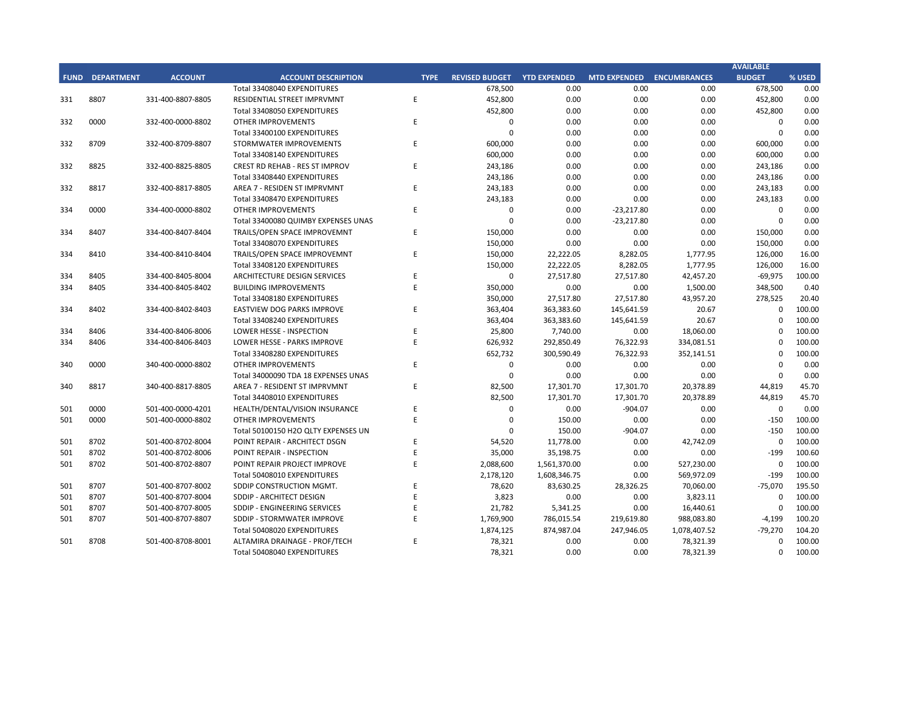| FUND | DEPARTMENT | ACCOUNT | ACCOUNT DESCRIPTION | TYPE | REVISED BUDGET | YTD EXPENDED | MTD EXPENDED | ENCUMBRANCES | AVAILABLE BUDGET | % USED |
|---|---|---|---|---|---|---|---|---|---|---|
| | | | Total 33408040 EXPENDITURES | | 678,500 | 0.00 | 0.00 | 0.00 | 678,500 | 0.00 |
| 331 | 8807 | 331-400-8807-8805 | RESIDENTIAL STREET IMPRVMNT | E | 452,800 | 0.00 | 0.00 | 0.00 | 452,800 | 0.00 |
| | | | Total 33408050 EXPENDITURES | | 452,800 | 0.00 | 0.00 | 0.00 | 452,800 | 0.00 |
| 332 | 0000 | 332-400-0000-8802 | OTHER IMPROVEMENTS | E | 0 | 0.00 | 0.00 | 0.00 | 0 | 0.00 |
| | | | Total 33400100 EXPENDITURES | | 0 | 0.00 | 0.00 | 0.00 | 0 | 0.00 |
| 332 | 8709 | 332-400-8709-8807 | STORMWATER IMPROVEMENTS | E | 600,000 | 0.00 | 0.00 | 0.00 | 600,000 | 0.00 |
| | | | Total 33408140 EXPENDITURES | | 600,000 | 0.00 | 0.00 | 0.00 | 600,000 | 0.00 |
| 332 | 8825 | 332-400-8825-8805 | CREST RD REHAB - RES ST IMPROV | E | 243,186 | 0.00 | 0.00 | 0.00 | 243,186 | 0.00 |
| | | | Total 33408440 EXPENDITURES | | 243,186 | 0.00 | 0.00 | 0.00 | 243,186 | 0.00 |
| 332 | 8817 | 332-400-8817-8805 | AREA 7 - RESIDEN ST IMPRVMNT | E | 243,183 | 0.00 | 0.00 | 0.00 | 243,183 | 0.00 |
| | | | Total 33408470 EXPENDITURES | | 243,183 | 0.00 | 0.00 | 0.00 | 243,183 | 0.00 |
| 334 | 0000 | 334-400-0000-8802 | OTHER IMPROVEMENTS | E | 0 | 0.00 | -23,217.80 | 0.00 | 0 | 0.00 |
| | | | Total 33400080 QUIMBY EXPENSES UNAS | | 0 | 0.00 | -23,217.80 | 0.00 | 0 | 0.00 |
| 334 | 8407 | 334-400-8407-8404 | TRAILS/OPEN SPACE IMPROVEMNT | E | 150,000 | 0.00 | 0.00 | 0.00 | 150,000 | 0.00 |
| | | | Total 33408070 EXPENDITURES | | 150,000 | 0.00 | 0.00 | 0.00 | 150,000 | 0.00 |
| 334 | 8410 | 334-400-8410-8404 | TRAILS/OPEN SPACE IMPROVEMNT | E | 150,000 | 22,222.05 | 8,282.05 | 1,777.95 | 126,000 | 16.00 |
| | | | Total 33408120 EXPENDITURES | | 150,000 | 22,222.05 | 8,282.05 | 1,777.95 | 126,000 | 16.00 |
| 334 | 8405 | 334-400-8405-8004 | ARCHITECTURE DESIGN SERVICES | E | 0 | 27,517.80 | 27,517.80 | 42,457.20 | -69,975 | 100.00 |
| 334 | 8405 | 334-400-8405-8402 | BUILDING IMPROVEMENTS | E | 350,000 | 0.00 | 0.00 | 1,500.00 | 348,500 | 0.40 |
| | | | Total 33408180 EXPENDITURES | | 350,000 | 27,517.80 | 27,517.80 | 43,957.20 | 278,525 | 20.40 |
| 334 | 8402 | 334-400-8402-8403 | EASTVIEW DOG PARKS IMPROVE | E | 363,404 | 363,383.60 | 145,641.59 | 20.67 | 0 | 100.00 |
| | | | Total 33408240 EXPENDITURES | | 363,404 | 363,383.60 | 145,641.59 | 20.67 | 0 | 100.00 |
| 334 | 8406 | 334-400-8406-8006 | LOWER HESSE - INSPECTION | E | 25,800 | 7,740.00 | 0.00 | 18,060.00 | 0 | 100.00 |
| 334 | 8406 | 334-400-8406-8403 | LOWER HESSE - PARKS IMPROVE | E | 626,932 | 292,850.49 | 76,322.93 | 334,081.51 | 0 | 100.00 |
| | | | Total 33408280 EXPENDITURES | | 652,732 | 300,590.49 | 76,322.93 | 352,141.51 | 0 | 100.00 |
| 340 | 0000 | 340-400-0000-8802 | OTHER IMPROVEMENTS | E | 0 | 0.00 | 0.00 | 0.00 | 0 | 0.00 |
| | | | Total 34000090 TDA 18 EXPENSES UNAS | | 0 | 0.00 | 0.00 | 0.00 | 0 | 0.00 |
| 340 | 8817 | 340-400-8817-8805 | AREA 7 - RESIDENT ST IMPRVMNT | E | 82,500 | 17,301.70 | 17,301.70 | 20,378.89 | 44,819 | 45.70 |
| | | | Total 34408010 EXPENDITURES | | 82,500 | 17,301.70 | 17,301.70 | 20,378.89 | 44,819 | 45.70 |
| 501 | 0000 | 501-400-0000-4201 | HEALTH/DENTAL/VISION INSURANCE | E | 0 | 0.00 | -904.07 | 0.00 | 0 | 0.00 |
| 501 | 0000 | 501-400-0000-8802 | OTHER IMPROVEMENTS | E | 0 | 150.00 | 0.00 | 0.00 | -150 | 100.00 |
| | | | Total 50100150 H2O QLTY EXPENSES UN | | 0 | 150.00 | -904.07 | 0.00 | -150 | 100.00 |
| 501 | 8702 | 501-400-8702-8004 | POINT REPAIR - ARCHITECT DSGN | E | 54,520 | 11,778.00 | 0.00 | 42,742.09 | 0 | 100.00 |
| 501 | 8702 | 501-400-8702-8006 | POINT REPAIR - INSPECTION | E | 35,000 | 35,198.75 | 0.00 | 0.00 | -199 | 100.60 |
| 501 | 8702 | 501-400-8702-8807 | POINT REPAIR PROJECT IMPROVE | E | 2,088,600 | 1,561,370.00 | 0.00 | 527,230.00 | 0 | 100.00 |
| | | | Total 50408010 EXPENDITURES | | 2,178,120 | 1,608,346.75 | 0.00 | 569,972.09 | -199 | 100.00 |
| 501 | 8707 | 501-400-8707-8002 | SDDIP CONSTRUCTION MGMT. | E | 78,620 | 83,630.25 | 28,326.25 | 70,060.00 | -75,070 | 195.50 |
| 501 | 8707 | 501-400-8707-8004 | SDDIP - ARCHITECT DESIGN | E | 3,823 | 0.00 | 0.00 | 3,823.11 | 0 | 100.00 |
| 501 | 8707 | 501-400-8707-8005 | SDDIP - ENGINEERING SERVICES | E | 21,782 | 5,341.25 | 0.00 | 16,440.61 | 0 | 100.00 |
| 501 | 8707 | 501-400-8707-8807 | SDDIP - STORMWATER IMPROVE | E | 1,769,900 | 786,015.54 | 219,619.80 | 988,083.80 | -4,199 | 100.20 |
| | | | Total 50408020 EXPENDITURES | | 1,874,125 | 874,987.04 | 247,946.05 | 1,078,407.52 | -79,270 | 104.20 |
| 501 | 8708 | 501-400-8708-8001 | ALTAMIRA DRAINAGE - PROF/TECH | E | 78,321 | 0.00 | 0.00 | 78,321.39 | 0 | 100.00 |
| | | | Total 50408040 EXPENDITURES | | 78,321 | 0.00 | 0.00 | 78,321.39 | 0 | 100.00 |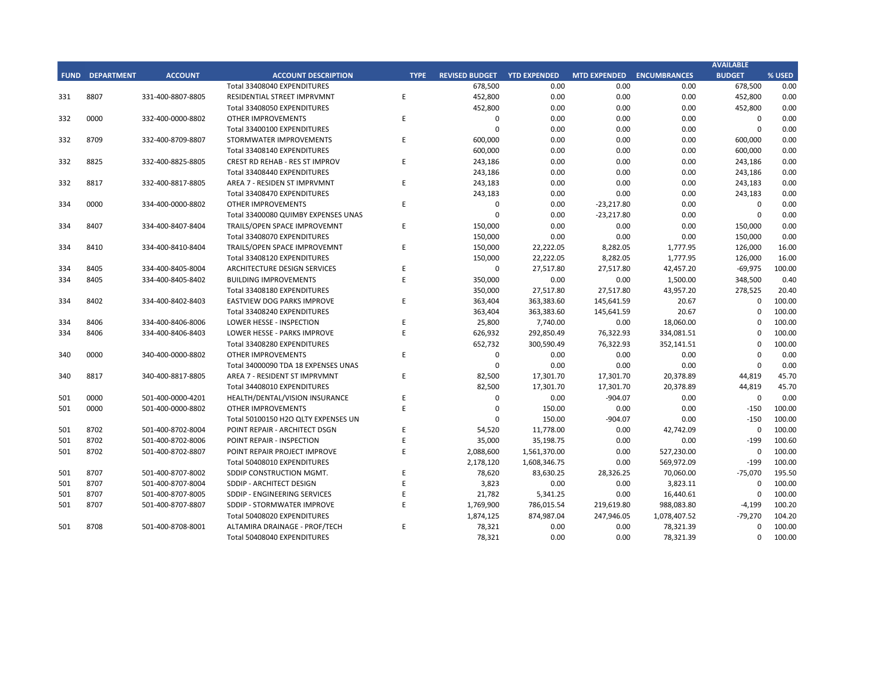| FUND | DEPARTMENT | ACCOUNT | ACCOUNT DESCRIPTION | TYPE | REVISED BUDGET | YTD EXPENDED | MTD EXPENDED | ENCUMBRANCES | AVAILABLE BUDGET | % USED |
|---|---|---|---|---|---|---|---|---|---|---|
| | | | Total 33408040 EXPENDITURES | | 678,500 | 0.00 | 0.00 | 0.00 | 678,500 | 0.00 |
| 331 | 8807 | 331-400-8807-8805 | RESIDENTIAL STREET IMPRVMNT | E | 452,800 | 0.00 | 0.00 | 0.00 | 452,800 | 0.00 |
| | | | Total 33408050 EXPENDITURES | | 452,800 | 0.00 | 0.00 | 0.00 | 452,800 | 0.00 |
| 332 | 0000 | 332-400-0000-8802 | OTHER IMPROVEMENTS | E | 0 | 0.00 | 0.00 | 0.00 | 0 | 0.00 |
| | | | Total 33400100 EXPENDITURES | | 0 | 0.00 | 0.00 | 0.00 | 0 | 0.00 |
| 332 | 8709 | 332-400-8709-8807 | STORMWATER IMPROVEMENTS | E | 600,000 | 0.00 | 0.00 | 0.00 | 600,000 | 0.00 |
| | | | Total 33408140 EXPENDITURES | | 600,000 | 0.00 | 0.00 | 0.00 | 600,000 | 0.00 |
| 332 | 8825 | 332-400-8825-8805 | CREST RD REHAB - RES ST IMPROV | E | 243,186 | 0.00 | 0.00 | 0.00 | 243,186 | 0.00 |
| | | | Total 33408440 EXPENDITURES | | 243,186 | 0.00 | 0.00 | 0.00 | 243,186 | 0.00 |
| 332 | 8817 | 332-400-8817-8805 | AREA 7 - RESIDEN ST IMPRVMNT | E | 243,183 | 0.00 | 0.00 | 0.00 | 243,183 | 0.00 |
| | | | Total 33408470 EXPENDITURES | | 243,183 | 0.00 | 0.00 | 0.00 | 243,183 | 0.00 |
| 334 | 0000 | 334-400-0000-8802 | OTHER IMPROVEMENTS | E | 0 | 0.00 | -23,217.80 | 0.00 | 0 | 0.00 |
| | | | Total 33400080 QUIMBY EXPENSES UNAS | | 0 | 0.00 | -23,217.80 | 0.00 | 0 | 0.00 |
| 334 | 8407 | 334-400-8407-8404 | TRAILS/OPEN SPACE IMPROVEMNT | E | 150,000 | 0.00 | 0.00 | 0.00 | 150,000 | 0.00 |
| | | | Total 33408070 EXPENDITURES | | 150,000 | 0.00 | 0.00 | 0.00 | 150,000 | 0.00 |
| 334 | 8410 | 334-400-8410-8404 | TRAILS/OPEN SPACE IMPROVEMNT | E | 150,000 | 22,222.05 | 8,282.05 | 1,777.95 | 126,000 | 16.00 |
| | | | Total 33408120 EXPENDITURES | | 150,000 | 22,222.05 | 8,282.05 | 1,777.95 | 126,000 | 16.00 |
| 334 | 8405 | 334-400-8405-8004 | ARCHITECTURE DESIGN SERVICES | E | 0 | 27,517.80 | 27,517.80 | 42,457.20 | -69,975 | 100.00 |
| 334 | 8405 | 334-400-8405-8402 | BUILDING IMPROVEMENTS | E | 350,000 | 0.00 | 0.00 | 1,500.00 | 348,500 | 0.40 |
| | | | Total 33408180 EXPENDITURES | | 350,000 | 27,517.80 | 27,517.80 | 43,957.20 | 278,525 | 20.40 |
| 334 | 8402 | 334-400-8402-8403 | EASTVIEW DOG PARKS IMPROVE | E | 363,404 | 363,383.60 | 145,641.59 | 20.67 | 0 | 100.00 |
| | | | Total 33408240 EXPENDITURES | | 363,404 | 363,383.60 | 145,641.59 | 20.67 | 0 | 100.00 |
| 334 | 8406 | 334-400-8406-8006 | LOWER HESSE - INSPECTION | E | 25,800 | 7,740.00 | 0.00 | 18,060.00 | 0 | 100.00 |
| 334 | 8406 | 334-400-8406-8403 | LOWER HESSE - PARKS IMPROVE | E | 626,932 | 292,850.49 | 76,322.93 | 334,081.51 | 0 | 100.00 |
| | | | Total 33408280 EXPENDITURES | | 652,732 | 300,590.49 | 76,322.93 | 352,141.51 | 0 | 100.00 |
| 340 | 0000 | 340-400-0000-8802 | OTHER IMPROVEMENTS | E | 0 | 0.00 | 0.00 | 0.00 | 0 | 0.00 |
| | | | Total 34000090 TDA 18 EXPENSES UNAS | | 0 | 0.00 | 0.00 | 0.00 | 0 | 0.00 |
| 340 | 8817 | 340-400-8817-8805 | AREA 7 - RESIDENT ST IMPRVMNT | E | 82,500 | 17,301.70 | 17,301.70 | 20,378.89 | 44,819 | 45.70 |
| | | | Total 34408010 EXPENDITURES | | 82,500 | 17,301.70 | 17,301.70 | 20,378.89 | 44,819 | 45.70 |
| 501 | 0000 | 501-400-0000-4201 | HEALTH/DENTAL/VISION INSURANCE | E | 0 | 0.00 | -904.07 | 0.00 | 0 | 0.00 |
| 501 | 0000 | 501-400-0000-8802 | OTHER IMPROVEMENTS | E | 0 | 150.00 | 0.00 | 0.00 | -150 | 100.00 |
| | | | Total 50100150 H2O QLTY EXPENSES UN | | 0 | 150.00 | -904.07 | 0.00 | -150 | 100.00 |
| 501 | 8702 | 501-400-8702-8004 | POINT REPAIR - ARCHITECT DSGN | E | 54,520 | 11,778.00 | 0.00 | 42,742.09 | 0 | 100.00 |
| 501 | 8702 | 501-400-8702-8006 | POINT REPAIR - INSPECTION | E | 35,000 | 35,198.75 | 0.00 | 0.00 | -199 | 100.60 |
| 501 | 8702 | 501-400-8702-8807 | POINT REPAIR PROJECT IMPROVE | E | 2,088,600 | 1,561,370.00 | 0.00 | 527,230.00 | 0 | 100.00 |
| | | | Total 50408010 EXPENDITURES | | 2,178,120 | 1,608,346.75 | 0.00 | 569,972.09 | -199 | 100.00 |
| 501 | 8707 | 501-400-8707-8002 | SDDIP CONSTRUCTION MGMT. | E | 78,620 | 83,630.25 | 28,326.25 | 70,060.00 | -75,070 | 195.50 |
| 501 | 8707 | 501-400-8707-8004 | SDDIP - ARCHITECT DESIGN | E | 3,823 | 0.00 | 0.00 | 3,823.11 | 0 | 100.00 |
| 501 | 8707 | 501-400-8707-8005 | SDDIP - ENGINEERING SERVICES | E | 21,782 | 5,341.25 | 0.00 | 16,440.61 | 0 | 100.00 |
| 501 | 8707 | 501-400-8707-8807 | SDDIP - STORMWATER IMPROVE | E | 1,769,900 | 786,015.54 | 219,619.80 | 988,083.80 | -4,199 | 100.20 |
| | | | Total 50408020 EXPENDITURES | | 1,874,125 | 874,987.04 | 247,946.05 | 1,078,407.52 | -79,270 | 104.20 |
| 501 | 8708 | 501-400-8708-8001 | ALTAMIRA DRAINAGE - PROF/TECH | E | 78,321 | 0.00 | 0.00 | 78,321.39 | 0 | 100.00 |
| | | | Total 50408040 EXPENDITURES | | 78,321 | 0.00 | 0.00 | 78,321.39 | 0 | 100.00 |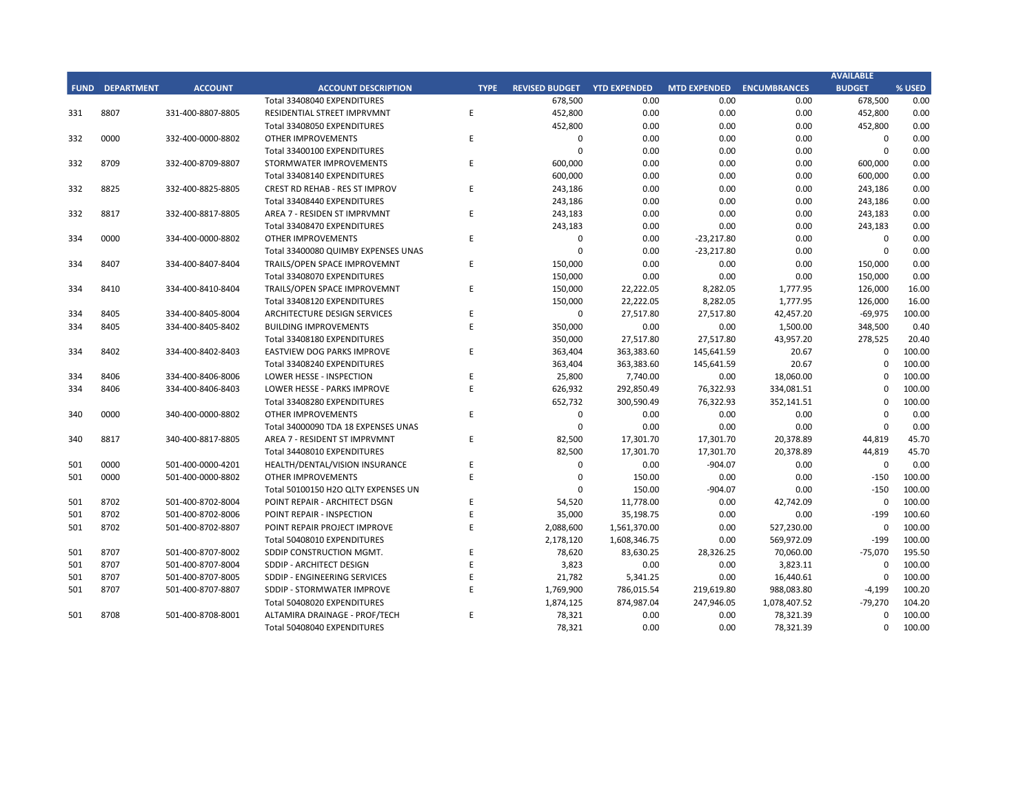| FUND | DEPARTMENT | ACCOUNT | ACCOUNT DESCRIPTION | TYPE | REVISED BUDGET | YTD EXPENDED | MTD EXPENDED | ENCUMBRANCES | AVAILABLE BUDGET | % USED |
|---|---|---|---|---|---|---|---|---|---|---|
| | | | Total 33408040 EXPENDITURES | | 678,500 | 0.00 | 0.00 | 0.00 | 678,500 | 0.00 |
| 331 | 8807 | 331-400-8807-8805 | RESIDENTIAL STREET IMPRVMNT | E | 452,800 | 0.00 | 0.00 | 0.00 | 452,800 | 0.00 |
| | | | Total 33408050 EXPENDITURES | | 452,800 | 0.00 | 0.00 | 0.00 | 452,800 | 0.00 |
| 332 | 0000 | 332-400-0000-8802 | OTHER IMPROVEMENTS | E | 0 | 0.00 | 0.00 | 0.00 | 0 | 0.00 |
| | | | Total 33400100 EXPENDITURES | | 0 | 0.00 | 0.00 | 0.00 | 0 | 0.00 |
| 332 | 8709 | 332-400-8709-8807 | STORMWATER IMPROVEMENTS | E | 600,000 | 0.00 | 0.00 | 0.00 | 600,000 | 0.00 |
| | | | Total 33408140 EXPENDITURES | | 600,000 | 0.00 | 0.00 | 0.00 | 600,000 | 0.00 |
| 332 | 8825 | 332-400-8825-8805 | CREST RD REHAB - RES ST IMPROV | E | 243,186 | 0.00 | 0.00 | 0.00 | 243,186 | 0.00 |
| | | | Total 33408440 EXPENDITURES | | 243,186 | 0.00 | 0.00 | 0.00 | 243,186 | 0.00 |
| 332 | 8817 | 332-400-8817-8805 | AREA 7 - RESIDEN ST IMPRVMNT | E | 243,183 | 0.00 | 0.00 | 0.00 | 243,183 | 0.00 |
| | | | Total 33408470 EXPENDITURES | | 243,183 | 0.00 | 0.00 | 0.00 | 243,183 | 0.00 |
| 334 | 0000 | 334-400-0000-8802 | OTHER IMPROVEMENTS | E | 0 | 0.00 | -23,217.80 | 0.00 | 0 | 0.00 |
| | | | Total 33400080 QUIMBY EXPENSES UNAS | | 0 | 0.00 | -23,217.80 | 0.00 | 0 | 0.00 |
| 334 | 8407 | 334-400-8407-8404 | TRAILS/OPEN SPACE IMPROVEMNT | E | 150,000 | 0.00 | 0.00 | 0.00 | 150,000 | 0.00 |
| | | | Total 33408070 EXPENDITURES | | 150,000 | 0.00 | 0.00 | 0.00 | 150,000 | 0.00 |
| 334 | 8410 | 334-400-8410-8404 | TRAILS/OPEN SPACE IMPROVEMNT | E | 150,000 | 22,222.05 | 8,282.05 | 1,777.95 | 126,000 | 16.00 |
| | | | Total 33408120 EXPENDITURES | | 150,000 | 22,222.05 | 8,282.05 | 1,777.95 | 126,000 | 16.00 |
| 334 | 8405 | 334-400-8405-8004 | ARCHITECTURE DESIGN SERVICES | E | 0 | 27,517.80 | 27,517.80 | 42,457.20 | -69,975 | 100.00 |
| 334 | 8405 | 334-400-8405-8402 | BUILDING IMPROVEMENTS | E | 350,000 | 0.00 | 0.00 | 1,500.00 | 348,500 | 0.40 |
| | | | Total 33408180 EXPENDITURES | | 350,000 | 27,517.80 | 27,517.80 | 43,957.20 | 278,525 | 20.40 |
| 334 | 8402 | 334-400-8402-8403 | EASTVIEW DOG PARKS IMPROVE | E | 363,404 | 363,383.60 | 145,641.59 | 20.67 | 0 | 100.00 |
| | | | Total 33408240 EXPENDITURES | | 363,404 | 363,383.60 | 145,641.59 | 20.67 | 0 | 100.00 |
| 334 | 8406 | 334-400-8406-8006 | LOWER HESSE - INSPECTION | E | 25,800 | 7,740.00 | 0.00 | 18,060.00 | 0 | 100.00 |
| 334 | 8406 | 334-400-8406-8403 | LOWER HESSE - PARKS IMPROVE | E | 626,932 | 292,850.49 | 76,322.93 | 334,081.51 | 0 | 100.00 |
| | | | Total 33408280 EXPENDITURES | | 652,732 | 300,590.49 | 76,322.93 | 352,141.51 | 0 | 100.00 |
| 340 | 0000 | 340-400-0000-8802 | OTHER IMPROVEMENTS | E | 0 | 0.00 | 0.00 | 0.00 | 0 | 0.00 |
| | | | Total 34000090 TDA 18 EXPENSES UNAS | | 0 | 0.00 | 0.00 | 0.00 | 0 | 0.00 |
| 340 | 8817 | 340-400-8817-8805 | AREA 7 - RESIDENT ST IMPRVMNT | E | 82,500 | 17,301.70 | 17,301.70 | 20,378.89 | 44,819 | 45.70 |
| | | | Total 34408010 EXPENDITURES | | 82,500 | 17,301.70 | 17,301.70 | 20,378.89 | 44,819 | 45.70 |
| 501 | 0000 | 501-400-0000-4201 | HEALTH/DENTAL/VISION INSURANCE | E | 0 | 0.00 | -904.07 | 0.00 | 0 | 0.00 |
| 501 | 0000 | 501-400-0000-8802 | OTHER IMPROVEMENTS | E | 0 | 150.00 | 0.00 | 0.00 | -150 | 100.00 |
| | | | Total 50100150 H2O QLTY EXPENSES UN | | 0 | 150.00 | -904.07 | 0.00 | -150 | 100.00 |
| 501 | 8702 | 501-400-8702-8004 | POINT REPAIR - ARCHITECT DSGN | E | 54,520 | 11,778.00 | 0.00 | 42,742.09 | 0 | 100.00 |
| 501 | 8702 | 501-400-8702-8006 | POINT REPAIR - INSPECTION | E | 35,000 | 35,198.75 | 0.00 | 0.00 | -199 | 100.60 |
| 501 | 8702 | 501-400-8702-8807 | POINT REPAIR PROJECT IMPROVE | E | 2,088,600 | 1,561,370.00 | 0.00 | 527,230.00 | 0 | 100.00 |
| | | | Total 50408010 EXPENDITURES | | 2,178,120 | 1,608,346.75 | 0.00 | 569,972.09 | -199 | 100.00 |
| 501 | 8707 | 501-400-8707-8002 | SDDIP CONSTRUCTION MGMT. | E | 78,620 | 83,630.25 | 28,326.25 | 70,060.00 | -75,070 | 195.50 |
| 501 | 8707 | 501-400-8707-8004 | SDDIP - ARCHITECT DESIGN | E | 3,823 | 0.00 | 0.00 | 3,823.11 | 0 | 100.00 |
| 501 | 8707 | 501-400-8707-8005 | SDDIP - ENGINEERING SERVICES | E | 21,782 | 5,341.25 | 0.00 | 16,440.61 | 0 | 100.00 |
| 501 | 8707 | 501-400-8707-8807 | SDDIP - STORMWATER IMPROVE | E | 1,769,900 | 786,015.54 | 219,619.80 | 988,083.80 | -4,199 | 100.20 |
| | | | Total 50408020 EXPENDITURES | | 1,874,125 | 874,987.04 | 247,946.05 | 1,078,407.52 | -79,270 | 104.20 |
| 501 | 8708 | 501-400-8708-8001 | ALTAMIRA DRAINAGE - PROF/TECH | E | 78,321 | 0.00 | 0.00 | 78,321.39 | 0 | 100.00 |
| | | | Total 50408040 EXPENDITURES | | 78,321 | 0.00 | 0.00 | 78,321.39 | 0 | 100.00 |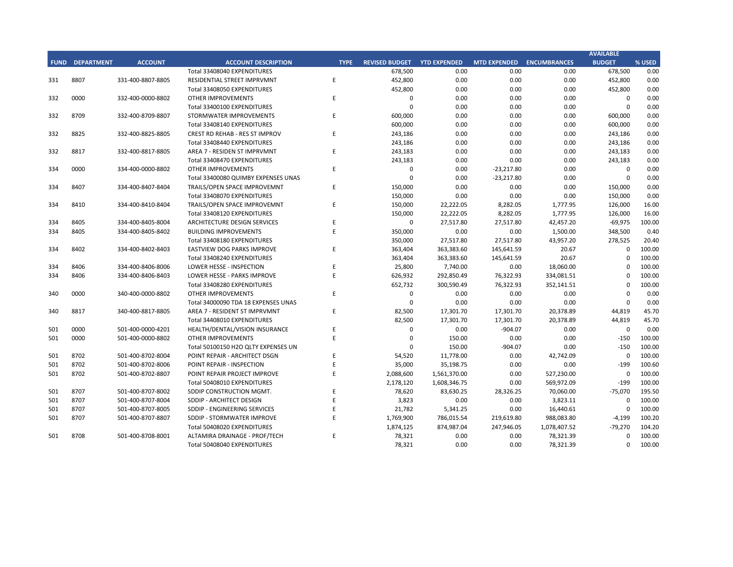| FUND | DEPARTMENT | ACCOUNT | ACCOUNT DESCRIPTION | TYPE | REVISED BUDGET | YTD EXPENDED | MTD EXPENDED | ENCUMBRANCES | AVAILABLE BUDGET | % USED |
|---|---|---|---|---|---|---|---|---|---|---|
| | | | Total 33408040 EXPENDITURES | | 678,500 | 0.00 | 0.00 | 0.00 | 678,500 | 0.00 |
| 331 | 8807 | 331-400-8807-8805 | RESIDENTIAL STREET IMPRVMNT | E | 452,800 | 0.00 | 0.00 | 0.00 | 452,800 | 0.00 |
| | | | Total 33408050 EXPENDITURES | | 452,800 | 0.00 | 0.00 | 0.00 | 452,800 | 0.00 |
| 332 | 0000 | 332-400-0000-8802 | OTHER IMPROVEMENTS | E | 0 | 0.00 | 0.00 | 0.00 | 0 | 0.00 |
| | | | Total 33400100 EXPENDITURES | | 0 | 0.00 | 0.00 | 0.00 | 0 | 0.00 |
| 332 | 8709 | 332-400-8709-8807 | STORMWATER IMPROVEMENTS | E | 600,000 | 0.00 | 0.00 | 0.00 | 600,000 | 0.00 |
| | | | Total 33408140 EXPENDITURES | | 600,000 | 0.00 | 0.00 | 0.00 | 600,000 | 0.00 |
| 332 | 8825 | 332-400-8825-8805 | CREST RD REHAB - RES ST IMPROV | E | 243,186 | 0.00 | 0.00 | 0.00 | 243,186 | 0.00 |
| | | | Total 33408440 EXPENDITURES | | 243,186 | 0.00 | 0.00 | 0.00 | 243,186 | 0.00 |
| 332 | 8817 | 332-400-8817-8805 | AREA 7 - RESIDEN ST IMPRVMNT | E | 243,183 | 0.00 | 0.00 | 0.00 | 243,183 | 0.00 |
| | | | Total 33408470 EXPENDITURES | | 243,183 | 0.00 | 0.00 | 0.00 | 243,183 | 0.00 |
| 334 | 0000 | 334-400-0000-8802 | OTHER IMPROVEMENTS | E | 0 | 0.00 | -23,217.80 | 0.00 | 0 | 0.00 |
| | | | Total 33400080 QUIMBY EXPENSES UNAS | | 0 | 0.00 | -23,217.80 | 0.00 | 0 | 0.00 |
| 334 | 8407 | 334-400-8407-8404 | TRAILS/OPEN SPACE IMPROVEMNT | E | 150,000 | 0.00 | 0.00 | 0.00 | 150,000 | 0.00 |
| | | | Total 33408070 EXPENDITURES | | 150,000 | 0.00 | 0.00 | 0.00 | 150,000 | 0.00 |
| 334 | 8410 | 334-400-8410-8404 | TRAILS/OPEN SPACE IMPROVEMNT | E | 150,000 | 22,222.05 | 8,282.05 | 1,777.95 | 126,000 | 16.00 |
| | | | Total 33408120 EXPENDITURES | | 150,000 | 22,222.05 | 8,282.05 | 1,777.95 | 126,000 | 16.00 |
| 334 | 8405 | 334-400-8405-8004 | ARCHITECTURE DESIGN SERVICES | E | 0 | 27,517.80 | 27,517.80 | 42,457.20 | -69,975 | 100.00 |
| 334 | 8405 | 334-400-8405-8402 | BUILDING IMPROVEMENTS | E | 350,000 | 0.00 | 0.00 | 1,500.00 | 348,500 | 0.40 |
| | | | Total 33408180 EXPENDITURES | | 350,000 | 27,517.80 | 27,517.80 | 43,957.20 | 278,525 | 20.40 |
| 334 | 8402 | 334-400-8402-8403 | EASTVIEW DOG PARKS IMPROVE | E | 363,404 | 363,383.60 | 145,641.59 | 20.67 | 0 | 100.00 |
| | | | Total 33408240 EXPENDITURES | | 363,404 | 363,383.60 | 145,641.59 | 20.67 | 0 | 100.00 |
| 334 | 8406 | 334-400-8406-8006 | LOWER HESSE - INSPECTION | E | 25,800 | 7,740.00 | 0.00 | 18,060.00 | 0 | 100.00 |
| 334 | 8406 | 334-400-8406-8403 | LOWER HESSE - PARKS IMPROVE | E | 626,932 | 292,850.49 | 76,322.93 | 334,081.51 | 0 | 100.00 |
| | | | Total 33408280 EXPENDITURES | | 652,732 | 300,590.49 | 76,322.93 | 352,141.51 | 0 | 100.00 |
| 340 | 0000 | 340-400-0000-8802 | OTHER IMPROVEMENTS | E | 0 | 0.00 | 0.00 | 0.00 | 0 | 0.00 |
| | | | Total 34000090 TDA 18 EXPENSES UNAS | | 0 | 0.00 | 0.00 | 0.00 | 0 | 0.00 |
| 340 | 8817 | 340-400-8817-8805 | AREA 7 - RESIDENT ST IMPRVMNT | E | 82,500 | 17,301.70 | 17,301.70 | 20,378.89 | 44,819 | 45.70 |
| | | | Total 34408010 EXPENDITURES | | 82,500 | 17,301.70 | 17,301.70 | 20,378.89 | 44,819 | 45.70 |
| 501 | 0000 | 501-400-0000-4201 | HEALTH/DENTAL/VISION INSURANCE | E | 0 | 0.00 | -904.07 | 0.00 | 0 | 0.00 |
| 501 | 0000 | 501-400-0000-8802 | OTHER IMPROVEMENTS | E | 0 | 150.00 | 0.00 | 0.00 | -150 | 100.00 |
| | | | Total 50100150 H2O QLTY EXPENSES UN | | 0 | 150.00 | -904.07 | 0.00 | -150 | 100.00 |
| 501 | 8702 | 501-400-8702-8004 | POINT REPAIR - ARCHITECT DSGN | E | 54,520 | 11,778.00 | 0.00 | 42,742.09 | 0 | 100.00 |
| 501 | 8702 | 501-400-8702-8006 | POINT REPAIR - INSPECTION | E | 35,000 | 35,198.75 | 0.00 | 0.00 | -199 | 100.60 |
| 501 | 8702 | 501-400-8702-8807 | POINT REPAIR PROJECT IMPROVE | E | 2,088,600 | 1,561,370.00 | 0.00 | 527,230.00 | 0 | 100.00 |
| | | | Total 50408010 EXPENDITURES | | 2,178,120 | 1,608,346.75 | 0.00 | 569,972.09 | -199 | 100.00 |
| 501 | 8707 | 501-400-8707-8002 | SDDIP CONSTRUCTION MGMT. | E | 78,620 | 83,630.25 | 28,326.25 | 70,060.00 | -75,070 | 195.50 |
| 501 | 8707 | 501-400-8707-8004 | SDDIP - ARCHITECT DESIGN | E | 3,823 | 0.00 | 0.00 | 3,823.11 | 0 | 100.00 |
| 501 | 8707 | 501-400-8707-8005 | SDDIP - ENGINEERING SERVICES | E | 21,782 | 5,341.25 | 0.00 | 16,440.61 | 0 | 100.00 |
| 501 | 8707 | 501-400-8707-8807 | SDDIP - STORMWATER IMPROVE | E | 1,769,900 | 786,015.54 | 219,619.80 | 988,083.80 | -4,199 | 100.20 |
| | | | Total 50408020 EXPENDITURES | | 1,874,125 | 874,987.04 | 247,946.05 | 1,078,407.52 | -79,270 | 104.20 |
| 501 | 8708 | 501-400-8708-8001 | ALTAMIRA DRAINAGE - PROF/TECH | E | 78,321 | 0.00 | 0.00 | 78,321.39 | 0 | 100.00 |
| | | | Total 50408040 EXPENDITURES | | 78,321 | 0.00 | 0.00 | 78,321.39 | 0 | 100.00 |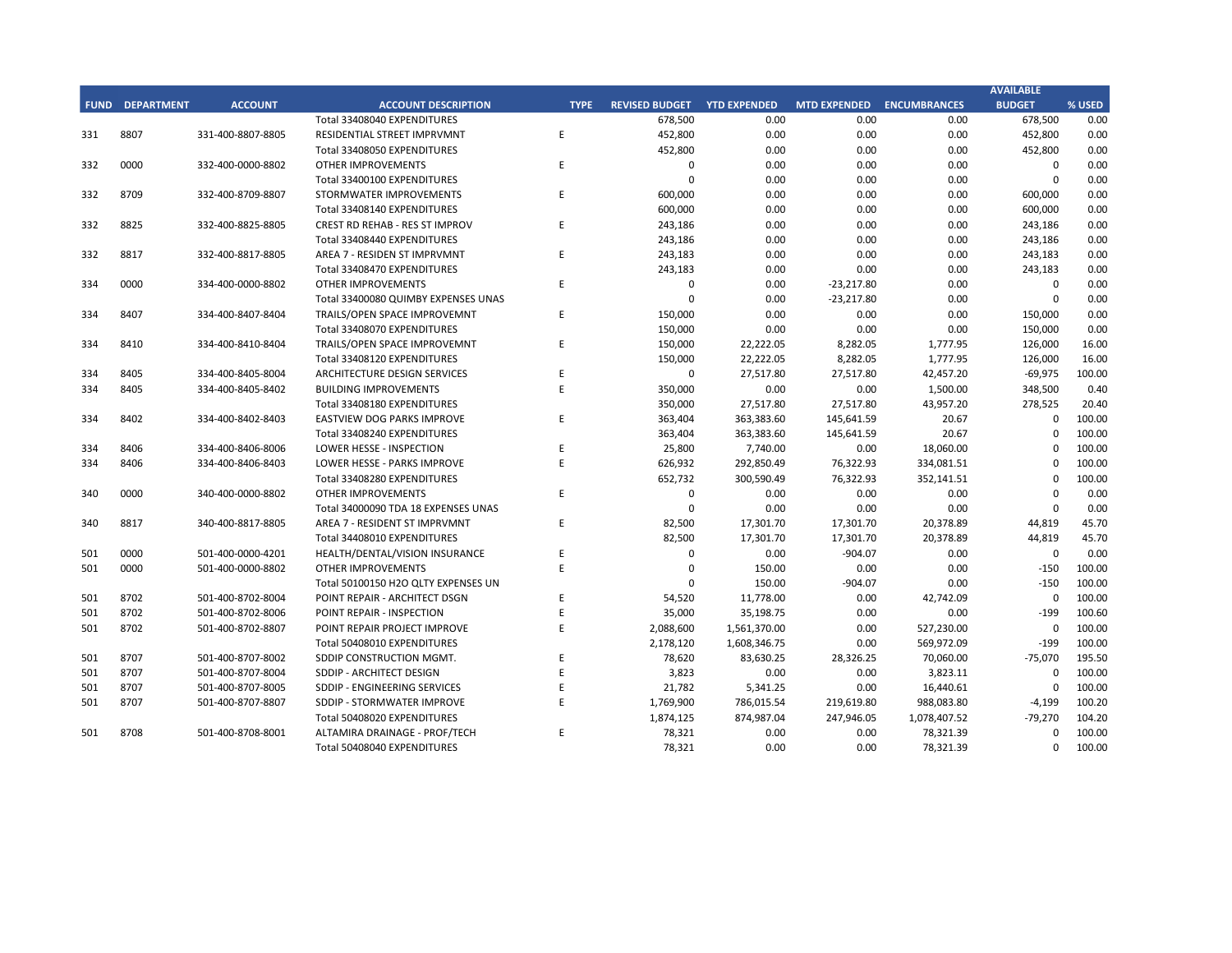| FUND | DEPARTMENT | ACCOUNT | ACCOUNT DESCRIPTION | TYPE | REVISED BUDGET | YTD EXPENDED | MTD EXPENDED | ENCUMBRANCES | AVAILABLE BUDGET | % USED |
|---|---|---|---|---|---|---|---|---|---|---|
| | | | Total 33408040 EXPENDITURES | | 678,500 | 0.00 | 0.00 | 0.00 | 678,500 | 0.00 |
| 331 | 8807 | 331-400-8807-8805 | RESIDENTIAL STREET IMPRVMNT | E | 452,800 | 0.00 | 0.00 | 0.00 | 452,800 | 0.00 |
| | | | Total 33408050 EXPENDITURES | | 452,800 | 0.00 | 0.00 | 0.00 | 452,800 | 0.00 |
| 332 | 0000 | 332-400-0000-8802 | OTHER IMPROVEMENTS | E | 0 | 0.00 | 0.00 | 0.00 | 0 | 0.00 |
| | | | Total 33400100 EXPENDITURES | | 0 | 0.00 | 0.00 | 0.00 | 0 | 0.00 |
| 332 | 8709 | 332-400-8709-8807 | STORMWATER IMPROVEMENTS | E | 600,000 | 0.00 | 0.00 | 0.00 | 600,000 | 0.00 |
| | | | Total 33408140 EXPENDITURES | | 600,000 | 0.00 | 0.00 | 0.00 | 600,000 | 0.00 |
| 332 | 8825 | 332-400-8825-8805 | CREST RD REHAB - RES ST IMPROV | E | 243,186 | 0.00 | 0.00 | 0.00 | 243,186 | 0.00 |
| | | | Total 33408440 EXPENDITURES | | 243,186 | 0.00 | 0.00 | 0.00 | 243,186 | 0.00 |
| 332 | 8817 | 332-400-8817-8805 | AREA 7 - RESIDEN ST IMPRVMNT | E | 243,183 | 0.00 | 0.00 | 0.00 | 243,183 | 0.00 |
| | | | Total 33408470 EXPENDITURES | | 243,183 | 0.00 | 0.00 | 0.00 | 243,183 | 0.00 |
| 334 | 0000 | 334-400-0000-8802 | OTHER IMPROVEMENTS | E | 0 | 0.00 | -23,217.80 | 0.00 | 0 | 0.00 |
| | | | Total 33400080 QUIMBY EXPENSES UNAS | | 0 | 0.00 | -23,217.80 | 0.00 | 0 | 0.00 |
| 334 | 8407 | 334-400-8407-8404 | TRAILS/OPEN SPACE IMPROVEMNT | E | 150,000 | 0.00 | 0.00 | 0.00 | 150,000 | 0.00 |
| | | | Total 33408070 EXPENDITURES | | 150,000 | 0.00 | 0.00 | 0.00 | 150,000 | 0.00 |
| 334 | 8410 | 334-400-8410-8404 | TRAILS/OPEN SPACE IMPROVEMNT | E | 150,000 | 22,222.05 | 8,282.05 | 1,777.95 | 126,000 | 16.00 |
| | | | Total 33408120 EXPENDITURES | | 150,000 | 22,222.05 | 8,282.05 | 1,777.95 | 126,000 | 16.00 |
| 334 | 8405 | 334-400-8405-8004 | ARCHITECTURE DESIGN SERVICES | E | 0 | 27,517.80 | 27,517.80 | 42,457.20 | -69,975 | 100.00 |
| 334 | 8405 | 334-400-8405-8402 | BUILDING IMPROVEMENTS | E | 350,000 | 0.00 | 0.00 | 1,500.00 | 348,500 | 0.40 |
| | | | Total 33408180 EXPENDITURES | | 350,000 | 27,517.80 | 27,517.80 | 43,957.20 | 278,525 | 20.40 |
| 334 | 8402 | 334-400-8402-8403 | EASTVIEW DOG PARKS IMPROVE | E | 363,404 | 363,383.60 | 145,641.59 | 20.67 | 0 | 100.00 |
| | | | Total 33408240 EXPENDITURES | | 363,404 | 363,383.60 | 145,641.59 | 20.67 | 0 | 100.00 |
| 334 | 8406 | 334-400-8406-8006 | LOWER HESSE - INSPECTION | E | 25,800 | 7,740.00 | 0.00 | 18,060.00 | 0 | 100.00 |
| 334 | 8406 | 334-400-8406-8403 | LOWER HESSE - PARKS IMPROVE | E | 626,932 | 292,850.49 | 76,322.93 | 334,081.51 | 0 | 100.00 |
| | | | Total 33408280 EXPENDITURES | | 652,732 | 300,590.49 | 76,322.93 | 352,141.51 | 0 | 100.00 |
| 340 | 0000 | 340-400-0000-8802 | OTHER IMPROVEMENTS | E | 0 | 0.00 | 0.00 | 0.00 | 0 | 0.00 |
| | | | Total 34000090 TDA 18 EXPENSES UNAS | | 0 | 0.00 | 0.00 | 0.00 | 0 | 0.00 |
| 340 | 8817 | 340-400-8817-8805 | AREA 7 - RESIDENT ST IMPRVMNT | E | 82,500 | 17,301.70 | 17,301.70 | 20,378.89 | 44,819 | 45.70 |
| | | | Total 34408010 EXPENDITURES | | 82,500 | 17,301.70 | 17,301.70 | 20,378.89 | 44,819 | 45.70 |
| 501 | 0000 | 501-400-0000-4201 | HEALTH/DENTAL/VISION INSURANCE | E | 0 | 0.00 | -904.07 | 0.00 | 0 | 0.00 |
| 501 | 0000 | 501-400-0000-8802 | OTHER IMPROVEMENTS | E | 0 | 150.00 | 0.00 | 0.00 | -150 | 100.00 |
| | | | Total 50100150 H2O QLTY EXPENSES UN | | 0 | 150.00 | -904.07 | 0.00 | -150 | 100.00 |
| 501 | 8702 | 501-400-8702-8004 | POINT REPAIR - ARCHITECT DSGN | E | 54,520 | 11,778.00 | 0.00 | 42,742.09 | 0 | 100.00 |
| 501 | 8702 | 501-400-8702-8006 | POINT REPAIR - INSPECTION | E | 35,000 | 35,198.75 | 0.00 | 0.00 | -199 | 100.60 |
| 501 | 8702 | 501-400-8702-8807 | POINT REPAIR PROJECT IMPROVE | E | 2,088,600 | 1,561,370.00 | 0.00 | 527,230.00 | 0 | 100.00 |
| | | | Total 50408010 EXPENDITURES | | 2,178,120 | 1,608,346.75 | 0.00 | 569,972.09 | -199 | 100.00 |
| 501 | 8707 | 501-400-8707-8002 | SDDIP CONSTRUCTION MGMT. | E | 78,620 | 83,630.25 | 28,326.25 | 70,060.00 | -75,070 | 195.50 |
| 501 | 8707 | 501-400-8707-8004 | SDDIP - ARCHITECT DESIGN | E | 3,823 | 0.00 | 0.00 | 3,823.11 | 0 | 100.00 |
| 501 | 8707 | 501-400-8707-8005 | SDDIP - ENGINEERING SERVICES | E | 21,782 | 5,341.25 | 0.00 | 16,440.61 | 0 | 100.00 |
| 501 | 8707 | 501-400-8707-8807 | SDDIP - STORMWATER IMPROVE | E | 1,769,900 | 786,015.54 | 219,619.80 | 988,083.80 | -4,199 | 100.20 |
| | | | Total 50408020 EXPENDITURES | | 1,874,125 | 874,987.04 | 247,946.05 | 1,078,407.52 | -79,270 | 104.20 |
| 501 | 8708 | 501-400-8708-8001 | ALTAMIRA DRAINAGE - PROF/TECH | E | 78,321 | 0.00 | 0.00 | 78,321.39 | 0 | 100.00 |
| | | | Total 50408040 EXPENDITURES | | 78,321 | 0.00 | 0.00 | 78,321.39 | 0 | 100.00 |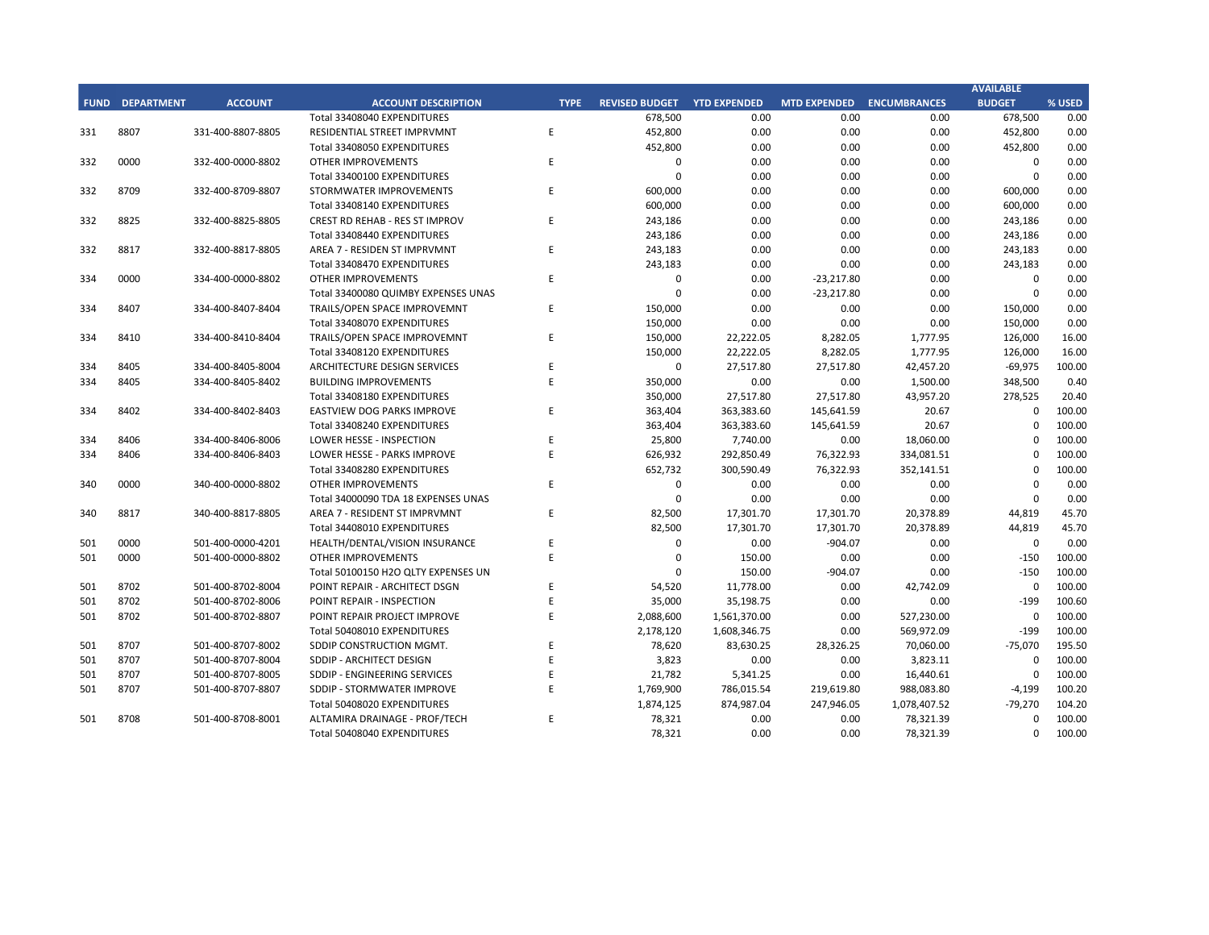| FUND | DEPARTMENT | ACCOUNT | ACCOUNT DESCRIPTION | TYPE | REVISED BUDGET | YTD EXPENDED | MTD EXPENDED | ENCUMBRANCES | AVAILABLE BUDGET | % USED |
|---|---|---|---|---|---|---|---|---|---|---|
| | | | Total 33408040 EXPENDITURES | | 678,500 | 0.00 | 0.00 | 0.00 | 678,500 | 0.00 |
| 331 | 8807 | 331-400-8807-8805 | RESIDENTIAL STREET IMPRVMNT | E | 452,800 | 0.00 | 0.00 | 0.00 | 452,800 | 0.00 |
| | | | Total 33408050 EXPENDITURES | | 452,800 | 0.00 | 0.00 | 0.00 | 452,800 | 0.00 |
| 332 | 0000 | 332-400-0000-8802 | OTHER IMPROVEMENTS | E | 0 | 0.00 | 0.00 | 0.00 | 0 | 0.00 |
| | | | Total 33400100 EXPENDITURES | | 0 | 0.00 | 0.00 | 0.00 | 0 | 0.00 |
| 332 | 8709 | 332-400-8709-8807 | STORMWATER IMPROVEMENTS | E | 600,000 | 0.00 | 0.00 | 0.00 | 600,000 | 0.00 |
| | | | Total 33408140 EXPENDITURES | | 600,000 | 0.00 | 0.00 | 0.00 | 600,000 | 0.00 |
| 332 | 8825 | 332-400-8825-8805 | CREST RD REHAB - RES ST IMPROV | E | 243,186 | 0.00 | 0.00 | 0.00 | 243,186 | 0.00 |
| | | | Total 33408440 EXPENDITURES | | 243,186 | 0.00 | 0.00 | 0.00 | 243,186 | 0.00 |
| 332 | 8817 | 332-400-8817-8805 | AREA 7 - RESIDEN ST IMPRVMNT | E | 243,183 | 0.00 | 0.00 | 0.00 | 243,183 | 0.00 |
| | | | Total 33408470 EXPENDITURES | | 243,183 | 0.00 | 0.00 | 0.00 | 243,183 | 0.00 |
| 334 | 0000 | 334-400-0000-8802 | OTHER IMPROVEMENTS | E | 0 | 0.00 | -23,217.80 | 0.00 | 0 | 0.00 |
| | | | Total 33400080 QUIMBY EXPENSES UNAS | | 0 | 0.00 | -23,217.80 | 0.00 | 0 | 0.00 |
| 334 | 8407 | 334-400-8407-8404 | TRAILS/OPEN SPACE IMPROVEMNT | E | 150,000 | 0.00 | 0.00 | 0.00 | 150,000 | 0.00 |
| | | | Total 33408070 EXPENDITURES | | 150,000 | 0.00 | 0.00 | 0.00 | 150,000 | 0.00 |
| 334 | 8410 | 334-400-8410-8404 | TRAILS/OPEN SPACE IMPROVEMNT | E | 150,000 | 22,222.05 | 8,282.05 | 1,777.95 | 126,000 | 16.00 |
| | | | Total 33408120 EXPENDITURES | | 150,000 | 22,222.05 | 8,282.05 | 1,777.95 | 126,000 | 16.00 |
| 334 | 8405 | 334-400-8405-8004 | ARCHITECTURE DESIGN SERVICES | E | 0 | 27,517.80 | 27,517.80 | 42,457.20 | -69,975 | 100.00 |
| 334 | 8405 | 334-400-8405-8402 | BUILDING IMPROVEMENTS | E | 350,000 | 0.00 | 0.00 | 1,500.00 | 348,500 | 0.40 |
| | | | Total 33408180 EXPENDITURES | | 350,000 | 27,517.80 | 27,517.80 | 43,957.20 | 278,525 | 20.40 |
| 334 | 8402 | 334-400-8402-8403 | EASTVIEW DOG PARKS IMPROVE | E | 363,404 | 363,383.60 | 145,641.59 | 20.67 | 0 | 100.00 |
| | | | Total 33408240 EXPENDITURES | | 363,404 | 363,383.60 | 145,641.59 | 20.67 | 0 | 100.00 |
| 334 | 8406 | 334-400-8406-8006 | LOWER HESSE - INSPECTION | E | 25,800 | 7,740.00 | 0.00 | 18,060.00 | 0 | 100.00 |
| 334 | 8406 | 334-400-8406-8403 | LOWER HESSE - PARKS IMPROVE | E | 626,932 | 292,850.49 | 76,322.93 | 334,081.51 | 0 | 100.00 |
| | | | Total 33408280 EXPENDITURES | | 652,732 | 300,590.49 | 76,322.93 | 352,141.51 | 0 | 100.00 |
| 340 | 0000 | 340-400-0000-8802 | OTHER IMPROVEMENTS | E | 0 | 0.00 | 0.00 | 0.00 | 0 | 0.00 |
| | | | Total 34000090 TDA 18 EXPENSES UNAS | | 0 | 0.00 | 0.00 | 0.00 | 0 | 0.00 |
| 340 | 8817 | 340-400-8817-8805 | AREA 7 - RESIDENT ST IMPRVMNT | E | 82,500 | 17,301.70 | 17,301.70 | 20,378.89 | 44,819 | 45.70 |
| | | | Total 34408010 EXPENDITURES | | 82,500 | 17,301.70 | 17,301.70 | 20,378.89 | 44,819 | 45.70 |
| 501 | 0000 | 501-400-0000-4201 | HEALTH/DENTAL/VISION INSURANCE | E | 0 | 0.00 | -904.07 | 0.00 | 0 | 0.00 |
| 501 | 0000 | 501-400-0000-8802 | OTHER IMPROVEMENTS | E | 0 | 150.00 | 0.00 | 0.00 | -150 | 100.00 |
| | | | Total 50100150 H2O QLTY EXPENSES UN | | 0 | 150.00 | -904.07 | 0.00 | -150 | 100.00 |
| 501 | 8702 | 501-400-8702-8004 | POINT REPAIR - ARCHITECT DSGN | E | 54,520 | 11,778.00 | 0.00 | 42,742.09 | 0 | 100.00 |
| 501 | 8702 | 501-400-8702-8006 | POINT REPAIR - INSPECTION | E | 35,000 | 35,198.75 | 0.00 | 0.00 | -199 | 100.60 |
| 501 | 8702 | 501-400-8702-8807 | POINT REPAIR PROJECT IMPROVE | E | 2,088,600 | 1,561,370.00 | 0.00 | 527,230.00 | 0 | 100.00 |
| | | | Total 50408010 EXPENDITURES | | 2,178,120 | 1,608,346.75 | 0.00 | 569,972.09 | -199 | 100.00 |
| 501 | 8707 | 501-400-8707-8002 | SDDIP CONSTRUCTION MGMT. | E | 78,620 | 83,630.25 | 28,326.25 | 70,060.00 | -75,070 | 195.50 |
| 501 | 8707 | 501-400-8707-8004 | SDDIP - ARCHITECT DESIGN | E | 3,823 | 0.00 | 0.00 | 3,823.11 | 0 | 100.00 |
| 501 | 8707 | 501-400-8707-8005 | SDDIP - ENGINEERING SERVICES | E | 21,782 | 5,341.25 | 0.00 | 16,440.61 | 0 | 100.00 |
| 501 | 8707 | 501-400-8707-8807 | SDDIP - STORMWATER IMPROVE | E | 1,769,900 | 786,015.54 | 219,619.80 | 988,083.80 | -4,199 | 100.20 |
| | | | Total 50408020 EXPENDITURES | | 1,874,125 | 874,987.04 | 247,946.05 | 1,078,407.52 | -79,270 | 104.20 |
| 501 | 8708 | 501-400-8708-8001 | ALTAMIRA DRAINAGE - PROF/TECH | E | 78,321 | 0.00 | 0.00 | 78,321.39 | 0 | 100.00 |
| | | | Total 50408040 EXPENDITURES | | 78,321 | 0.00 | 0.00 | 78,321.39 | 0 | 100.00 |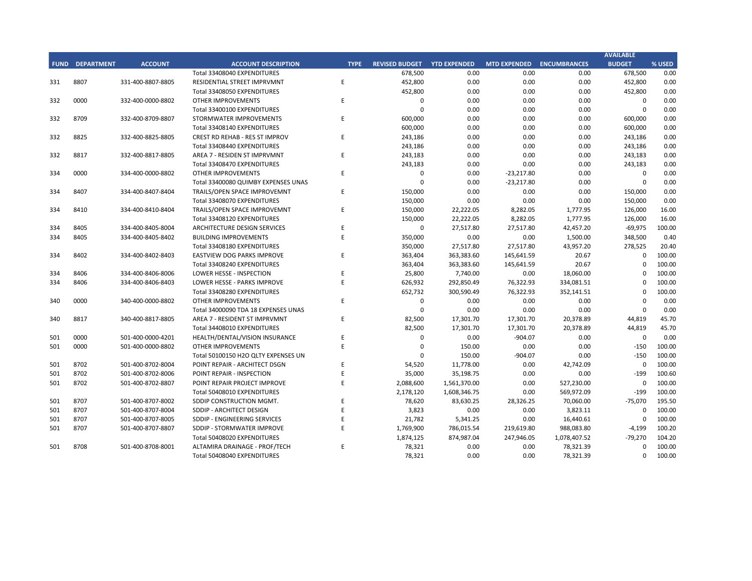| FUND | DEPARTMENT | ACCOUNT | ACCOUNT DESCRIPTION | TYPE | REVISED BUDGET | YTD EXPENDED | MTD EXPENDED | ENCUMBRANCES | AVAILABLE BUDGET | % USED |
|---|---|---|---|---|---|---|---|---|---|---|
| | | | Total 33408040 EXPENDITURES | | 678,500 | 0.00 | 0.00 | 0.00 | 678,500 | 0.00 |
| 331 | 8807 | 331-400-8807-8805 | RESIDENTIAL STREET IMPRVMNT | E | 452,800 | 0.00 | 0.00 | 0.00 | 452,800 | 0.00 |
| | | | Total 33408050 EXPENDITURES | | 452,800 | 0.00 | 0.00 | 0.00 | 452,800 | 0.00 |
| 332 | 0000 | 332-400-0000-8802 | OTHER IMPROVEMENTS | E | 0 | 0.00 | 0.00 | 0.00 | 0 | 0.00 |
| | | | Total 33400100 EXPENDITURES | | 0 | 0.00 | 0.00 | 0.00 | 0 | 0.00 |
| 332 | 8709 | 332-400-8709-8807 | STORMWATER IMPROVEMENTS | E | 600,000 | 0.00 | 0.00 | 0.00 | 600,000 | 0.00 |
| | | | Total 33408140 EXPENDITURES | | 600,000 | 0.00 | 0.00 | 0.00 | 600,000 | 0.00 |
| 332 | 8825 | 332-400-8825-8805 | CREST RD REHAB - RES ST IMPROV | E | 243,186 | 0.00 | 0.00 | 0.00 | 243,186 | 0.00 |
| | | | Total 33408440 EXPENDITURES | | 243,186 | 0.00 | 0.00 | 0.00 | 243,186 | 0.00 |
| 332 | 8817 | 332-400-8817-8805 | AREA 7 - RESIDEN ST IMPRVMNT | E | 243,183 | 0.00 | 0.00 | 0.00 | 243,183 | 0.00 |
| | | | Total 33408470 EXPENDITURES | | 243,183 | 0.00 | 0.00 | 0.00 | 243,183 | 0.00 |
| 334 | 0000 | 334-400-0000-8802 | OTHER IMPROVEMENTS | E | 0 | 0.00 | -23,217.80 | 0.00 | 0 | 0.00 |
| | | | Total 33400080 QUIMBY EXPENSES UNAS | | 0 | 0.00 | -23,217.80 | 0.00 | 0 | 0.00 |
| 334 | 8407 | 334-400-8407-8404 | TRAILS/OPEN SPACE IMPROVEMNT | E | 150,000 | 0.00 | 0.00 | 0.00 | 150,000 | 0.00 |
| | | | Total 33408070 EXPENDITURES | | 150,000 | 0.00 | 0.00 | 0.00 | 150,000 | 0.00 |
| 334 | 8410 | 334-400-8410-8404 | TRAILS/OPEN SPACE IMPROVEMNT | E | 150,000 | 22,222.05 | 8,282.05 | 1,777.95 | 126,000 | 16.00 |
| | | | Total 33408120 EXPENDITURES | | 150,000 | 22,222.05 | 8,282.05 | 1,777.95 | 126,000 | 16.00 |
| 334 | 8405 | 334-400-8405-8004 | ARCHITECTURE DESIGN SERVICES | E | 0 | 27,517.80 | 27,517.80 | 42,457.20 | -69,975 | 100.00 |
| 334 | 8405 | 334-400-8405-8402 | BUILDING IMPROVEMENTS | E | 350,000 | 0.00 | 0.00 | 1,500.00 | 348,500 | 0.40 |
| | | | Total 33408180 EXPENDITURES | | 350,000 | 27,517.80 | 27,517.80 | 43,957.20 | 278,525 | 20.40 |
| 334 | 8402 | 334-400-8402-8403 | EASTVIEW DOG PARKS IMPROVE | E | 363,404 | 363,383.60 | 145,641.59 | 20.67 | 0 | 100.00 |
| | | | Total 33408240 EXPENDITURES | | 363,404 | 363,383.60 | 145,641.59 | 20.67 | 0 | 100.00 |
| 334 | 8406 | 334-400-8406-8006 | LOWER HESSE - INSPECTION | E | 25,800 | 7,740.00 | 0.00 | 18,060.00 | 0 | 100.00 |
| 334 | 8406 | 334-400-8406-8403 | LOWER HESSE - PARKS IMPROVE | E | 626,932 | 292,850.49 | 76,322.93 | 334,081.51 | 0 | 100.00 |
| | | | Total 33408280 EXPENDITURES | | 652,732 | 300,590.49 | 76,322.93 | 352,141.51 | 0 | 100.00 |
| 340 | 0000 | 340-400-0000-8802 | OTHER IMPROVEMENTS | E | 0 | 0.00 | 0.00 | 0.00 | 0 | 0.00 |
| | | | Total 34000090 TDA 18 EXPENSES UNAS | | 0 | 0.00 | 0.00 | 0.00 | 0 | 0.00 |
| 340 | 8817 | 340-400-8817-8805 | AREA 7 - RESIDENT ST IMPRVMNT | E | 82,500 | 17,301.70 | 17,301.70 | 20,378.89 | 44,819 | 45.70 |
| | | | Total 34408010 EXPENDITURES | | 82,500 | 17,301.70 | 17,301.70 | 20,378.89 | 44,819 | 45.70 |
| 501 | 0000 | 501-400-0000-4201 | HEALTH/DENTAL/VISION INSURANCE | E | 0 | 0.00 | -904.07 | 0.00 | 0 | 0.00 |
| 501 | 0000 | 501-400-0000-8802 | OTHER IMPROVEMENTS | E | 0 | 150.00 | 0.00 | 0.00 | -150 | 100.00 |
| | | | Total 50100150 H2O QLTY EXPENSES UN | | 0 | 150.00 | -904.07 | 0.00 | -150 | 100.00 |
| 501 | 8702 | 501-400-8702-8004 | POINT REPAIR - ARCHITECT DSGN | E | 54,520 | 11,778.00 | 0.00 | 42,742.09 | 0 | 100.00 |
| 501 | 8702 | 501-400-8702-8006 | POINT REPAIR - INSPECTION | E | 35,000 | 35,198.75 | 0.00 | 0.00 | -199 | 100.60 |
| 501 | 8702 | 501-400-8702-8807 | POINT REPAIR PROJECT IMPROVE | E | 2,088,600 | 1,561,370.00 | 0.00 | 527,230.00 | 0 | 100.00 |
| | | | Total 50408010 EXPENDITURES | | 2,178,120 | 1,608,346.75 | 0.00 | 569,972.09 | -199 | 100.00 |
| 501 | 8707 | 501-400-8707-8002 | SDDIP CONSTRUCTION MGMT. | E | 78,620 | 83,630.25 | 28,326.25 | 70,060.00 | -75,070 | 195.50 |
| 501 | 8707 | 501-400-8707-8004 | SDDIP - ARCHITECT DESIGN | E | 3,823 | 0.00 | 0.00 | 3,823.11 | 0 | 100.00 |
| 501 | 8707 | 501-400-8707-8005 | SDDIP - ENGINEERING SERVICES | E | 21,782 | 5,341.25 | 0.00 | 16,440.61 | 0 | 100.00 |
| 501 | 8707 | 501-400-8707-8807 | SDDIP - STORMWATER IMPROVE | E | 1,769,900 | 786,015.54 | 219,619.80 | 988,083.80 | -4,199 | 100.20 |
| | | | Total 50408020 EXPENDITURES | | 1,874,125 | 874,987.04 | 247,946.05 | 1,078,407.52 | -79,270 | 104.20 |
| 501 | 8708 | 501-400-8708-8001 | ALTAMIRA DRAINAGE - PROF/TECH | E | 78,321 | 0.00 | 0.00 | 78,321.39 | 0 | 100.00 |
| | | | Total 50408040 EXPENDITURES | | 78,321 | 0.00 | 0.00 | 78,321.39 | 0 | 100.00 |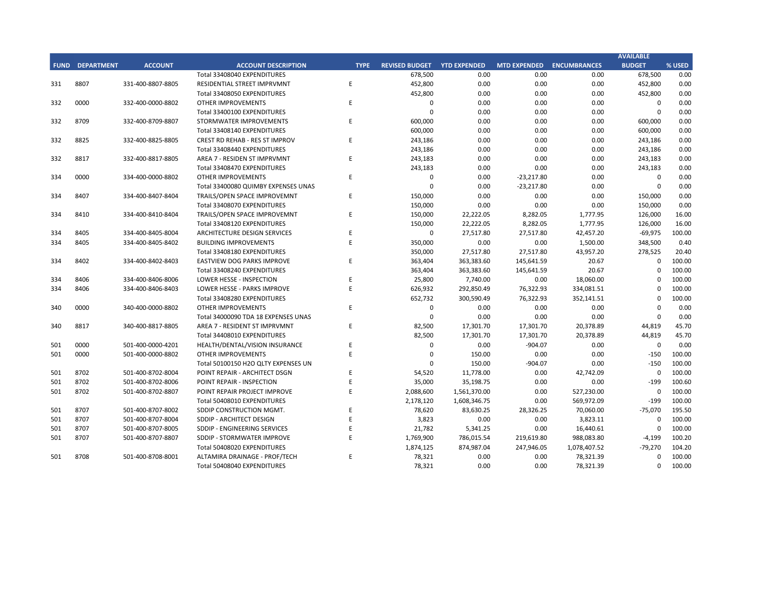| FUND | DEPARTMENT | ACCOUNT | ACCOUNT DESCRIPTION | TYPE | REVISED BUDGET | YTD EXPENDED | MTD EXPENDED | ENCUMBRANCES | AVAILABLE BUDGET | % USED |
|---|---|---|---|---|---|---|---|---|---|---|
| | | | Total 33408040 EXPENDITURES | | 678,500 | 0.00 | 0.00 | 0.00 | 678,500 | 0.00 |
| 331 | 8807 | 331-400-8807-8805 | RESIDENTIAL STREET IMPRVMNT | E | 452,800 | 0.00 | 0.00 | 0.00 | 452,800 | 0.00 |
| | | | Total 33408050 EXPENDITURES | | 452,800 | 0.00 | 0.00 | 0.00 | 452,800 | 0.00 |
| 332 | 0000 | 332-400-0000-8802 | OTHER IMPROVEMENTS | E | 0 | 0.00 | 0.00 | 0.00 | 0 | 0.00 |
| | | | Total 33400100 EXPENDITURES | | 0 | 0.00 | 0.00 | 0.00 | 0 | 0.00 |
| 332 | 8709 | 332-400-8709-8807 | STORMWATER IMPROVEMENTS | E | 600,000 | 0.00 | 0.00 | 0.00 | 600,000 | 0.00 |
| | | | Total 33408140 EXPENDITURES | | 600,000 | 0.00 | 0.00 | 0.00 | 600,000 | 0.00 |
| 332 | 8825 | 332-400-8825-8805 | CREST RD REHAB - RES ST IMPROV | E | 243,186 | 0.00 | 0.00 | 0.00 | 243,186 | 0.00 |
| | | | Total 33408440 EXPENDITURES | | 243,186 | 0.00 | 0.00 | 0.00 | 243,186 | 0.00 |
| 332 | 8817 | 332-400-8817-8805 | AREA 7 - RESIDEN ST IMPRVMNT | E | 243,183 | 0.00 | 0.00 | 0.00 | 243,183 | 0.00 |
| | | | Total 33408470 EXPENDITURES | | 243,183 | 0.00 | 0.00 | 0.00 | 243,183 | 0.00 |
| 334 | 0000 | 334-400-0000-8802 | OTHER IMPROVEMENTS | E | 0 | 0.00 | -23,217.80 | 0.00 | 0 | 0.00 |
| | | | Total 33400080 QUIMBY EXPENSES UNAS | | 0 | 0.00 | -23,217.80 | 0.00 | 0 | 0.00 |
| 334 | 8407 | 334-400-8407-8404 | TRAILS/OPEN SPACE IMPROVEMNT | E | 150,000 | 0.00 | 0.00 | 0.00 | 150,000 | 0.00 |
| | | | Total 33408070 EXPENDITURES | | 150,000 | 0.00 | 0.00 | 0.00 | 150,000 | 0.00 |
| 334 | 8410 | 334-400-8410-8404 | TRAILS/OPEN SPACE IMPROVEMNT | E | 150,000 | 22,222.05 | 8,282.05 | 1,777.95 | 126,000 | 16.00 |
| | | | Total 33408120 EXPENDITURES | | 150,000 | 22,222.05 | 8,282.05 | 1,777.95 | 126,000 | 16.00 |
| 334 | 8405 | 334-400-8405-8004 | ARCHITECTURE DESIGN SERVICES | E | 0 | 27,517.80 | 27,517.80 | 42,457.20 | -69,975 | 100.00 |
| 334 | 8405 | 334-400-8405-8402 | BUILDING IMPROVEMENTS | E | 350,000 | 0.00 | 0.00 | 1,500.00 | 348,500 | 0.40 |
| | | | Total 33408180 EXPENDITURES | | 350,000 | 27,517.80 | 27,517.80 | 43,957.20 | 278,525 | 20.40 |
| 334 | 8402 | 334-400-8402-8403 | EASTVIEW DOG PARKS IMPROVE | E | 363,404 | 363,383.60 | 145,641.59 | 20.67 | 0 | 100.00 |
| | | | Total 33408240 EXPENDITURES | | 363,404 | 363,383.60 | 145,641.59 | 20.67 | 0 | 100.00 |
| 334 | 8406 | 334-400-8406-8006 | LOWER HESSE - INSPECTION | E | 25,800 | 7,740.00 | 0.00 | 18,060.00 | 0 | 100.00 |
| 334 | 8406 | 334-400-8406-8403 | LOWER HESSE - PARKS IMPROVE | E | 626,932 | 292,850.49 | 76,322.93 | 334,081.51 | 0 | 100.00 |
| | | | Total 33408280 EXPENDITURES | | 652,732 | 300,590.49 | 76,322.93 | 352,141.51 | 0 | 100.00 |
| 340 | 0000 | 340-400-0000-8802 | OTHER IMPROVEMENTS | E | 0 | 0.00 | 0.00 | 0.00 | 0 | 0.00 |
| | | | Total 34000090 TDA 18 EXPENSES UNAS | | 0 | 0.00 | 0.00 | 0.00 | 0 | 0.00 |
| 340 | 8817 | 340-400-8817-8805 | AREA 7 - RESIDENT ST IMPRVMNT | E | 82,500 | 17,301.70 | 17,301.70 | 20,378.89 | 44,819 | 45.70 |
| | | | Total 34408010 EXPENDITURES | | 82,500 | 17,301.70 | 17,301.70 | 20,378.89 | 44,819 | 45.70 |
| 501 | 0000 | 501-400-0000-4201 | HEALTH/DENTAL/VISION INSURANCE | E | 0 | 0.00 | -904.07 | 0.00 | 0 | 0.00 |
| 501 | 0000 | 501-400-0000-8802 | OTHER IMPROVEMENTS | E | 0 | 150.00 | 0.00 | 0.00 | -150 | 100.00 |
| | | | Total 50100150 H2O QLTY EXPENSES UN | | 0 | 150.00 | -904.07 | 0.00 | -150 | 100.00 |
| 501 | 8702 | 501-400-8702-8004 | POINT REPAIR - ARCHITECT DSGN | E | 54,520 | 11,778.00 | 0.00 | 42,742.09 | 0 | 100.00 |
| 501 | 8702 | 501-400-8702-8006 | POINT REPAIR - INSPECTION | E | 35,000 | 35,198.75 | 0.00 | 0.00 | -199 | 100.60 |
| 501 | 8702 | 501-400-8702-8807 | POINT REPAIR PROJECT IMPROVE | E | 2,088,600 | 1,561,370.00 | 0.00 | 527,230.00 | 0 | 100.00 |
| | | | Total 50408010 EXPENDITURES | | 2,178,120 | 1,608,346.75 | 0.00 | 569,972.09 | -199 | 100.00 |
| 501 | 8707 | 501-400-8707-8002 | SDDIP CONSTRUCTION MGMT. | E | 78,620 | 83,630.25 | 28,326.25 | 70,060.00 | -75,070 | 195.50 |
| 501 | 8707 | 501-400-8707-8004 | SDDIP - ARCHITECT DESIGN | E | 3,823 | 0.00 | 0.00 | 3,823.11 | 0 | 100.00 |
| 501 | 8707 | 501-400-8707-8005 | SDDIP - ENGINEERING SERVICES | E | 21,782 | 5,341.25 | 0.00 | 16,440.61 | 0 | 100.00 |
| 501 | 8707 | 501-400-8707-8807 | SDDIP - STORMWATER IMPROVE | E | 1,769,900 | 786,015.54 | 219,619.80 | 988,083.80 | -4,199 | 100.20 |
| | | | Total 50408020 EXPENDITURES | | 1,874,125 | 874,987.04 | 247,946.05 | 1,078,407.52 | -79,270 | 104.20 |
| 501 | 8708 | 501-400-8708-8001 | ALTAMIRA DRAINAGE - PROF/TECH | E | 78,321 | 0.00 | 0.00 | 78,321.39 | 0 | 100.00 |
| | | | Total 50408040 EXPENDITURES | | 78,321 | 0.00 | 0.00 | 78,321.39 | 0 | 100.00 |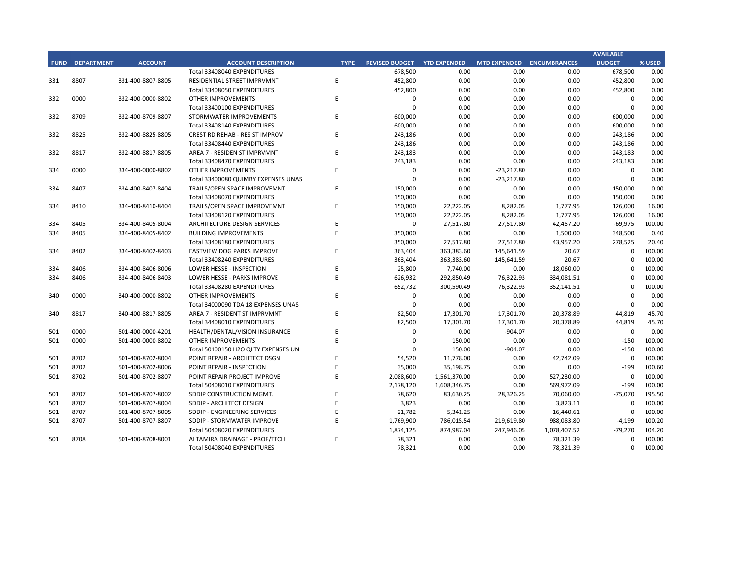| FUND | DEPARTMENT | ACCOUNT | ACCOUNT DESCRIPTION | TYPE | REVISED BUDGET | YTD EXPENDED | MTD EXPENDED | ENCUMBRANCES | AVAILABLE BUDGET | % USED |
|---|---|---|---|---|---|---|---|---|---|---|
| | | | Total 33408040 EXPENDITURES | | 678,500 | 0.00 | 0.00 | 0.00 | 678,500 | 0.00 |
| 331 | 8807 | 331-400-8807-8805 | RESIDENTIAL STREET IMPRVMNT | E | 452,800 | 0.00 | 0.00 | 0.00 | 452,800 | 0.00 |
| | | | Total 33408050 EXPENDITURES | | 452,800 | 0.00 | 0.00 | 0.00 | 452,800 | 0.00 |
| 332 | 0000 | 332-400-0000-8802 | OTHER IMPROVEMENTS | E | 0 | 0.00 | 0.00 | 0.00 | 0 | 0.00 |
| | | | Total 33400100 EXPENDITURES | | 0 | 0.00 | 0.00 | 0.00 | 0 | 0.00 |
| 332 | 8709 | 332-400-8709-8807 | STORMWATER IMPROVEMENTS | E | 600,000 | 0.00 | 0.00 | 0.00 | 600,000 | 0.00 |
| | | | Total 33408140 EXPENDITURES | | 600,000 | 0.00 | 0.00 | 0.00 | 600,000 | 0.00 |
| 332 | 8825 | 332-400-8825-8805 | CREST RD REHAB - RES ST IMPROV | E | 243,186 | 0.00 | 0.00 | 0.00 | 243,186 | 0.00 |
| | | | Total 33408440 EXPENDITURES | | 243,186 | 0.00 | 0.00 | 0.00 | 243,186 | 0.00 |
| 332 | 8817 | 332-400-8817-8805 | AREA 7 - RESIDEN ST IMPRVMNT | E | 243,183 | 0.00 | 0.00 | 0.00 | 243,183 | 0.00 |
| | | | Total 33408470 EXPENDITURES | | 243,183 | 0.00 | 0.00 | 0.00 | 243,183 | 0.00 |
| 334 | 0000 | 334-400-0000-8802 | OTHER IMPROVEMENTS | E | 0 | 0.00 | -23,217.80 | 0.00 | 0 | 0.00 |
| | | | Total 33400080 QUIMBY EXPENSES UNAS | | 0 | 0.00 | -23,217.80 | 0.00 | 0 | 0.00 |
| 334 | 8407 | 334-400-8407-8404 | TRAILS/OPEN SPACE IMPROVEMNT | E | 150,000 | 0.00 | 0.00 | 0.00 | 150,000 | 0.00 |
| | | | Total 33408070 EXPENDITURES | | 150,000 | 0.00 | 0.00 | 0.00 | 150,000 | 0.00 |
| 334 | 8410 | 334-400-8410-8404 | TRAILS/OPEN SPACE IMPROVEMNT | E | 150,000 | 22,222.05 | 8,282.05 | 1,777.95 | 126,000 | 16.00 |
| | | | Total 33408120 EXPENDITURES | | 150,000 | 22,222.05 | 8,282.05 | 1,777.95 | 126,000 | 16.00 |
| 334 | 8405 | 334-400-8405-8004 | ARCHITECTURE DESIGN SERVICES | E | 0 | 27,517.80 | 27,517.80 | 42,457.20 | -69,975 | 100.00 |
| 334 | 8405 | 334-400-8405-8402 | BUILDING IMPROVEMENTS | E | 350,000 | 0.00 | 0.00 | 1,500.00 | 348,500 | 0.40 |
| | | | Total 33408180 EXPENDITURES | | 350,000 | 27,517.80 | 27,517.80 | 43,957.20 | 278,525 | 20.40 |
| 334 | 8402 | 334-400-8402-8403 | EASTVIEW DOG PARKS IMPROVE | E | 363,404 | 363,383.60 | 145,641.59 | 20.67 | 0 | 100.00 |
| | | | Total 33408240 EXPENDITURES | | 363,404 | 363,383.60 | 145,641.59 | 20.67 | 0 | 100.00 |
| 334 | 8406 | 334-400-8406-8006 | LOWER HESSE - INSPECTION | E | 25,800 | 7,740.00 | 0.00 | 18,060.00 | 0 | 100.00 |
| 334 | 8406 | 334-400-8406-8403 | LOWER HESSE - PARKS IMPROVE | E | 626,932 | 292,850.49 | 76,322.93 | 334,081.51 | 0 | 100.00 |
| | | | Total 33408280 EXPENDITURES | | 652,732 | 300,590.49 | 76,322.93 | 352,141.51 | 0 | 100.00 |
| 340 | 0000 | 340-400-0000-8802 | OTHER IMPROVEMENTS | E | 0 | 0.00 | 0.00 | 0.00 | 0 | 0.00 |
| | | | Total 34000090 TDA 18 EXPENSES UNAS | | 0 | 0.00 | 0.00 | 0.00 | 0 | 0.00 |
| 340 | 8817 | 340-400-8817-8805 | AREA 7 - RESIDENT ST IMPRVMNT | E | 82,500 | 17,301.70 | 17,301.70 | 20,378.89 | 44,819 | 45.70 |
| | | | Total 34408010 EXPENDITURES | | 82,500 | 17,301.70 | 17,301.70 | 20,378.89 | 44,819 | 45.70 |
| 501 | 0000 | 501-400-0000-4201 | HEALTH/DENTAL/VISION INSURANCE | E | 0 | 0.00 | -904.07 | 0.00 | 0 | 0.00 |
| 501 | 0000 | 501-400-0000-8802 | OTHER IMPROVEMENTS | E | 0 | 150.00 | 0.00 | 0.00 | -150 | 100.00 |
| | | | Total 50100150 H2O QLTY EXPENSES UN | | 0 | 150.00 | -904.07 | 0.00 | -150 | 100.00 |
| 501 | 8702 | 501-400-8702-8004 | POINT REPAIR - ARCHITECT DSGN | E | 54,520 | 11,778.00 | 0.00 | 42,742.09 | 0 | 100.00 |
| 501 | 8702 | 501-400-8702-8006 | POINT REPAIR - INSPECTION | E | 35,000 | 35,198.75 | 0.00 | 0.00 | -199 | 100.60 |
| 501 | 8702 | 501-400-8702-8807 | POINT REPAIR PROJECT IMPROVE | E | 2,088,600 | 1,561,370.00 | 0.00 | 527,230.00 | 0 | 100.00 |
| | | | Total 50408010 EXPENDITURES | | 2,178,120 | 1,608,346.75 | 0.00 | 569,972.09 | -199 | 100.00 |
| 501 | 8707 | 501-400-8707-8002 | SDDIP CONSTRUCTION MGMT. | E | 78,620 | 83,630.25 | 28,326.25 | 70,060.00 | -75,070 | 195.50 |
| 501 | 8707 | 501-400-8707-8004 | SDDIP - ARCHITECT DESIGN | E | 3,823 | 0.00 | 0.00 | 3,823.11 | 0 | 100.00 |
| 501 | 8707 | 501-400-8707-8005 | SDDIP - ENGINEERING SERVICES | E | 21,782 | 5,341.25 | 0.00 | 16,440.61 | 0 | 100.00 |
| 501 | 8707 | 501-400-8707-8807 | SDDIP - STORMWATER IMPROVE | E | 1,769,900 | 786,015.54 | 219,619.80 | 988,083.80 | -4,199 | 100.20 |
| | | | Total 50408020 EXPENDITURES | | 1,874,125 | 874,987.04 | 247,946.05 | 1,078,407.52 | -79,270 | 104.20 |
| 501 | 8708 | 501-400-8708-8001 | ALTAMIRA DRAINAGE - PROF/TECH | E | 78,321 | 0.00 | 0.00 | 78,321.39 | 0 | 100.00 |
| | | | Total 50408040 EXPENDITURES | | 78,321 | 0.00 | 0.00 | 78,321.39 | 0 | 100.00 |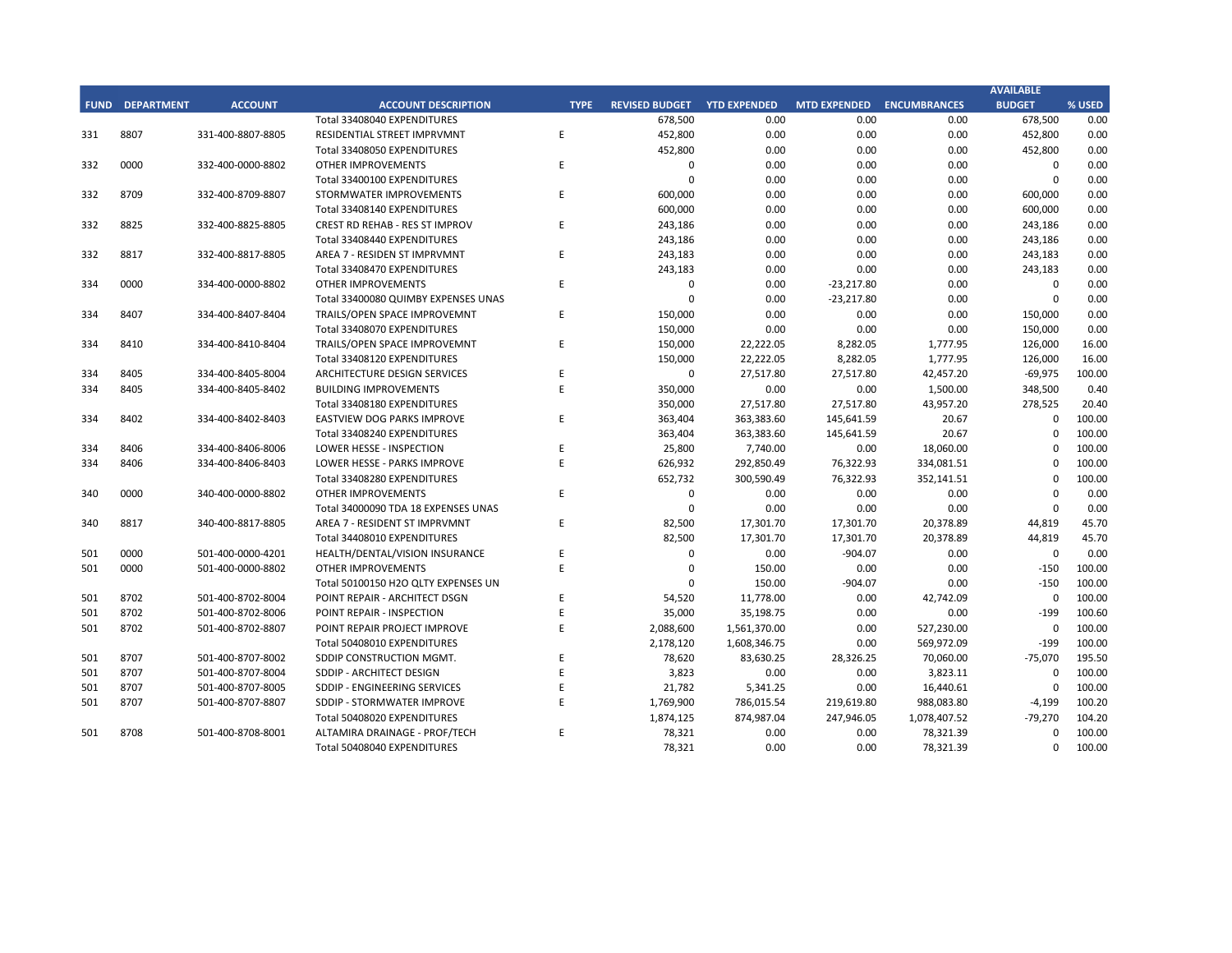| FUND | DEPARTMENT | ACCOUNT | ACCOUNT DESCRIPTION | TYPE | REVISED BUDGET | YTD EXPENDED | MTD EXPENDED | ENCUMBRANCES | AVAILABLE BUDGET | % USED |
|---|---|---|---|---|---|---|---|---|---|---|
| | | | Total 33408040 EXPENDITURES | | 678,500 | 0.00 | 0.00 | 0.00 | 678,500 | 0.00 |
| 331 | 8807 | 331-400-8807-8805 | RESIDENTIAL STREET IMPRVMNT | E | 452,800 | 0.00 | 0.00 | 0.00 | 452,800 | 0.00 |
| | | | Total 33408050 EXPENDITURES | | 452,800 | 0.00 | 0.00 | 0.00 | 452,800 | 0.00 |
| 332 | 0000 | 332-400-0000-8802 | OTHER IMPROVEMENTS | E | 0 | 0.00 | 0.00 | 0.00 | 0 | 0.00 |
| | | | Total 33400100 EXPENDITURES | | 0 | 0.00 | 0.00 | 0.00 | 0 | 0.00 |
| 332 | 8709 | 332-400-8709-8807 | STORMWATER IMPROVEMENTS | E | 600,000 | 0.00 | 0.00 | 0.00 | 600,000 | 0.00 |
| | | | Total 33408140 EXPENDITURES | | 600,000 | 0.00 | 0.00 | 0.00 | 600,000 | 0.00 |
| 332 | 8825 | 332-400-8825-8805 | CREST RD REHAB - RES ST IMPROV | E | 243,186 | 0.00 | 0.00 | 0.00 | 243,186 | 0.00 |
| | | | Total 33408440 EXPENDITURES | | 243,186 | 0.00 | 0.00 | 0.00 | 243,186 | 0.00 |
| 332 | 8817 | 332-400-8817-8805 | AREA 7 - RESIDEN ST IMPRVMNT | E | 243,183 | 0.00 | 0.00 | 0.00 | 243,183 | 0.00 |
| | | | Total 33408470 EXPENDITURES | | 243,183 | 0.00 | 0.00 | 0.00 | 243,183 | 0.00 |
| 334 | 0000 | 334-400-0000-8802 | OTHER IMPROVEMENTS | E | 0 | 0.00 | -23,217.80 | 0.00 | 0 | 0.00 |
| | | | Total 33400080 QUIMBY EXPENSES UNAS | | 0 | 0.00 | -23,217.80 | 0.00 | 0 | 0.00 |
| 334 | 8407 | 334-400-8407-8404 | TRAILS/OPEN SPACE IMPROVEMNT | E | 150,000 | 0.00 | 0.00 | 0.00 | 150,000 | 0.00 |
| | | | Total 33408070 EXPENDITURES | | 150,000 | 0.00 | 0.00 | 0.00 | 150,000 | 0.00 |
| 334 | 8410 | 334-400-8410-8404 | TRAILS/OPEN SPACE IMPROVEMNT | E | 150,000 | 22,222.05 | 8,282.05 | 1,777.95 | 126,000 | 16.00 |
| | | | Total 33408120 EXPENDITURES | | 150,000 | 22,222.05 | 8,282.05 | 1,777.95 | 126,000 | 16.00 |
| 334 | 8405 | 334-400-8405-8004 | ARCHITECTURE DESIGN SERVICES | E | 0 | 27,517.80 | 27,517.80 | 42,457.20 | -69,975 | 100.00 |
| 334 | 8405 | 334-400-8405-8402 | BUILDING IMPROVEMENTS | E | 350,000 | 0.00 | 0.00 | 1,500.00 | 348,500 | 0.40 |
| | | | Total 33408180 EXPENDITURES | | 350,000 | 27,517.80 | 27,517.80 | 43,957.20 | 278,525 | 20.40 |
| 334 | 8402 | 334-400-8402-8403 | EASTVIEW DOG PARKS IMPROVE | E | 363,404 | 363,383.60 | 145,641.59 | 20.67 | 0 | 100.00 |
| | | | Total 33408240 EXPENDITURES | | 363,404 | 363,383.60 | 145,641.59 | 20.67 | 0 | 100.00 |
| 334 | 8406 | 334-400-8406-8006 | LOWER HESSE - INSPECTION | E | 25,800 | 7,740.00 | 0.00 | 18,060.00 | 0 | 100.00 |
| 334 | 8406 | 334-400-8406-8403 | LOWER HESSE - PARKS IMPROVE | E | 626,932 | 292,850.49 | 76,322.93 | 334,081.51 | 0 | 100.00 |
| | | | Total 33408280 EXPENDITURES | | 652,732 | 300,590.49 | 76,322.93 | 352,141.51 | 0 | 100.00 |
| 340 | 0000 | 340-400-0000-8802 | OTHER IMPROVEMENTS | E | 0 | 0.00 | 0.00 | 0.00 | 0 | 0.00 |
| | | | Total 34000090 TDA 18 EXPENSES UNAS | | 0 | 0.00 | 0.00 | 0.00 | 0 | 0.00 |
| 340 | 8817 | 340-400-8817-8805 | AREA 7 - RESIDENT ST IMPRVMNT | E | 82,500 | 17,301.70 | 17,301.70 | 20,378.89 | 44,819 | 45.70 |
| | | | Total 34408010 EXPENDITURES | | 82,500 | 17,301.70 | 17,301.70 | 20,378.89 | 44,819 | 45.70 |
| 501 | 0000 | 501-400-0000-4201 | HEALTH/DENTAL/VISION INSURANCE | E | 0 | 0.00 | -904.07 | 0.00 | 0 | 0.00 |
| 501 | 0000 | 501-400-0000-8802 | OTHER IMPROVEMENTS | E | 0 | 150.00 | 0.00 | 0.00 | -150 | 100.00 |
| | | | Total 50100150 H2O QLTY EXPENSES UN | | 0 | 150.00 | -904.07 | 0.00 | -150 | 100.00 |
| 501 | 8702 | 501-400-8702-8004 | POINT REPAIR - ARCHITECT DSGN | E | 54,520 | 11,778.00 | 0.00 | 42,742.09 | 0 | 100.00 |
| 501 | 8702 | 501-400-8702-8006 | POINT REPAIR - INSPECTION | E | 35,000 | 35,198.75 | 0.00 | 0.00 | -199 | 100.60 |
| 501 | 8702 | 501-400-8702-8807 | POINT REPAIR PROJECT IMPROVE | E | 2,088,600 | 1,561,370.00 | 0.00 | 527,230.00 | 0 | 100.00 |
| | | | Total 50408010 EXPENDITURES | | 2,178,120 | 1,608,346.75 | 0.00 | 569,972.09 | -199 | 100.00 |
| 501 | 8707 | 501-400-8707-8002 | SDDIP CONSTRUCTION MGMT. | E | 78,620 | 83,630.25 | 28,326.25 | 70,060.00 | -75,070 | 195.50 |
| 501 | 8707 | 501-400-8707-8004 | SDDIP - ARCHITECT DESIGN | E | 3,823 | 0.00 | 0.00 | 3,823.11 | 0 | 100.00 |
| 501 | 8707 | 501-400-8707-8005 | SDDIP - ENGINEERING SERVICES | E | 21,782 | 5,341.25 | 0.00 | 16,440.61 | 0 | 100.00 |
| 501 | 8707 | 501-400-8707-8807 | SDDIP - STORMWATER IMPROVE | E | 1,769,900 | 786,015.54 | 219,619.80 | 988,083.80 | -4,199 | 100.20 |
| | | | Total 50408020 EXPENDITURES | | 1,874,125 | 874,987.04 | 247,946.05 | 1,078,407.52 | -79,270 | 104.20 |
| 501 | 8708 | 501-400-8708-8001 | ALTAMIRA DRAINAGE - PROF/TECH | E | 78,321 | 0.00 | 0.00 | 78,321.39 | 0 | 100.00 |
| | | | Total 50408040 EXPENDITURES | | 78,321 | 0.00 | 0.00 | 78,321.39 | 0 | 100.00 |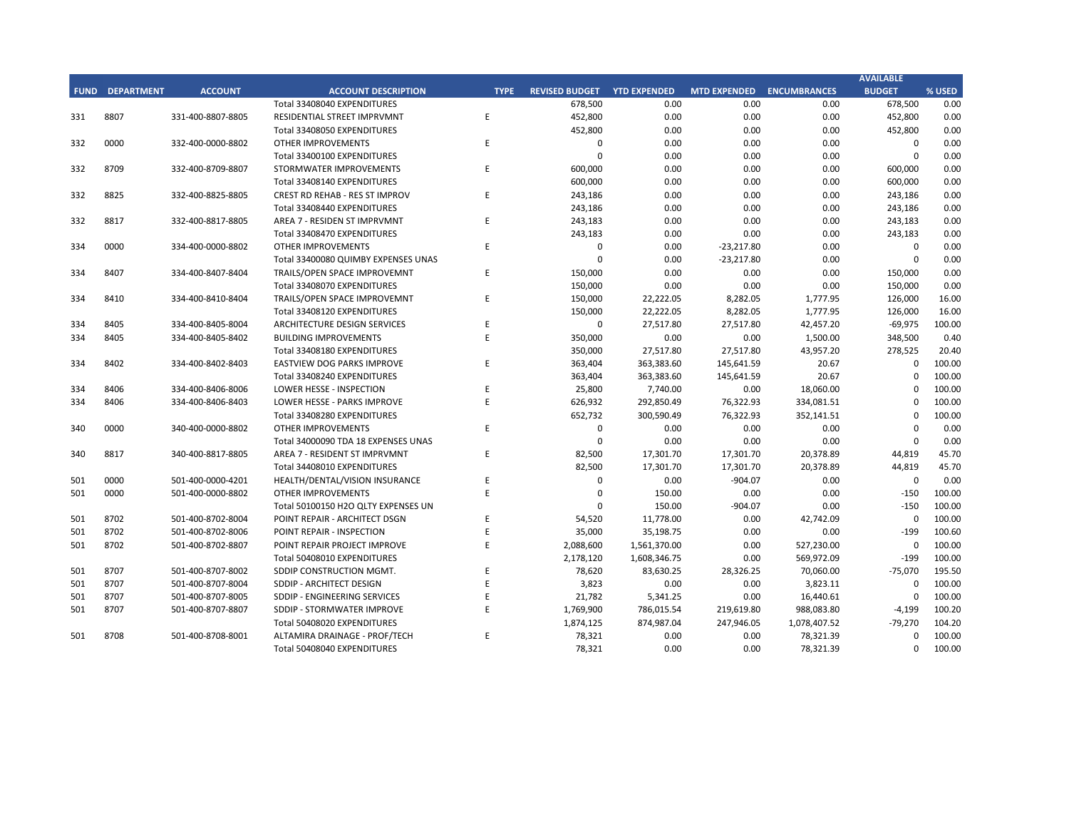| FUND | DEPARTMENT | ACCOUNT | ACCOUNT DESCRIPTION | TYPE | REVISED BUDGET | YTD EXPENDED | MTD EXPENDED | ENCUMBRANCES | AVAILABLE BUDGET | % USED |
|---|---|---|---|---|---|---|---|---|---|---|
| | | | Total 33408040 EXPENDITURES | | 678,500 | 0.00 | 0.00 | 0.00 | 678,500 | 0.00 |
| 331 | 8807 | 331-400-8807-8805 | RESIDENTIAL STREET IMPRVMNT | E | 452,800 | 0.00 | 0.00 | 0.00 | 452,800 | 0.00 |
| | | | Total 33408050 EXPENDITURES | | 452,800 | 0.00 | 0.00 | 0.00 | 452,800 | 0.00 |
| 332 | 0000 | 332-400-0000-8802 | OTHER IMPROVEMENTS | E | 0 | 0.00 | 0.00 | 0.00 | 0 | 0.00 |
| | | | Total 33400100 EXPENDITURES | | 0 | 0.00 | 0.00 | 0.00 | 0 | 0.00 |
| 332 | 8709 | 332-400-8709-8807 | STORMWATER IMPROVEMENTS | E | 600,000 | 0.00 | 0.00 | 0.00 | 600,000 | 0.00 |
| | | | Total 33408140 EXPENDITURES | | 600,000 | 0.00 | 0.00 | 0.00 | 600,000 | 0.00 |
| 332 | 8825 | 332-400-8825-8805 | CREST RD REHAB - RES ST IMPROV | E | 243,186 | 0.00 | 0.00 | 0.00 | 243,186 | 0.00 |
| | | | Total 33408440 EXPENDITURES | | 243,186 | 0.00 | 0.00 | 0.00 | 243,186 | 0.00 |
| 332 | 8817 | 332-400-8817-8805 | AREA 7 - RESIDEN ST IMPRVMNT | E | 243,183 | 0.00 | 0.00 | 0.00 | 243,183 | 0.00 |
| | | | Total 33408470 EXPENDITURES | | 243,183 | 0.00 | 0.00 | 0.00 | 243,183 | 0.00 |
| 334 | 0000 | 334-400-0000-8802 | OTHER IMPROVEMENTS | E | 0 | 0.00 | -23,217.80 | 0.00 | 0 | 0.00 |
| | | | Total 33400080 QUIMBY EXPENSES UNAS | | 0 | 0.00 | -23,217.80 | 0.00 | 0 | 0.00 |
| 334 | 8407 | 334-400-8407-8404 | TRAILS/OPEN SPACE IMPROVEMNT | E | 150,000 | 0.00 | 0.00 | 0.00 | 150,000 | 0.00 |
| | | | Total 33408070 EXPENDITURES | | 150,000 | 0.00 | 0.00 | 0.00 | 150,000 | 0.00 |
| 334 | 8410 | 334-400-8410-8404 | TRAILS/OPEN SPACE IMPROVEMNT | E | 150,000 | 22,222.05 | 8,282.05 | 1,777.95 | 126,000 | 16.00 |
| | | | Total 33408120 EXPENDITURES | | 150,000 | 22,222.05 | 8,282.05 | 1,777.95 | 126,000 | 16.00 |
| 334 | 8405 | 334-400-8405-8004 | ARCHITECTURE DESIGN SERVICES | E | 0 | 27,517.80 | 27,517.80 | 42,457.20 | -69,975 | 100.00 |
| 334 | 8405 | 334-400-8405-8402 | BUILDING IMPROVEMENTS | E | 350,000 | 0.00 | 0.00 | 1,500.00 | 348,500 | 0.40 |
| | | | Total 33408180 EXPENDITURES | | 350,000 | 27,517.80 | 27,517.80 | 43,957.20 | 278,525 | 20.40 |
| 334 | 8402 | 334-400-8402-8403 | EASTVIEW DOG PARKS IMPROVE | E | 363,404 | 363,383.60 | 145,641.59 | 20.67 | 0 | 100.00 |
| | | | Total 33408240 EXPENDITURES | | 363,404 | 363,383.60 | 145,641.59 | 20.67 | 0 | 100.00 |
| 334 | 8406 | 334-400-8406-8006 | LOWER HESSE - INSPECTION | E | 25,800 | 7,740.00 | 0.00 | 18,060.00 | 0 | 100.00 |
| 334 | 8406 | 334-400-8406-8403 | LOWER HESSE - PARKS IMPROVE | E | 626,932 | 292,850.49 | 76,322.93 | 334,081.51 | 0 | 100.00 |
| | | | Total 33408280 EXPENDITURES | | 652,732 | 300,590.49 | 76,322.93 | 352,141.51 | 0 | 100.00 |
| 340 | 0000 | 340-400-0000-8802 | OTHER IMPROVEMENTS | E | 0 | 0.00 | 0.00 | 0.00 | 0 | 0.00 |
| | | | Total 34000090 TDA 18 EXPENSES UNAS | | 0 | 0.00 | 0.00 | 0.00 | 0 | 0.00 |
| 340 | 8817 | 340-400-8817-8805 | AREA 7 - RESIDENT ST IMPRVMNT | E | 82,500 | 17,301.70 | 17,301.70 | 20,378.89 | 44,819 | 45.70 |
| | | | Total 34408010 EXPENDITURES | | 82,500 | 17,301.70 | 17,301.70 | 20,378.89 | 44,819 | 45.70 |
| 501 | 0000 | 501-400-0000-4201 | HEALTH/DENTAL/VISION INSURANCE | E | 0 | 0.00 | -904.07 | 0.00 | 0 | 0.00 |
| 501 | 0000 | 501-400-0000-8802 | OTHER IMPROVEMENTS | E | 0 | 150.00 | 0.00 | 0.00 | -150 | 100.00 |
| | | | Total 50100150 H2O QLTY EXPENSES UN | | 0 | 150.00 | -904.07 | 0.00 | -150 | 100.00 |
| 501 | 8702 | 501-400-8702-8004 | POINT REPAIR - ARCHITECT DSGN | E | 54,520 | 11,778.00 | 0.00 | 42,742.09 | 0 | 100.00 |
| 501 | 8702 | 501-400-8702-8006 | POINT REPAIR - INSPECTION | E | 35,000 | 35,198.75 | 0.00 | 0.00 | -199 | 100.60 |
| 501 | 8702 | 501-400-8702-8807 | POINT REPAIR PROJECT IMPROVE | E | 2,088,600 | 1,561,370.00 | 0.00 | 527,230.00 | 0 | 100.00 |
| | | | Total 50408010 EXPENDITURES | | 2,178,120 | 1,608,346.75 | 0.00 | 569,972.09 | -199 | 100.00 |
| 501 | 8707 | 501-400-8707-8002 | SDDIP CONSTRUCTION MGMT. | E | 78,620 | 83,630.25 | 28,326.25 | 70,060.00 | -75,070 | 195.50 |
| 501 | 8707 | 501-400-8707-8004 | SDDIP - ARCHITECT DESIGN | E | 3,823 | 0.00 | 0.00 | 3,823.11 | 0 | 100.00 |
| 501 | 8707 | 501-400-8707-8005 | SDDIP - ENGINEERING SERVICES | E | 21,782 | 5,341.25 | 0.00 | 16,440.61 | 0 | 100.00 |
| 501 | 8707 | 501-400-8707-8807 | SDDIP - STORMWATER IMPROVE | E | 1,769,900 | 786,015.54 | 219,619.80 | 988,083.80 | -4,199 | 100.20 |
| | | | Total 50408020 EXPENDITURES | | 1,874,125 | 874,987.04 | 247,946.05 | 1,078,407.52 | -79,270 | 104.20 |
| 501 | 8708 | 501-400-8708-8001 | ALTAMIRA DRAINAGE - PROF/TECH | E | 78,321 | 0.00 | 0.00 | 78,321.39 | 0 | 100.00 |
| | | | Total 50408040 EXPENDITURES | | 78,321 | 0.00 | 0.00 | 78,321.39 | 0 | 100.00 |